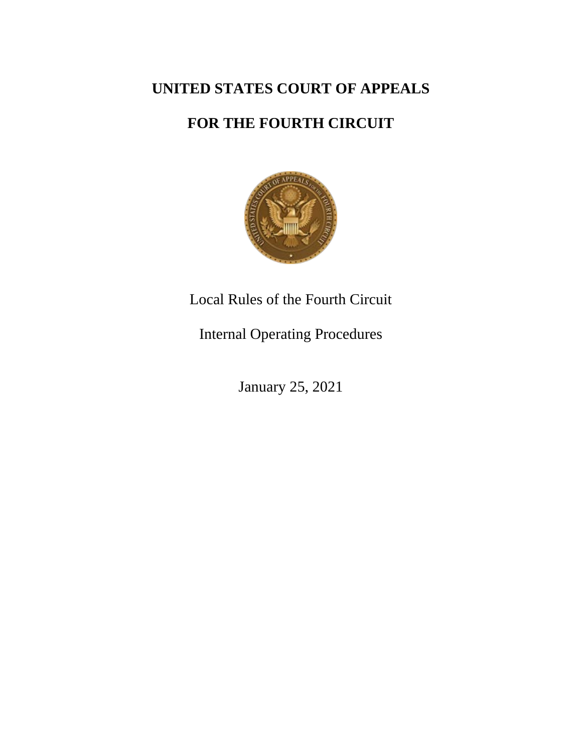# UNITED STATES COURT OF APPEALS

# FOR THE FOURTH CIRCUIT

Local Rules of the Fourth Circuit

Internal Operating Procedures

January 25, 2021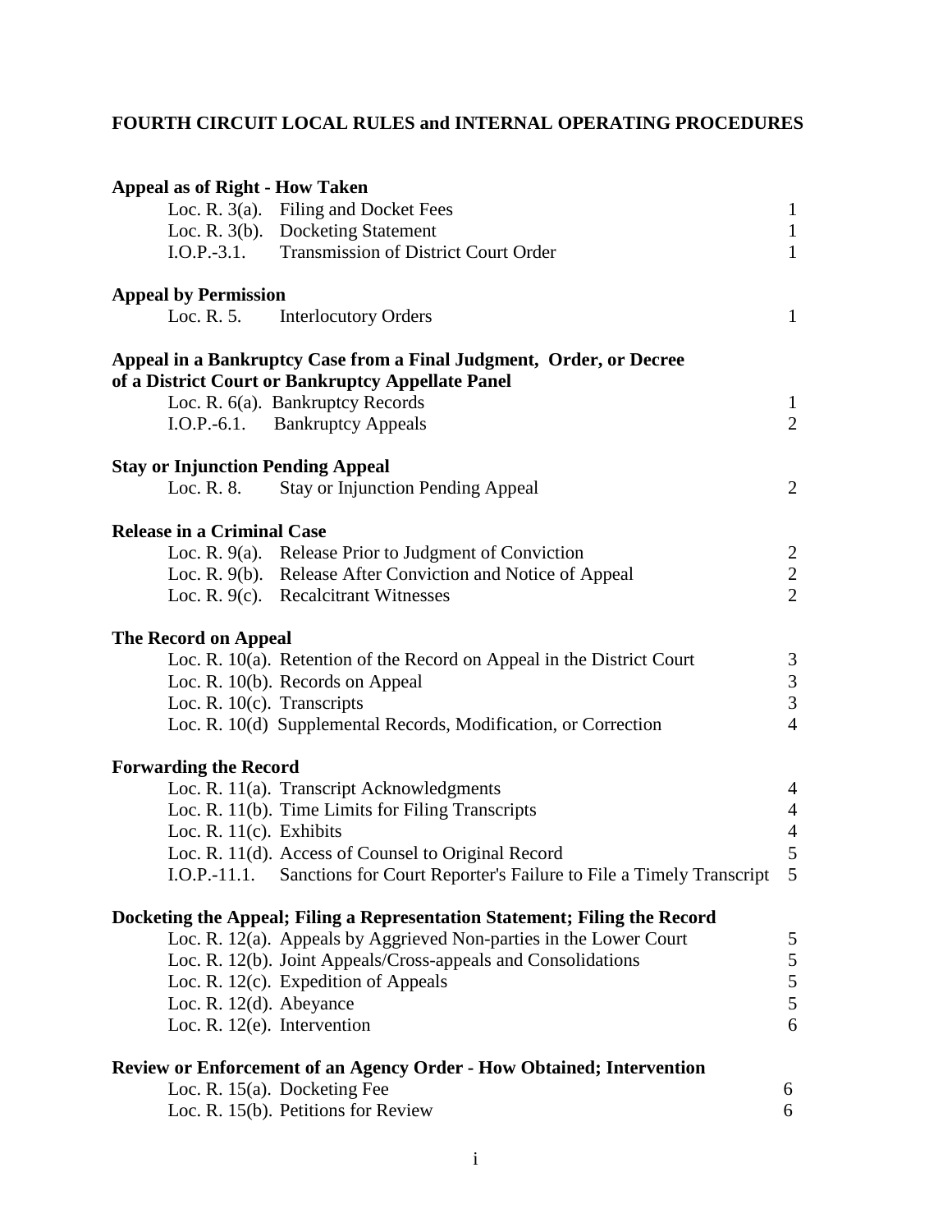# FOURTH CIRCUIT LOCAL RULES and INTERNAL OPERATING PROCEDURES

**Appeal as of Right - How Taken**

| | | |
|---|---|---|
| Loc. R. 3(a). | Filing and Docket Fees | 1 |
| Loc. R. 3(b). | Docketing Statement | 1 |
| I.O.P.-3.1. | Transmission of District Court Order | 1 |

**Appeal by Permission**

| | | |
|---|---|---|
| Loc. R. 5. | Interlocutory Orders | 1 |

**Appeal in a Bankruptcy Case from a Final Judgment, Order, or Decree of a District Court or Bankruptcy Appellate Panel**

| | | |
|---|---|---|
| Loc. R. 6(a). | Bankruptcy Records | 1 |
| I.O.P.-6.1. | Bankruptcy Appeals | 2 |

**Stay or Injunction Pending Appeal**

| | | |
|---|---|---|
| Loc. R. 8. | Stay or Injunction Pending Appeal | 2 |

**Release in a Criminal Case**

| | | |
|---|---|---|
| Loc. R. 9(a). | Release Prior to Judgment of Conviction | 2 |
| Loc. R. 9(b). | Release After Conviction and Notice of Appeal | 2 |
| Loc. R. 9(c). | Recalcitrant Witnesses | 2 |

**The Record on Appeal**

| | | |
|---|---|---|
| Loc. R. 10(a). | Retention of the Record on Appeal in the District Court | 3 |
| Loc. R. 10(b). | Records on Appeal | 3 |
| Loc. R. 10(c). | Transcripts | 3 |
| Loc. R. 10(d) | Supplemental Records, Modification, or Correction | 4 |

**Forwarding the Record**

| | | |
|---|---|---|
| Loc. R. 11(a). | Transcript Acknowledgments | 4 |
| Loc. R. 11(b). | Time Limits for Filing Transcripts | 4 |
| Loc. R. 11(c). | Exhibits | 4 |
| Loc. R. 11(d). | Access of Counsel to Original Record | 5 |
| I.O.P.-11.1. | Sanctions for Court Reporter's Failure to File a Timely Transcript | 5 |

**Docketing the Appeal; Filing a Representation Statement; Filing the Record**

| | | |
|---|---|---|
| Loc. R. 12(a). | Appeals by Aggrieved Non-parties in the Lower Court | 5 |
| Loc. R. 12(b). | Joint Appeals/Cross-appeals and Consolidations | 5 |
| Loc. R. 12(c). | Expedition of Appeals | 5 |
| Loc. R. 12(d). | Abeyance | 5 |
| Loc. R. 12(e). | Intervention | 6 |

**Review or Enforcement of an Agency Order - How Obtained; Intervention**

| | | |
|---|---|---|
| Loc. R. 15(a). | Docketing Fee | 6 |
| Loc. R. 15(b). | Petitions for Review | 6 |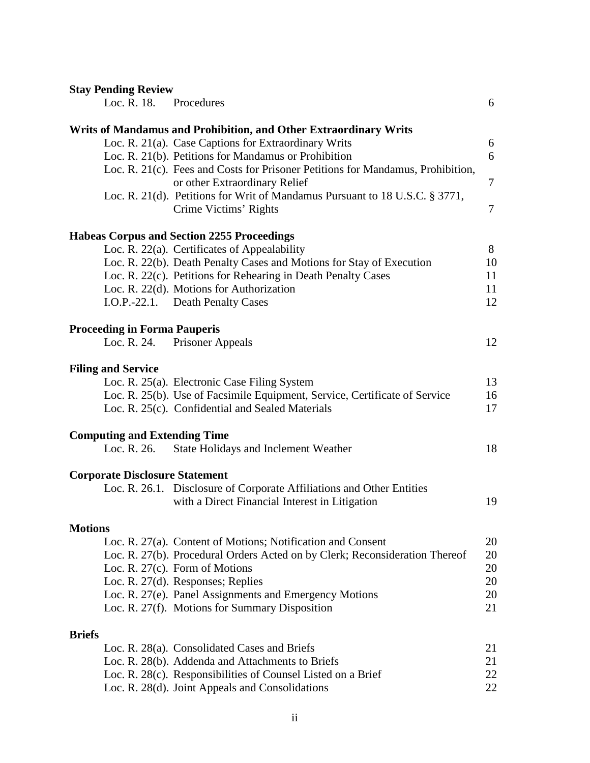**Stay Pending Review**

| | | |
|---|---|---|
| Loc. R. 18. | Procedures | 6 |

**Writs of Mandamus and Prohibition, and Other Extraordinary Writs**

| | | |
|---|---|---|
| Loc. R. 21(a). | Case Captions for Extraordinary Writs | 6 |
| Loc. R. 21(b). | Petitions for Mandamus or Prohibition | 6 |
| Loc. R. 21(c). | Fees and Costs for Prisoner Petitions for Mandamus, Prohibition, or other Extraordinary Relief | 7 |
| Loc. R. 21(d). | Petitions for Writ of Mandamus Pursuant to 18 U.S.C. § 3771, Crime Victims' Rights | 7 |

**Habeas Corpus and Section 2255 Proceedings**

| | | |
|---|---|---|
| Loc. R. 22(a). | Certificates of Appealability | 8 |
| Loc. R. 22(b). | Death Penalty Cases and Motions for Stay of Execution | 10 |
| Loc. R. 22(c). | Petitions for Rehearing in Death Penalty Cases | 11 |
| Loc. R. 22(d). | Motions for Authorization | 11 |
| I.O.P.-22.1. | Death Penalty Cases | 12 |

**Proceeding in Forma Pauperis**

| | | |
|---|---|---|
| Loc. R. 24. | Prisoner Appeals | 12 |

**Filing and Service**

| | | |
|---|---|---|
| Loc. R. 25(a). | Electronic Case Filing System | 13 |
| Loc. R. 25(b). | Use of Facsimile Equipment, Service, Certificate of Service | 16 |
| Loc. R. 25(c). | Confidential and Sealed Materials | 17 |

**Computing and Extending Time**

| | | |
|---|---|---|
| Loc. R. 26. | State Holidays and Inclement Weather | 18 |

**Corporate Disclosure Statement**

| | | |
|---|---|---|
| Loc. R. 26.1. | Disclosure of Corporate Affiliations and Other Entities with a Direct Financial Interest in Litigation | 19 |

**Motions**

| | | |
|---|---|---|
| Loc. R. 27(a). | Content of Motions; Notification and Consent | 20 |
| Loc. R. 27(b). | Procedural Orders Acted on by Clerk; Reconsideration Thereof | 20 |
| Loc. R. 27(c). | Form of Motions | 20 |
| Loc. R. 27(d). | Responses; Replies | 20 |
| Loc. R. 27(e). | Panel Assignments and Emergency Motions | 20 |
| Loc. R. 27(f). | Motions for Summary Disposition | 21 |

**Briefs**

| | | |
|---|---|---|
| Loc. R. 28(a). | Consolidated Cases and Briefs | 21 |
| Loc. R. 28(b). | Addenda and Attachments to Briefs | 21 |
| Loc. R. 28(c). | Responsibilities of Counsel Listed on a Brief | 22 |
| Loc. R. 28(d). | Joint Appeals and Consolidations | 22 |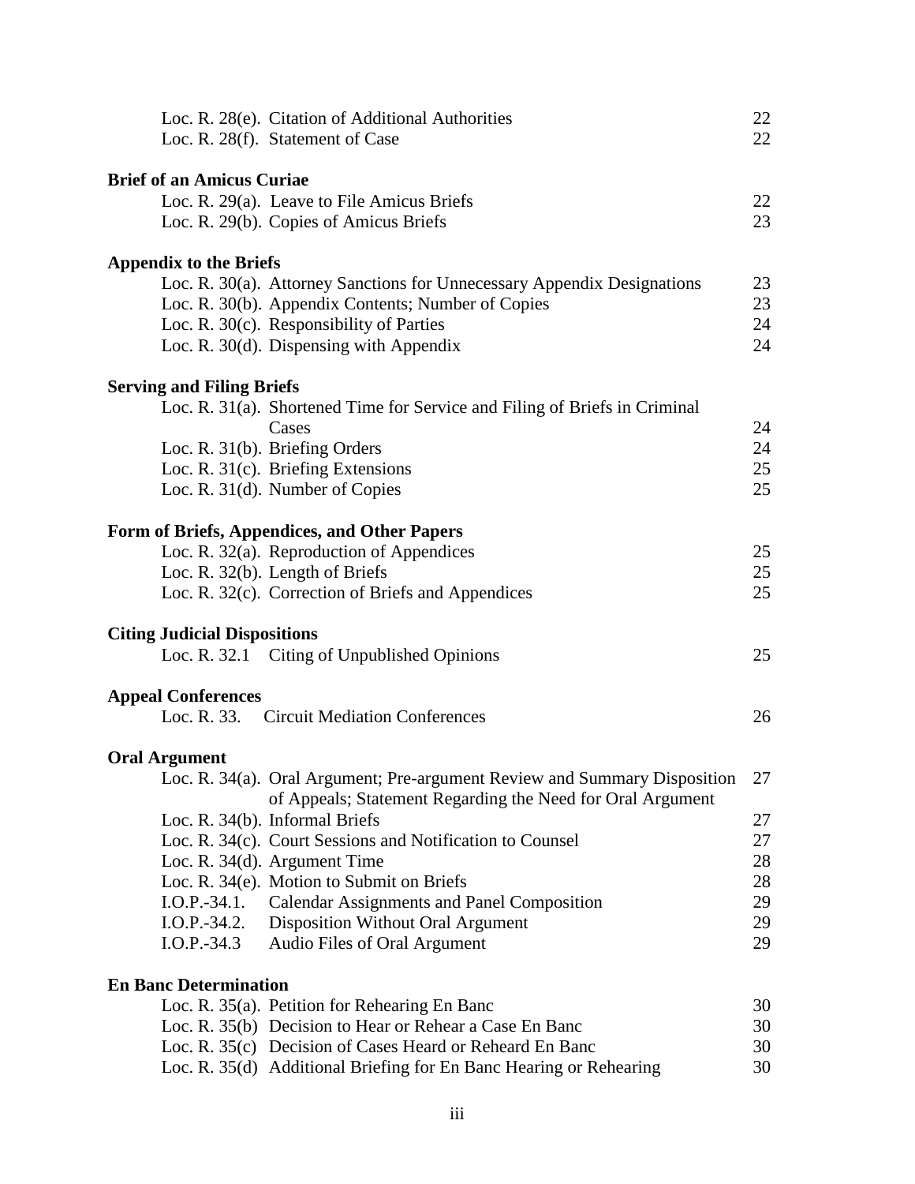| | |
|---|---|
| Loc. R. 28(e). Citation of Additional Authorities | 22 |
| Loc. R. 28(f). Statement of Case | 22 |

**Brief of an Amicus Curiae**

| | |
|---|---|
| Loc. R. 29(a). Leave to File Amicus Briefs | 22 |
| Loc. R. 29(b). Copies of Amicus Briefs | 23 |

**Appendix to the Briefs**

| | |
|---|---|
| Loc. R. 30(a). Attorney Sanctions for Unnecessary Appendix Designations | 23 |
| Loc. R. 30(b). Appendix Contents; Number of Copies | 23 |
| Loc. R. 30(c). Responsibility of Parties | 24 |
| Loc. R. 30(d). Dispensing with Appendix | 24 |

**Serving and Filing Briefs**

| | |
|---|---|
| Loc. R. 31(a). Shortened Time for Service and Filing of Briefs in Criminal Cases | 24 |
| Loc. R. 31(b). Briefing Orders | 24 |
| Loc. R. 31(c). Briefing Extensions | 25 |
| Loc. R. 31(d). Number of Copies | 25 |

**Form of Briefs, Appendices, and Other Papers**

| | |
|---|---|
| Loc. R. 32(a). Reproduction of Appendices | 25 |
| Loc. R. 32(b). Length of Briefs | 25 |
| Loc. R. 32(c). Correction of Briefs and Appendices | 25 |

**Citing Judicial Dispositions**

| | |
|---|---|
| Loc. R. 32.1 Citing of Unpublished Opinions | 25 |

**Appeal Conferences**

| | |
|---|---|
| Loc. R. 33. Circuit Mediation Conferences | 26 |

**Oral Argument**

| | |
|---|---|
| Loc. R. 34(a). Oral Argument; Pre-argument Review and Summary Disposition of Appeals; Statement Regarding the Need for Oral Argument | 27 |
| Loc. R. 34(b). Informal Briefs | 27 |
| Loc. R. 34(c). Court Sessions and Notification to Counsel | 27 |
| Loc. R. 34(d). Argument Time | 28 |
| Loc. R. 34(e). Motion to Submit on Briefs | 28 |
| I.O.P.-34.1. Calendar Assignments and Panel Composition | 29 |
| I.O.P.-34.2. Disposition Without Oral Argument | 29 |
| I.O.P.-34.3 Audio Files of Oral Argument | 29 |

**En Banc Determination**

| | |
|---|---|
| Loc. R. 35(a). Petition for Rehearing En Banc | 30 |
| Loc. R. 35(b) Decision to Hear or Rehear a Case En Banc | 30 |
| Loc. R. 35(c) Decision of Cases Heard or Reheard En Banc | 30 |
| Loc. R. 35(d) Additional Briefing for En Banc Hearing or Rehearing | 30 |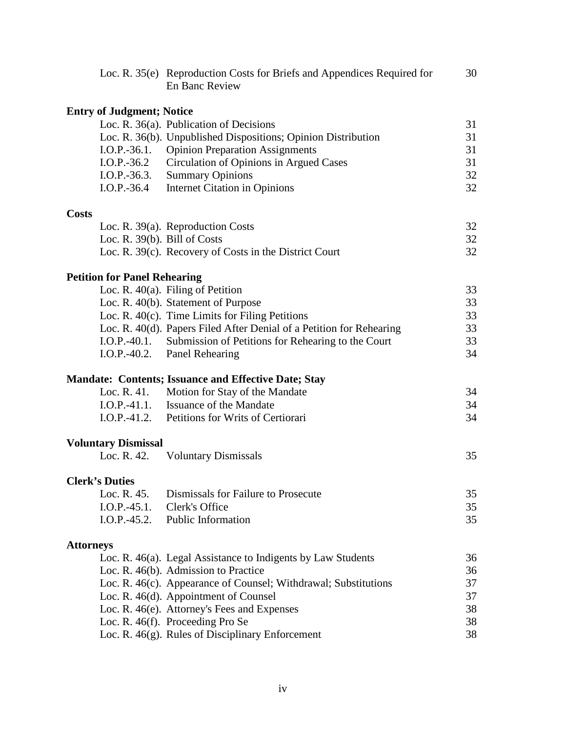| | | |
|---|---|---|
| Loc. R. 35(e) | Reproduction Costs for Briefs and Appendices Required for En Banc Review | 30 |

**Entry of Judgment; Notice**

| | | |
|---|---|---|
| Loc. R. 36(a). | Publication of Decisions | 31 |
| Loc. R. 36(b). | Unpublished Dispositions; Opinion Distribution | 31 |
| I.O.P.-36.1. | Opinion Preparation Assignments | 31 |
| I.O.P.-36.2 | Circulation of Opinions in Argued Cases | 31 |
| I.O.P.-36.3. | Summary Opinions | 32 |
| I.O.P.-36.4 | Internet Citation in Opinions | 32 |

**Costs**

| | | |
|---|---|---|
| Loc. R. 39(a). | Reproduction Costs | 32 |
| Loc. R. 39(b). | Bill of Costs | 32 |
| Loc. R. 39(c). | Recovery of Costs in the District Court | 32 |

**Petition for Panel Rehearing**

| | | |
|---|---|---|
| Loc. R. 40(a). | Filing of Petition | 33 |
| Loc. R. 40(b). | Statement of Purpose | 33 |
| Loc. R. 40(c). | Time Limits for Filing Petitions | 33 |
| Loc. R. 40(d). | Papers Filed After Denial of a Petition for Rehearing | 33 |
| I.O.P.-40.1. | Submission of Petitions for Rehearing to the Court | 33 |
| I.O.P.-40.2. | Panel Rehearing | 34 |

**Mandate: Contents; Issuance and Effective Date; Stay**

| | | |
|---|---|---|
| Loc. R. 41. | Motion for Stay of the Mandate | 34 |
| I.O.P.-41.1. | Issuance of the Mandate | 34 |
| I.O.P.-41.2. | Petitions for Writs of Certiorari | 34 |

**Voluntary Dismissal**

| | | |
|---|---|---|
| Loc. R. 42. | Voluntary Dismissals | 35 |

**Clerk's Duties**

| | | |
|---|---|---|
| Loc. R. 45. | Dismissals for Failure to Prosecute | 35 |
| I.O.P.-45.1. | Clerk's Office | 35 |
| I.O.P.-45.2. | Public Information | 35 |

**Attorneys**

| | | |
|---|---|---|
| Loc. R. 46(a). | Legal Assistance to Indigents by Law Students | 36 |
| Loc. R. 46(b). | Admission to Practice | 36 |
| Loc. R. 46(c). | Appearance of Counsel; Withdrawal; Substitutions | 37 |
| Loc. R. 46(d). | Appointment of Counsel | 37 |
| Loc. R. 46(e). | Attorney's Fees and Expenses | 38 |
| Loc. R. 46(f). | Proceeding Pro Se | 38 |
| Loc. R. 46(g). | Rules of Disciplinary Enforcement | 38 |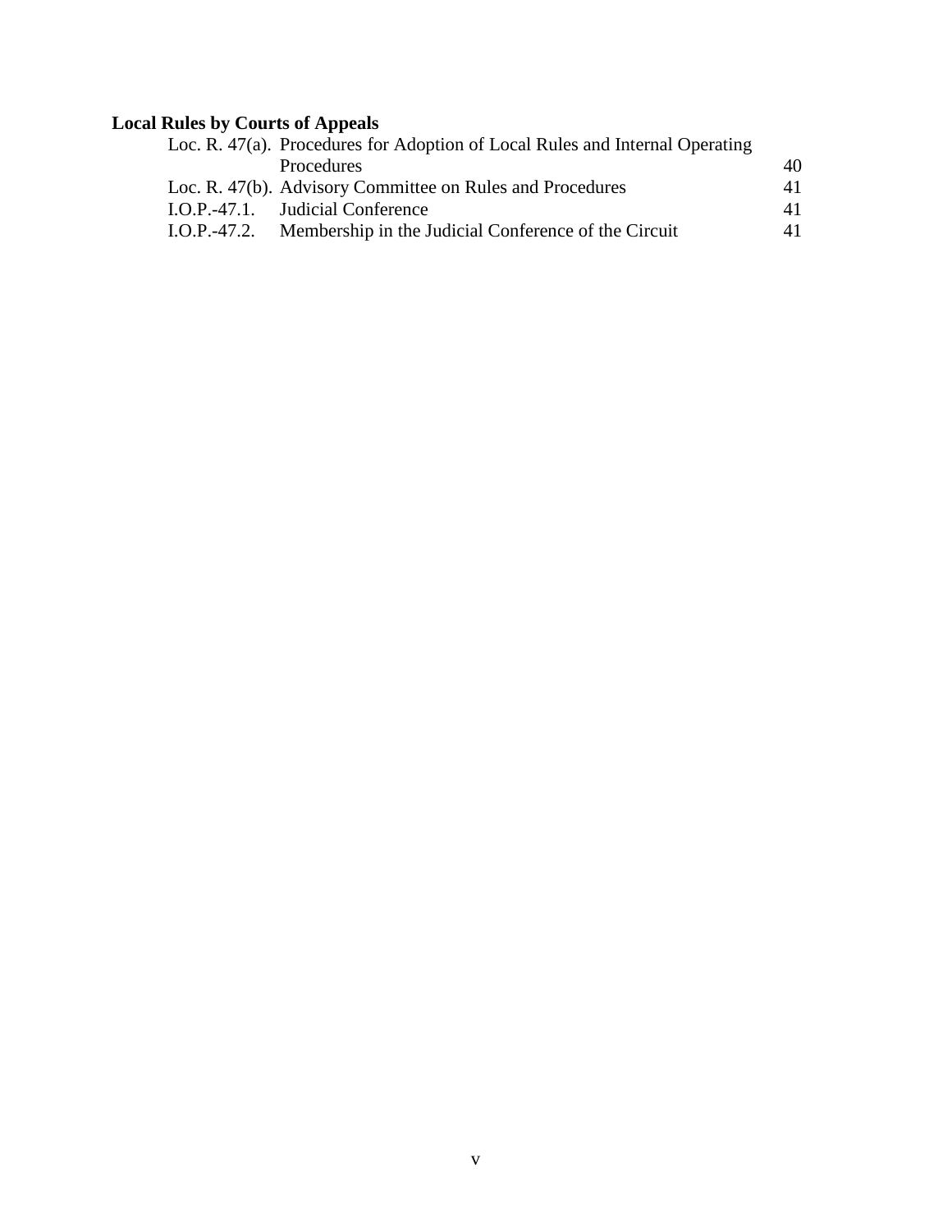**Local Rules by Courts of Appeals**

| | | |
|---|---|---|
| Loc. R. 47(a). | Procedures for Adoption of Local Rules and Internal Operating Procedures | 40 |
| Loc. R. 47(b). | Advisory Committee on Rules and Procedures | 41 |
| I.O.P.-47.1. | Judicial Conference | 41 |
| I.O.P.-47.2. | Membership in the Judicial Conference of the Circuit | 41 |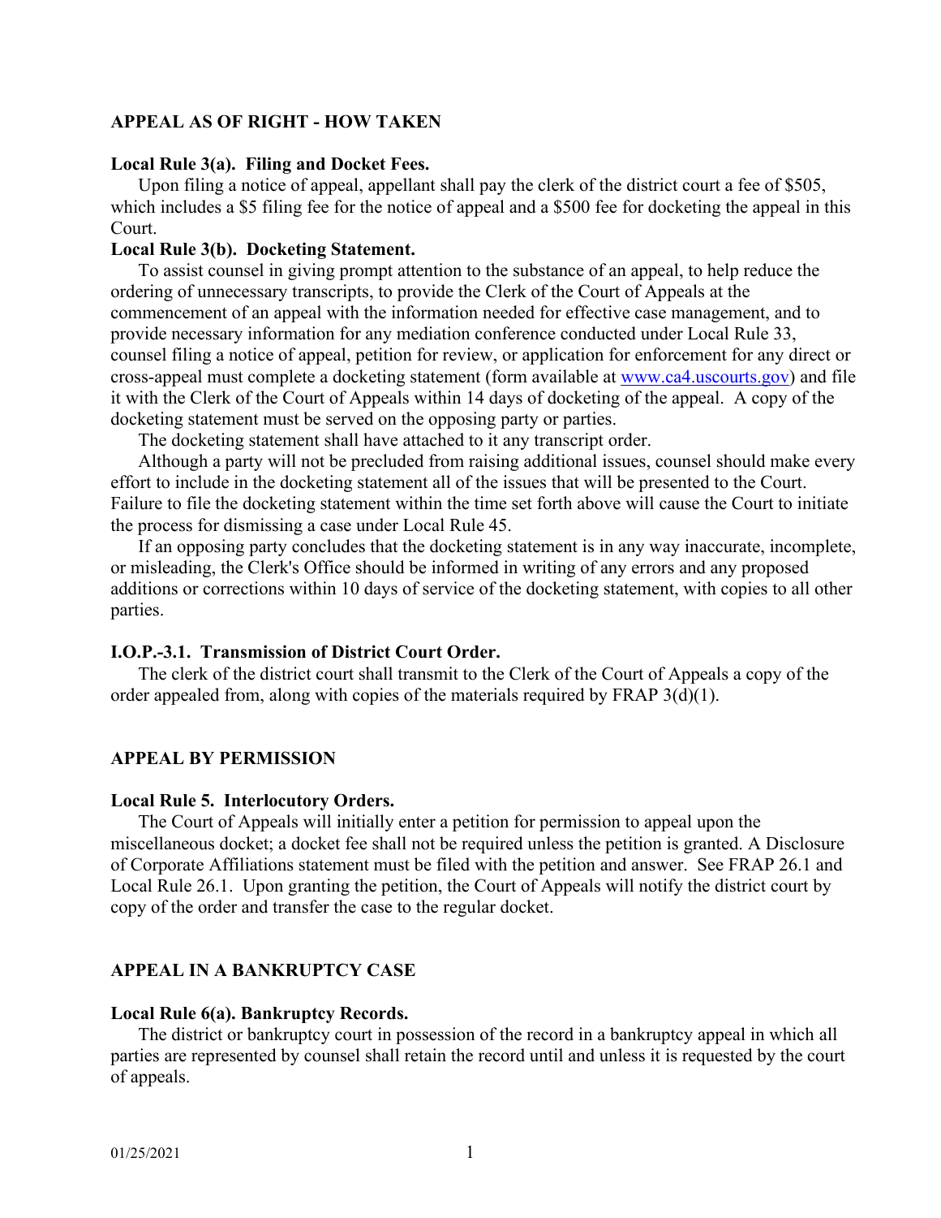## APPEAL AS OF RIGHT - HOW TAKEN

### Local Rule 3(a). Filing and Docket Fees.

Upon filing a notice of appeal, appellant shall pay the clerk of the district court a fee of $505, which includes a $5 filing fee for the notice of appeal and a $500 fee for docketing the appeal in this Court.

### Local Rule 3(b). Docketing Statement.

To assist counsel in giving prompt attention to the substance of an appeal, to help reduce the ordering of unnecessary transcripts, to provide the Clerk of the Court of Appeals at the commencement of an appeal with the information needed for effective case management, and to provide necessary information for any mediation conference conducted under Local Rule 33, counsel filing a notice of appeal, petition for review, or application for enforcement for any direct or cross-appeal must complete a docketing statement (form available at [www.ca4.uscourts.gov](http://www.ca4.uscourts.gov)) and file it with the Clerk of the Court of Appeals within 14 days of docketing of the appeal. A copy of the docketing statement must be served on the opposing party or parties.

The docketing statement shall have attached to it any transcript order.

Although a party will not be precluded from raising additional issues, counsel should make every effort to include in the docketing statement all of the issues that will be presented to the Court. Failure to file the docketing statement within the time set forth above will cause the Court to initiate the process for dismissing a case under Local Rule 45.

If an opposing party concludes that the docketing statement is in any way inaccurate, incomplete, or misleading, the Clerk's Office should be informed in writing of any errors and any proposed additions or corrections within 10 days of service of the docketing statement, with copies to all other parties.

### I.O.P.-3.1. Transmission of District Court Order.

The clerk of the district court shall transmit to the Clerk of the Court of Appeals a copy of the order appealed from, along with copies of the materials required by FRAP 3(d)(1).

## APPEAL BY PERMISSION

### Local Rule 5. Interlocutory Orders.

The Court of Appeals will initially enter a petition for permission to appeal upon the miscellaneous docket; a docket fee shall not be required unless the petition is granted. A Disclosure of Corporate Affiliations statement must be filed with the petition and answer. See FRAP 26.1 and Local Rule 26.1. Upon granting the petition, the Court of Appeals will notify the district court by copy of the order and transfer the case to the regular docket.

## APPEAL IN A BANKRUPTCY CASE

### Local Rule 6(a). Bankruptcy Records.

The district or bankruptcy court in possession of the record in a bankruptcy appeal in which all parties are represented by counsel shall retain the record until and unless it is requested by the court of appeals.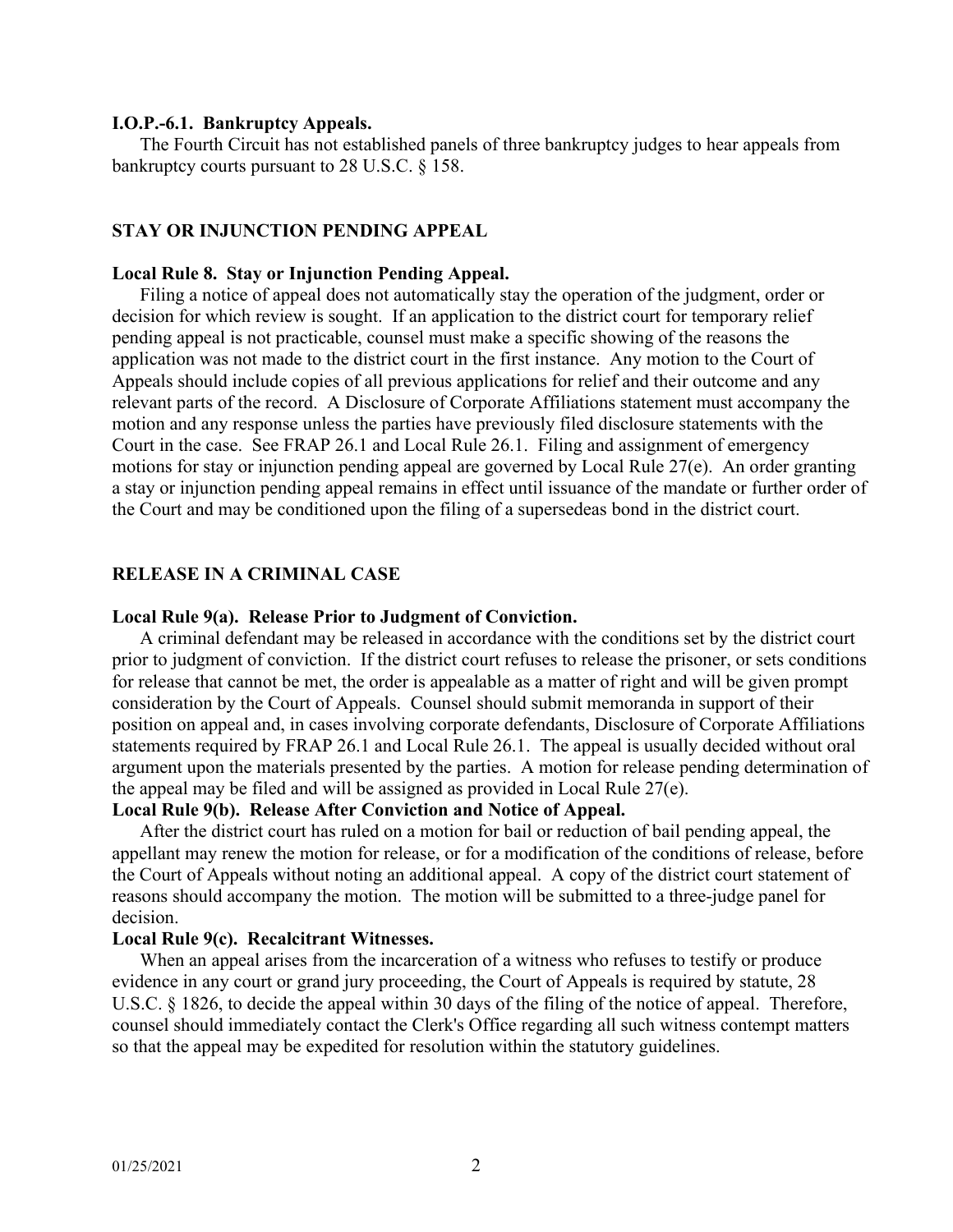**I.O.P.-6.1. Bankruptcy Appeals.**

The Fourth Circuit has not established panels of three bankruptcy judges to hear appeals from bankruptcy courts pursuant to 28 U.S.C. § 158.

## STAY OR INJUNCTION PENDING APPEAL

**Local Rule 8. Stay or Injunction Pending Appeal.**

Filing a notice of appeal does not automatically stay the operation of the judgment, order or decision for which review is sought. If an application to the district court for temporary relief pending appeal is not practicable, counsel must make a specific showing of the reasons the application was not made to the district court in the first instance. Any motion to the Court of Appeals should include copies of all previous applications for relief and their outcome and any relevant parts of the record. A Disclosure of Corporate Affiliations statement must accompany the motion and any response unless the parties have previously filed disclosure statements with the Court in the case. See FRAP 26.1 and Local Rule 26.1. Filing and assignment of emergency motions for stay or injunction pending appeal are governed by Local Rule 27(e). An order granting a stay or injunction pending appeal remains in effect until issuance of the mandate or further order of the Court and may be conditioned upon the filing of a supersedeas bond in the district court.

## RELEASE IN A CRIMINAL CASE

**Local Rule 9(a). Release Prior to Judgment of Conviction.**

A criminal defendant may be released in accordance with the conditions set by the district court prior to judgment of conviction. If the district court refuses to release the prisoner, or sets conditions for release that cannot be met, the order is appealable as a matter of right and will be given prompt consideration by the Court of Appeals. Counsel should submit memoranda in support of their position on appeal and, in cases involving corporate defendants, Disclosure of Corporate Affiliations statements required by FRAP 26.1 and Local Rule 26.1. The appeal is usually decided without oral argument upon the materials presented by the parties. A motion for release pending determination of the appeal may be filed and will be assigned as provided in Local Rule 27(e).

**Local Rule 9(b). Release After Conviction and Notice of Appeal.**

After the district court has ruled on a motion for bail or reduction of bail pending appeal, the appellant may renew the motion for release, or for a modification of the conditions of release, before the Court of Appeals without noting an additional appeal. A copy of the district court statement of reasons should accompany the motion. The motion will be submitted to a three-judge panel for decision.

**Local Rule 9(c). Recalcitrant Witnesses.**

When an appeal arises from the incarceration of a witness who refuses to testify or produce evidence in any court or grand jury proceeding, the Court of Appeals is required by statute, 28 U.S.C. § 1826, to decide the appeal within 30 days of the filing of the notice of appeal. Therefore, counsel should immediately contact the Clerk's Office regarding all such witness contempt matters so that the appeal may be expedited for resolution within the statutory guidelines.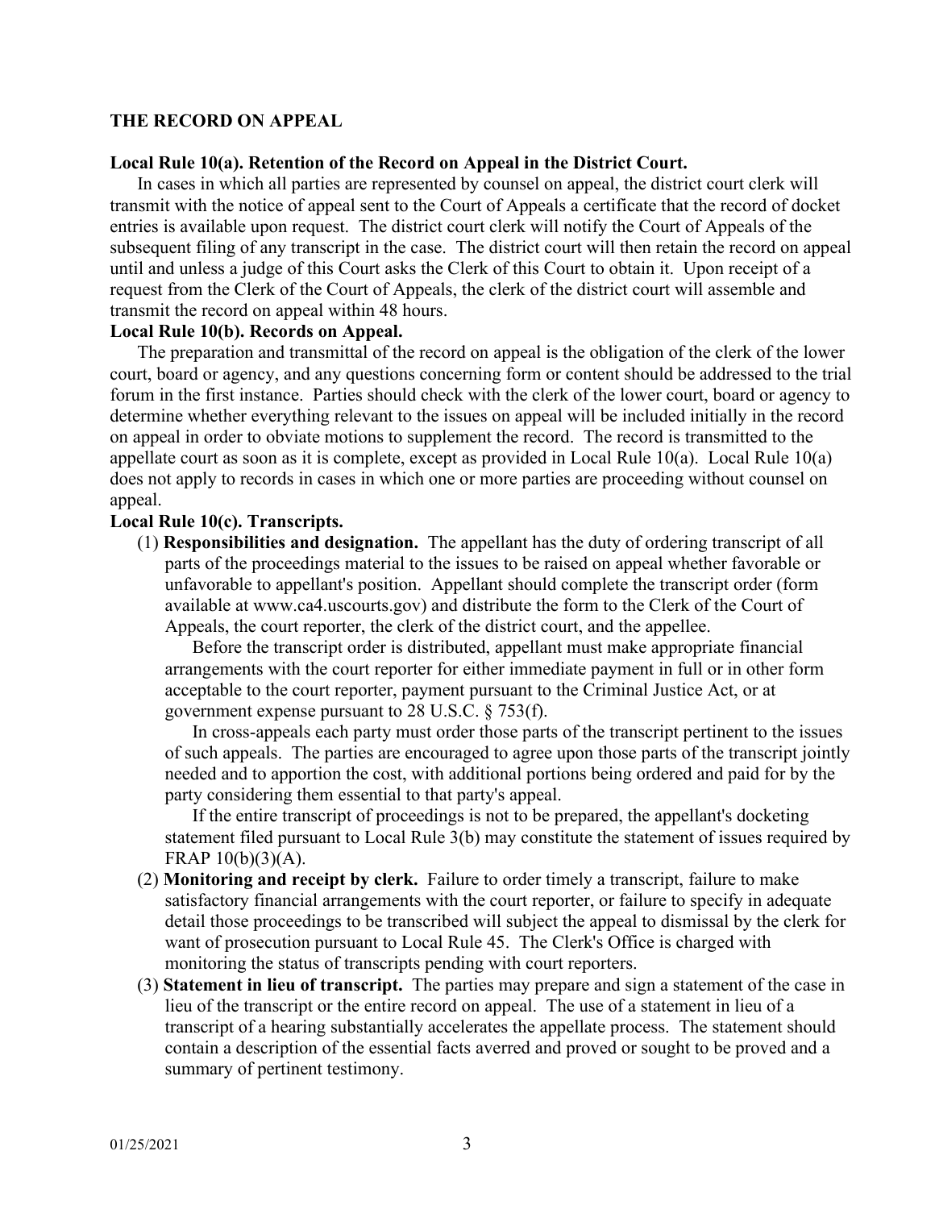## THE RECORD ON APPEAL

**Local Rule 10(a). Retention of the Record on Appeal in the District Court.**

In cases in which all parties are represented by counsel on appeal, the district court clerk will transmit with the notice of appeal sent to the Court of Appeals a certificate that the record of docket entries is available upon request. The district court clerk will notify the Court of Appeals of the subsequent filing of any transcript in the case. The district court will then retain the record on appeal until and unless a judge of this Court asks the Clerk of this Court to obtain it. Upon receipt of a request from the Clerk of the Court of Appeals, the clerk of the district court will assemble and transmit the record on appeal within 48 hours.

**Local Rule 10(b). Records on Appeal.**

The preparation and transmittal of the record on appeal is the obligation of the clerk of the lower court, board or agency, and any questions concerning form or content should be addressed to the trial forum in the first instance. Parties should check with the clerk of the lower court, board or agency to determine whether everything relevant to the issues on appeal will be included initially in the record on appeal in order to obviate motions to supplement the record. The record is transmitted to the appellate court as soon as it is complete, except as provided in Local Rule 10(a). Local Rule 10(a) does not apply to records in cases in which one or more parties are proceeding without counsel on appeal.

**Local Rule 10(c). Transcripts.**

(1) **Responsibilities and designation.** The appellant has the duty of ordering transcript of all parts of the proceedings material to the issues to be raised on appeal whether favorable or unfavorable to appellant's position. Appellant should complete the transcript order (form available at www.ca4.uscourts.gov) and distribute the form to the Clerk of the Court of Appeals, the court reporter, the clerk of the district court, and the appellee.

Before the transcript order is distributed, appellant must make appropriate financial arrangements with the court reporter for either immediate payment in full or in other form acceptable to the court reporter, payment pursuant to the Criminal Justice Act, or at government expense pursuant to 28 U.S.C. § 753(f).

In cross-appeals each party must order those parts of the transcript pertinent to the issues of such appeals. The parties are encouraged to agree upon those parts of the transcript jointly needed and to apportion the cost, with additional portions being ordered and paid for by the party considering them essential to that party's appeal.

If the entire transcript of proceedings is not to be prepared, the appellant's docketing statement filed pursuant to Local Rule 3(b) may constitute the statement of issues required by FRAP 10(b)(3)(A).

(2) **Monitoring and receipt by clerk.** Failure to order timely a transcript, failure to make satisfactory financial arrangements with the court reporter, or failure to specify in adequate detail those proceedings to be transcribed will subject the appeal to dismissal by the clerk for want of prosecution pursuant to Local Rule 45. The Clerk's Office is charged with monitoring the status of transcripts pending with court reporters.

(3) **Statement in lieu of transcript.** The parties may prepare and sign a statement of the case in lieu of the transcript or the entire record on appeal. The use of a statement in lieu of a transcript of a hearing substantially accelerates the appellate process. The statement should contain a description of the essential facts averred and proved or sought to be proved and a summary of pertinent testimony.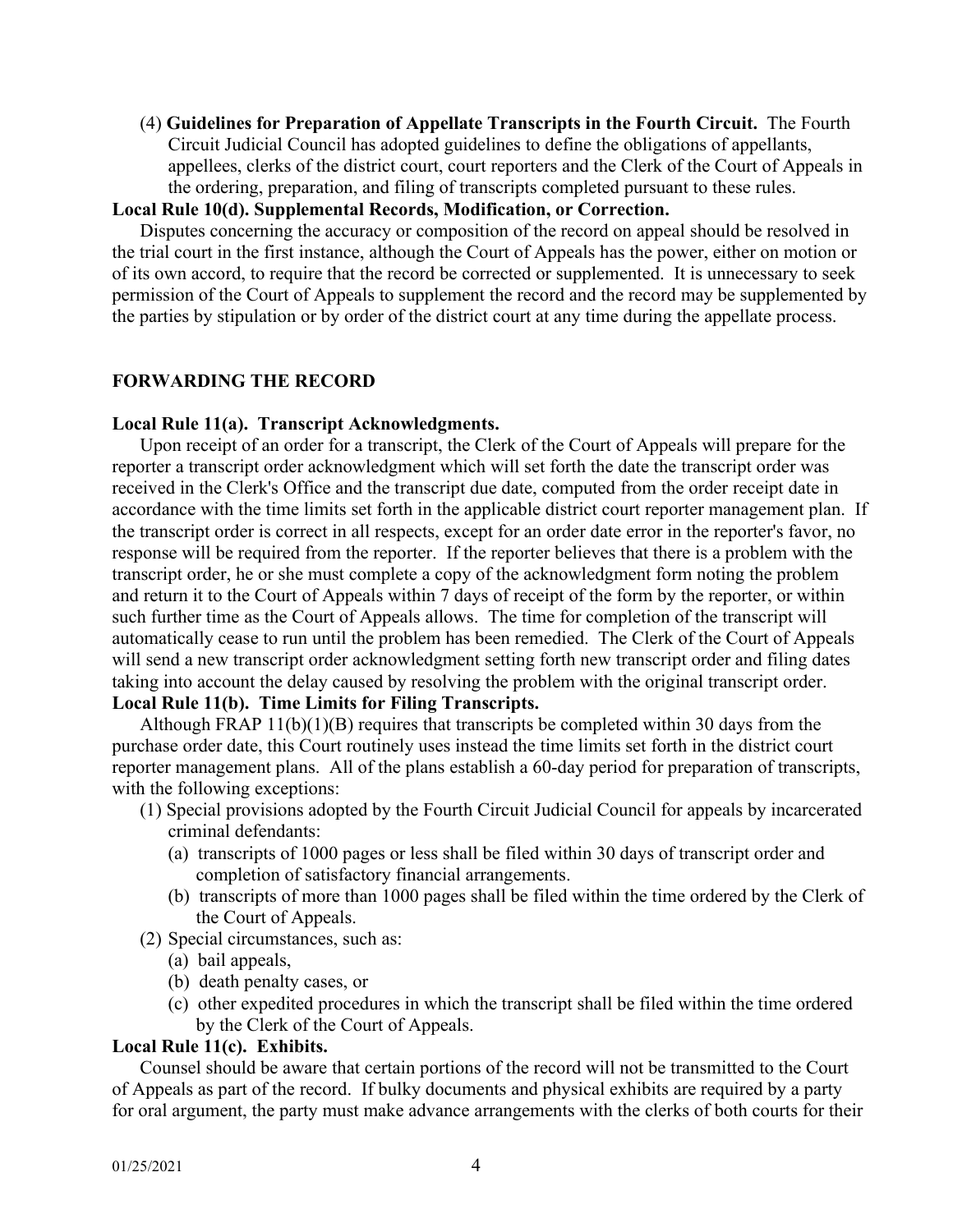(4) **Guidelines for Preparation of Appellate Transcripts in the Fourth Circuit.** The Fourth Circuit Judicial Council has adopted guidelines to define the obligations of appellants, appellees, clerks of the district court, court reporters and the Clerk of the Court of Appeals in the ordering, preparation, and filing of transcripts completed pursuant to these rules.

**Local Rule 10(d). Supplemental Records, Modification, or Correction.**

Disputes concerning the accuracy or composition of the record on appeal should be resolved in the trial court in the first instance, although the Court of Appeals has the power, either on motion or of its own accord, to require that the record be corrected or supplemented. It is unnecessary to seek permission of the Court of Appeals to supplement the record and the record may be supplemented by the parties by stipulation or by order of the district court at any time during the appellate process.

## FORWARDING THE RECORD

**Local Rule 11(a). Transcript Acknowledgments.**

Upon receipt of an order for a transcript, the Clerk of the Court of Appeals will prepare for the reporter a transcript order acknowledgment which will set forth the date the transcript order was received in the Clerk's Office and the transcript due date, computed from the order receipt date in accordance with the time limits set forth in the applicable district court reporter management plan. If the transcript order is correct in all respects, except for an order date error in the reporter's favor, no response will be required from the reporter. If the reporter believes that there is a problem with the transcript order, he or she must complete a copy of the acknowledgment form noting the problem and return it to the Court of Appeals within 7 days of receipt of the form by the reporter, or within such further time as the Court of Appeals allows. The time for completion of the transcript will automatically cease to run until the problem has been remedied. The Clerk of the Court of Appeals will send a new transcript order acknowledgment setting forth new transcript order and filing dates taking into account the delay caused by resolving the problem with the original transcript order.

**Local Rule 11(b). Time Limits for Filing Transcripts.**

Although FRAP 11(b)(1)(B) requires that transcripts be completed within 30 days from the purchase order date, this Court routinely uses instead the time limits set forth in the district court reporter management plans. All of the plans establish a 60-day period for preparation of transcripts, with the following exceptions:

(1) Special provisions adopted by the Fourth Circuit Judicial Council for appeals by incarcerated criminal defendants:
   - (a) transcripts of 1000 pages or less shall be filed within 30 days of transcript order and completion of satisfactory financial arrangements.
   - (b) transcripts of more than 1000 pages shall be filed within the time ordered by the Clerk of the Court of Appeals.

(2) Special circumstances, such as:
   - (a) bail appeals,
   - (b) death penalty cases, or
   - (c) other expedited procedures in which the transcript shall be filed within the time ordered by the Clerk of the Court of Appeals.

**Local Rule 11(c). Exhibits.**

Counsel should be aware that certain portions of the record will not be transmitted to the Court of Appeals as part of the record. If bulky documents and physical exhibits are required by a party for oral argument, the party must make advance arrangements with the clerks of both courts for their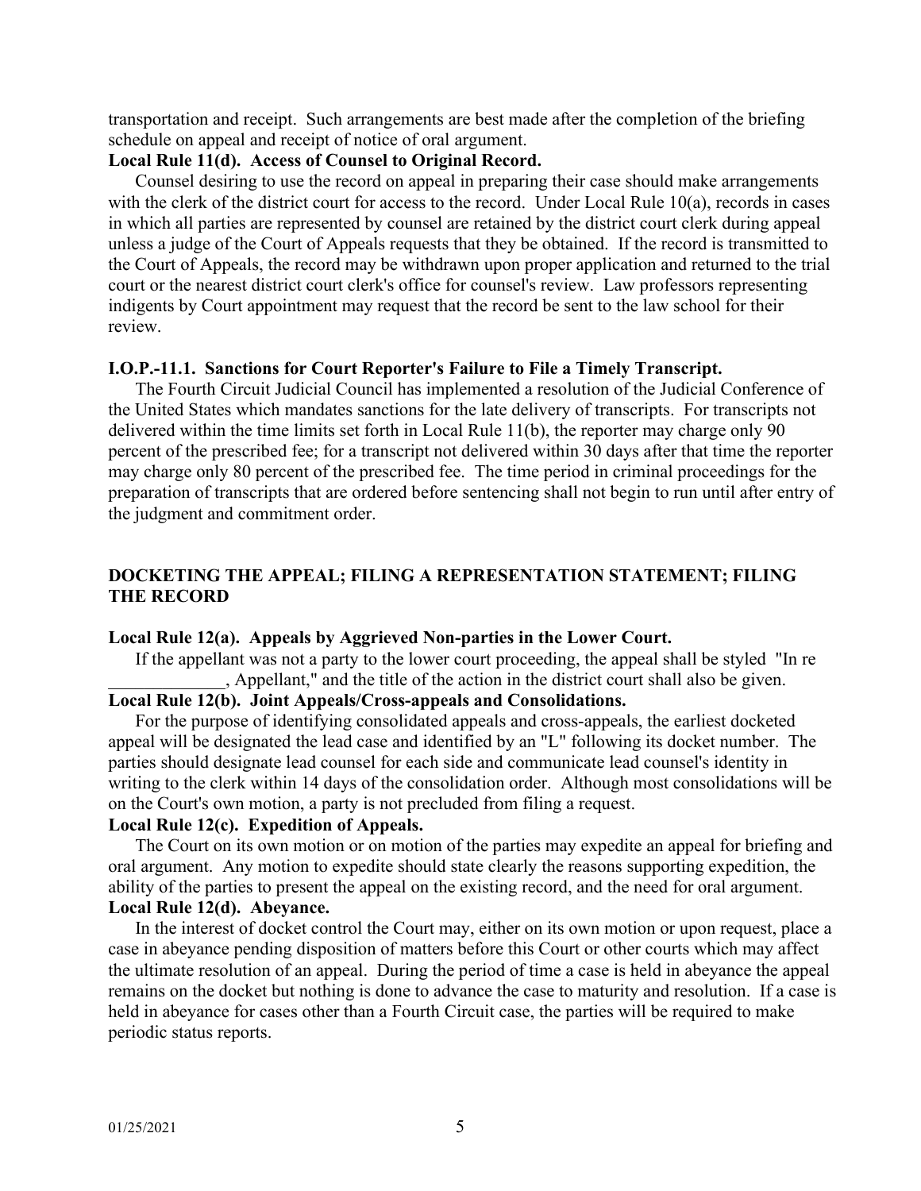transportation and receipt. Such arrangements are best made after the completion of the briefing schedule on appeal and receipt of notice of oral argument.

**Local Rule 11(d). Access of Counsel to Original Record.**

Counsel desiring to use the record on appeal in preparing their case should make arrangements with the clerk of the district court for access to the record. Under Local Rule 10(a), records in cases in which all parties are represented by counsel are retained by the district court clerk during appeal unless a judge of the Court of Appeals requests that they be obtained. If the record is transmitted to the Court of Appeals, the record may be withdrawn upon proper application and returned to the trial court or the nearest district court clerk's office for counsel's review. Law professors representing indigents by Court appointment may request that the record be sent to the law school for their review.

**I.O.P.-11.1. Sanctions for Court Reporter's Failure to File a Timely Transcript.**

The Fourth Circuit Judicial Council has implemented a resolution of the Judicial Conference of the United States which mandates sanctions for the late delivery of transcripts. For transcripts not delivered within the time limits set forth in Local Rule 11(b), the reporter may charge only 90 percent of the prescribed fee; for a transcript not delivered within 30 days after that time the reporter may charge only 80 percent of the prescribed fee. The time period in criminal proceedings for the preparation of transcripts that are ordered before sentencing shall not begin to run until after entry of the judgment and commitment order.

## DOCKETING THE APPEAL; FILING A REPRESENTATION STATEMENT; FILING THE RECORD

**Local Rule 12(a). Appeals by Aggrieved Non-parties in the Lower Court.**

If the appellant was not a party to the lower court proceeding, the appeal shall be styled "In re _____________, Appellant," and the title of the action in the district court shall also be given.

**Local Rule 12(b). Joint Appeals/Cross-appeals and Consolidations.**

For the purpose of identifying consolidated appeals and cross-appeals, the earliest docketed appeal will be designated the lead case and identified by an "L" following its docket number. The parties should designate lead counsel for each side and communicate lead counsel's identity in writing to the clerk within 14 days of the consolidation order. Although most consolidations will be on the Court's own motion, a party is not precluded from filing a request.

**Local Rule 12(c). Expedition of Appeals.**

The Court on its own motion or on motion of the parties may expedite an appeal for briefing and oral argument. Any motion to expedite should state clearly the reasons supporting expedition, the ability of the parties to present the appeal on the existing record, and the need for oral argument.

**Local Rule 12(d). Abeyance.**

In the interest of docket control the Court may, either on its own motion or upon request, place a case in abeyance pending disposition of matters before this Court or other courts which may affect the ultimate resolution of an appeal. During the period of time a case is held in abeyance the appeal remains on the docket but nothing is done to advance the case to maturity and resolution. If a case is held in abeyance for cases other than a Fourth Circuit case, the parties will be required to make periodic status reports.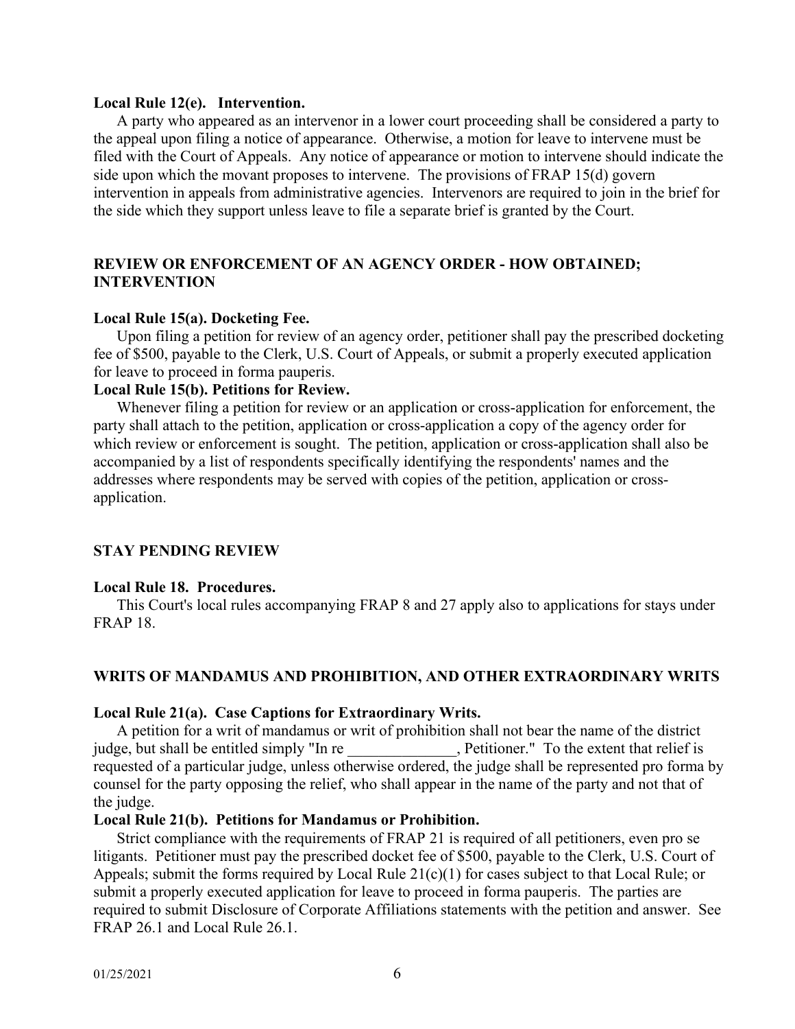**Local Rule 12(e). Intervention.**

A party who appeared as an intervenor in a lower court proceeding shall be considered a party to the appeal upon filing a notice of appearance. Otherwise, a motion for leave to intervene must be filed with the Court of Appeals. Any notice of appearance or motion to intervene should indicate the side upon which the movant proposes to intervene. The provisions of FRAP 15(d) govern intervention in appeals from administrative agencies. Intervenors are required to join in the brief for the side which they support unless leave to file a separate brief is granted by the Court.

## REVIEW OR ENFORCEMENT OF AN AGENCY ORDER - HOW OBTAINED; INTERVENTION

**Local Rule 15(a). Docketing Fee.**

Upon filing a petition for review of an agency order, petitioner shall pay the prescribed docketing fee of $500, payable to the Clerk, U.S. Court of Appeals, or submit a properly executed application for leave to proceed in forma pauperis.

**Local Rule 15(b). Petitions for Review.**

Whenever filing a petition for review or an application or cross-application for enforcement, the party shall attach to the petition, application or cross-application a copy of the agency order for which review or enforcement is sought. The petition, application or cross-application shall also be accompanied by a list of respondents specifically identifying the respondents' names and the addresses where respondents may be served with copies of the petition, application or cross-application.

## STAY PENDING REVIEW

**Local Rule 18. Procedures.**

This Court's local rules accompanying FRAP 8 and 27 apply also to applications for stays under FRAP 18.

## WRITS OF MANDAMUS AND PROHIBITION, AND OTHER EXTRAORDINARY WRITS

**Local Rule 21(a). Case Captions for Extraordinary Writs.**

A petition for a writ of mandamus or writ of prohibition shall not bear the name of the district judge, but shall be entitled simply "In re ______________, Petitioner." To the extent that relief is requested of a particular judge, unless otherwise ordered, the judge shall be represented pro forma by counsel for the party opposing the relief, who shall appear in the name of the party and not that of the judge.

**Local Rule 21(b). Petitions for Mandamus or Prohibition.**

Strict compliance with the requirements of FRAP 21 is required of all petitioners, even pro se litigants. Petitioner must pay the prescribed docket fee of $500, payable to the Clerk, U.S. Court of Appeals; submit the forms required by Local Rule 21(c)(1) for cases subject to that Local Rule; or submit a properly executed application for leave to proceed in forma pauperis. The parties are required to submit Disclosure of Corporate Affiliations statements with the petition and answer. See FRAP 26.1 and Local Rule 26.1.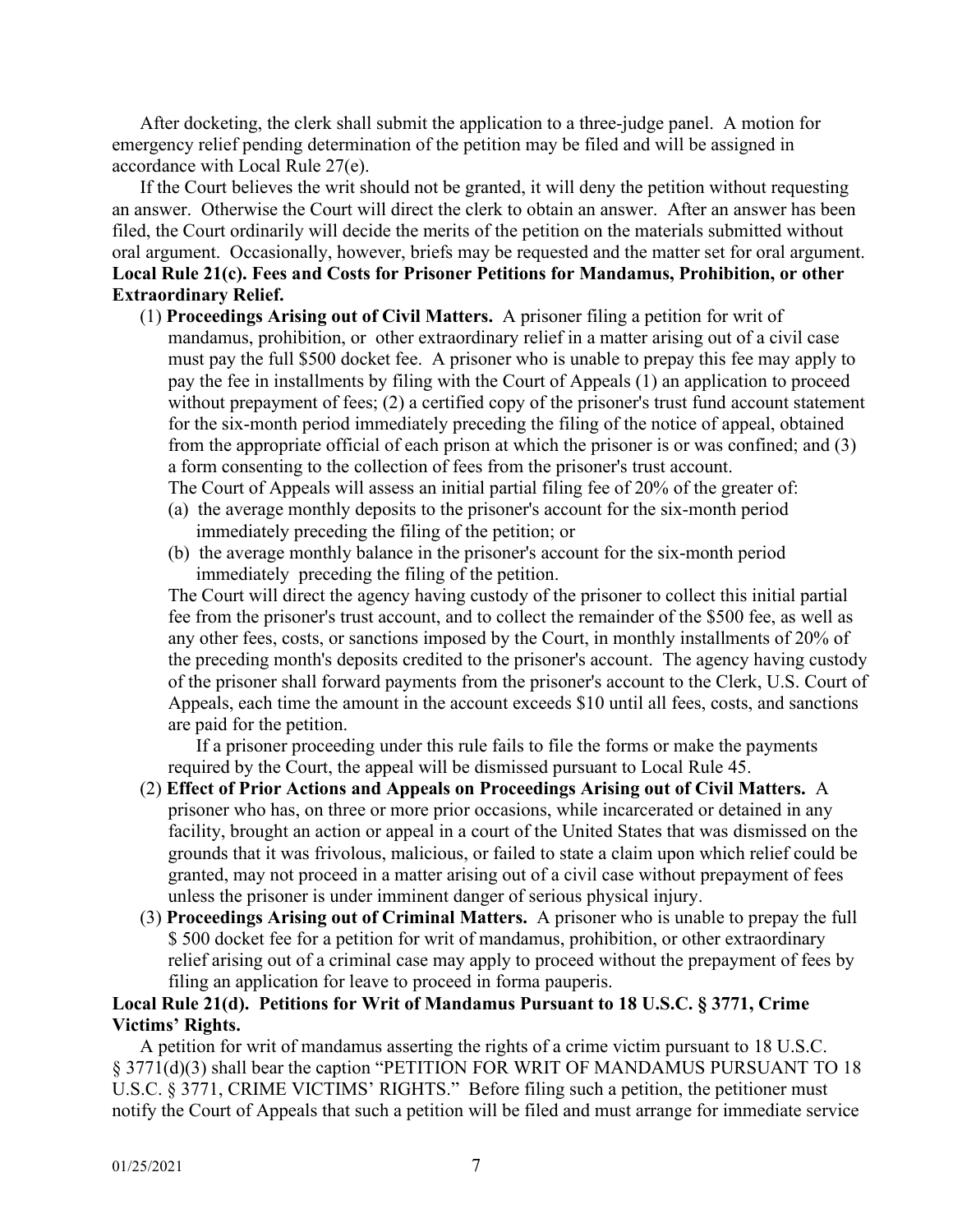After docketing, the clerk shall submit the application to a three-judge panel. A motion for emergency relief pending determination of the petition may be filed and will be assigned in accordance with Local Rule 27(e).

If the Court believes the writ should not be granted, it will deny the petition without requesting an answer. Otherwise the Court will direct the clerk to obtain an answer. After an answer has been filed, the Court ordinarily will decide the merits of the petition on the materials submitted without oral argument. Occasionally, however, briefs may be requested and the matter set for oral argument.

**Local Rule 21(c). Fees and Costs for Prisoner Petitions for Mandamus, Prohibition, or other Extraordinary Relief.**

(1) **Proceedings Arising out of Civil Matters.** A prisoner filing a petition for writ of mandamus, prohibition, or other extraordinary relief in a matter arising out of a civil case must pay the full $500 docket fee. A prisoner who is unable to prepay this fee may apply to pay the fee in installments by filing with the Court of Appeals (1) an application to proceed without prepayment of fees; (2) a certified copy of the prisoner's trust fund account statement for the six-month period immediately preceding the filing of the notice of appeal, obtained from the appropriate official of each prison at which the prisoner is or was confined; and (3) a form consenting to the collection of fees from the prisoner's trust account.

The Court of Appeals will assess an initial partial filing fee of 20% of the greater of:

(a) the average monthly deposits to the prisoner's account for the six-month period immediately preceding the filing of the petition; or

(b) the average monthly balance in the prisoner's account for the six-month period immediately preceding the filing of the petition.

The Court will direct the agency having custody of the prisoner to collect this initial partial fee from the prisoner's trust account, and to collect the remainder of the $500 fee, as well as any other fees, costs, or sanctions imposed by the Court, in monthly installments of 20% of the preceding month's deposits credited to the prisoner's account. The agency having custody of the prisoner shall forward payments from the prisoner's account to the Clerk, U.S. Court of Appeals, each time the amount in the account exceeds $10 until all fees, costs, and sanctions are paid for the petition.

If a prisoner proceeding under this rule fails to file the forms or make the payments required by the Court, the appeal will be dismissed pursuant to Local Rule 45.

(2) **Effect of Prior Actions and Appeals on Proceedings Arising out of Civil Matters.** A prisoner who has, on three or more prior occasions, while incarcerated or detained in any facility, brought an action or appeal in a court of the United States that was dismissed on the grounds that it was frivolous, malicious, or failed to state a claim upon which relief could be granted, may not proceed in a matter arising out of a civil case without prepayment of fees unless the prisoner is under imminent danger of serious physical injury.

(3) **Proceedings Arising out of Criminal Matters.** A prisoner who is unable to prepay the full $ 500 docket fee for a petition for writ of mandamus, prohibition, or other extraordinary relief arising out of a criminal case may apply to proceed without the prepayment of fees by filing an application for leave to proceed in forma pauperis.

**Local Rule 21(d). Petitions for Writ of Mandamus Pursuant to 18 U.S.C. § 3771, Crime Victims' Rights.**

A petition for writ of mandamus asserting the rights of a crime victim pursuant to 18 U.S.C. § 3771(d)(3) shall bear the caption "PETITION FOR WRIT OF MANDAMUS PURSUANT TO 18 U.S.C. § 3771, CRIME VICTIMS' RIGHTS." Before filing such a petition, the petitioner must notify the Court of Appeals that such a petition will be filed and must arrange for immediate service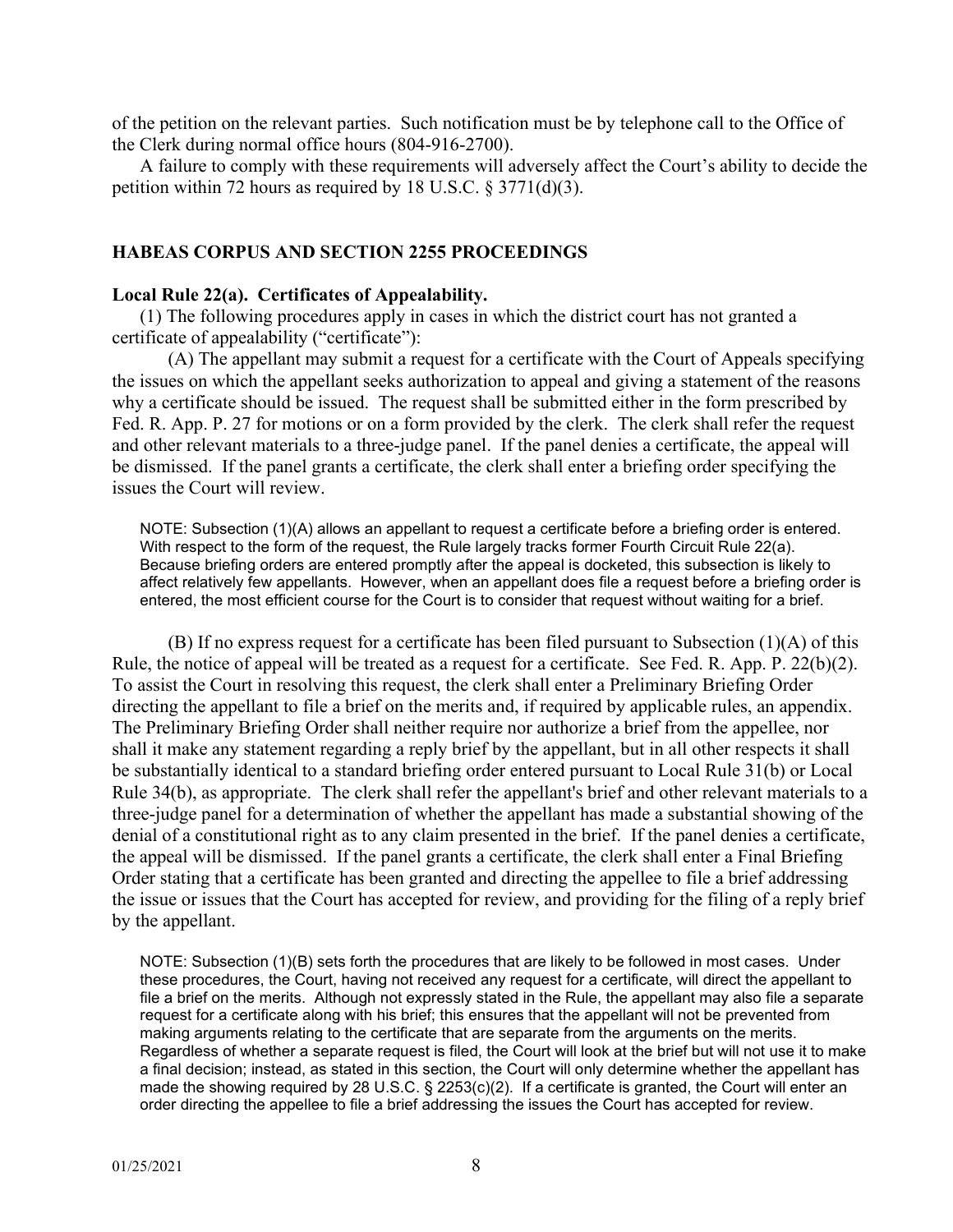of the petition on the relevant parties. Such notification must be by telephone call to the Office of the Clerk during normal office hours (804-916-2700).

A failure to comply with these requirements will adversely affect the Court's ability to decide the petition within 72 hours as required by 18 U.S.C. § 3771(d)(3).

## HABEAS CORPUS AND SECTION 2255 PROCEEDINGS

### Local Rule 22(a). Certificates of Appealability.

(1) The following procedures apply in cases in which the district court has not granted a certificate of appealability ("certificate"):

(A) The appellant may submit a request for a certificate with the Court of Appeals specifying the issues on which the appellant seeks authorization to appeal and giving a statement of the reasons why a certificate should be issued. The request shall be submitted either in the form prescribed by Fed. R. App. P. 27 for motions or on a form provided by the clerk. The clerk shall refer the request and other relevant materials to a three-judge panel. If the panel denies a certificate, the appeal will be dismissed. If the panel grants a certificate, the clerk shall enter a briefing order specifying the issues the Court will review.

NOTE: Subsection (1)(A) allows an appellant to request a certificate before a briefing order is entered. With respect to the form of the request, the Rule largely tracks former Fourth Circuit Rule 22(a). Because briefing orders are entered promptly after the appeal is docketed, this subsection is likely to affect relatively few appellants. However, when an appellant does file a request before a briefing order is entered, the most efficient course for the Court is to consider that request without waiting for a brief.

(B) If no express request for a certificate has been filed pursuant to Subsection (1)(A) of this Rule, the notice of appeal will be treated as a request for a certificate. See Fed. R. App. P. 22(b)(2). To assist the Court in resolving this request, the clerk shall enter a Preliminary Briefing Order directing the appellant to file a brief on the merits and, if required by applicable rules, an appendix. The Preliminary Briefing Order shall neither require nor authorize a brief from the appellee, nor shall it make any statement regarding a reply brief by the appellant, but in all other respects it shall be substantially identical to a standard briefing order entered pursuant to Local Rule 31(b) or Local Rule 34(b), as appropriate. The clerk shall refer the appellant's brief and other relevant materials to a three-judge panel for a determination of whether the appellant has made a substantial showing of the denial of a constitutional right as to any claim presented in the brief. If the panel denies a certificate, the appeal will be dismissed. If the panel grants a certificate, the clerk shall enter a Final Briefing Order stating that a certificate has been granted and directing the appellee to file a brief addressing the issue or issues that the Court has accepted for review, and providing for the filing of a reply brief by the appellant.

NOTE: Subsection (1)(B) sets forth the procedures that are likely to be followed in most cases. Under these procedures, the Court, having not received any request for a certificate, will direct the appellant to file a brief on the merits. Although not expressly stated in the Rule, the appellant may also file a separate request for a certificate along with his brief; this ensures that the appellant will not be prevented from making arguments relating to the certificate that are separate from the arguments on the merits. Regardless of whether a separate request is filed, the Court will look at the brief but will not use it to make a final decision; instead, as stated in this section, the Court will only determine whether the appellant has made the showing required by 28 U.S.C. § 2253(c)(2). If a certificate is granted, the Court will enter an order directing the appellee to file a brief addressing the issues the Court has accepted for review.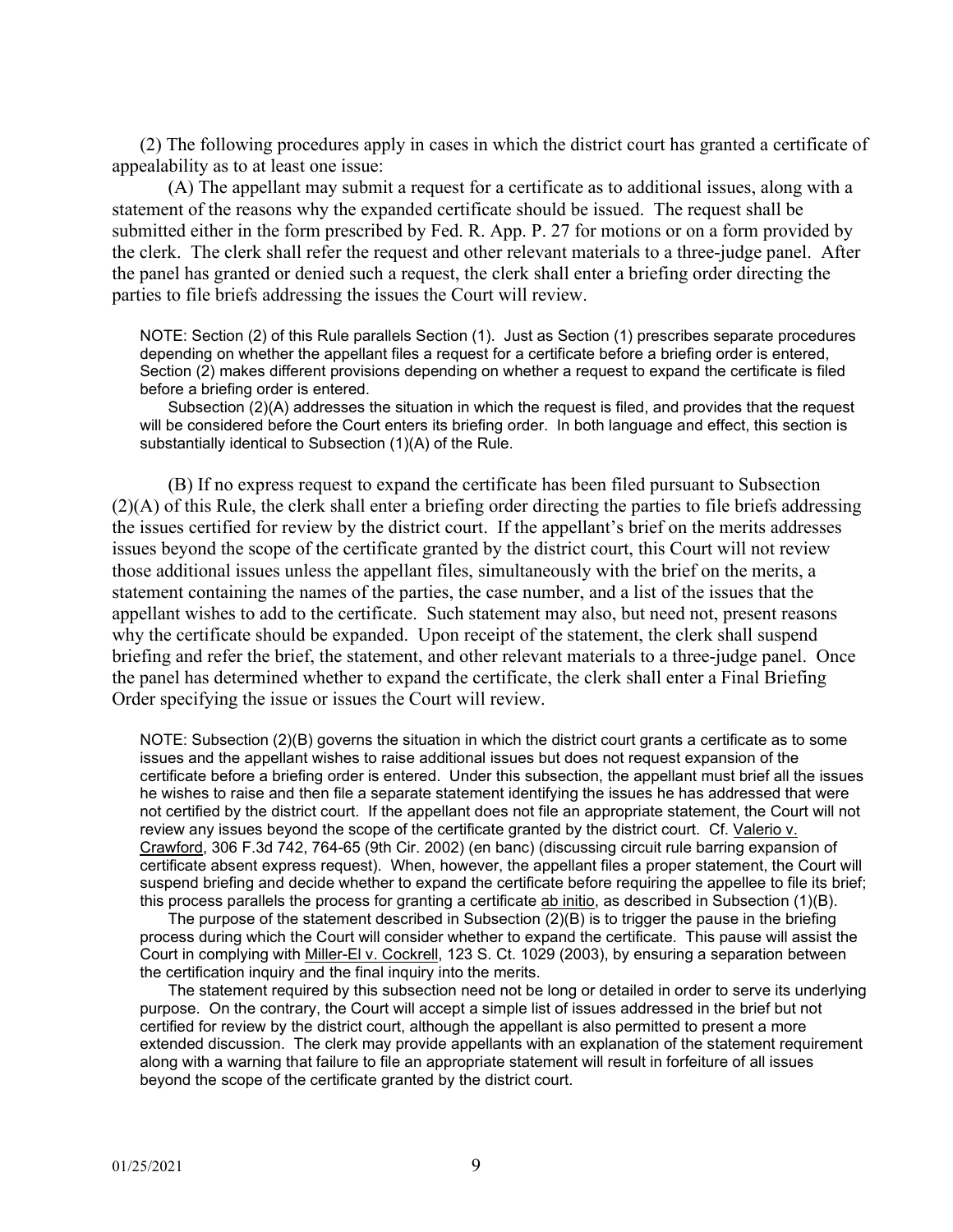(2) The following procedures apply in cases in which the district court has granted a certificate of appealability as to at least one issue:

(A) The appellant may submit a request for a certificate as to additional issues, along with a statement of the reasons why the expanded certificate should be issued. The request shall be submitted either in the form prescribed by Fed. R. App. P. 27 for motions or on a form provided by the clerk. The clerk shall refer the request and other relevant materials to a three-judge panel. After the panel has granted or denied such a request, the clerk shall enter a briefing order directing the parties to file briefs addressing the issues the Court will review.

NOTE: Section (2) of this Rule parallels Section (1). Just as Section (1) prescribes separate procedures depending on whether the appellant files a request for a certificate before a briefing order is entered, Section (2) makes different provisions depending on whether a request to expand the certificate is filed before a briefing order is entered.

Subsection (2)(A) addresses the situation in which the request is filed, and provides that the request will be considered before the Court enters its briefing order. In both language and effect, this section is substantially identical to Subsection (1)(A) of the Rule.

(B) If no express request to expand the certificate has been filed pursuant to Subsection (2)(A) of this Rule, the clerk shall enter a briefing order directing the parties to file briefs addressing the issues certified for review by the district court. If the appellant's brief on the merits addresses issues beyond the scope of the certificate granted by the district court, this Court will not review those additional issues unless the appellant files, simultaneously with the brief on the merits, a statement containing the names of the parties, the case number, and a list of the issues that the appellant wishes to add to the certificate. Such statement may also, but need not, present reasons why the certificate should be expanded. Upon receipt of the statement, the clerk shall suspend briefing and refer the brief, the statement, and other relevant materials to a three-judge panel. Once the panel has determined whether to expand the certificate, the clerk shall enter a Final Briefing Order specifying the issue or issues the Court will review.

NOTE: Subsection (2)(B) governs the situation in which the district court grants a certificate as to some issues and the appellant wishes to raise additional issues but does not request expansion of the certificate before a briefing order is entered. Under this subsection, the appellant must brief all the issues he wishes to raise and then file a separate statement identifying the issues he has addressed that were not certified by the district court. If the appellant does not file an appropriate statement, the Court will not review any issues beyond the scope of the certificate granted by the district court. Cf. Valerio v. Crawford, 306 F.3d 742, 764-65 (9th Cir. 2002) (en banc) (discussing circuit rule barring expansion of certificate absent express request). When, however, the appellant files a proper statement, the Court will suspend briefing and decide whether to expand the certificate before requiring the appellee to file its brief; this process parallels the process for granting a certificate ab initio, as described in Subsection (1)(B).

The purpose of the statement described in Subsection (2)(B) is to trigger the pause in the briefing process during which the Court will consider whether to expand the certificate. This pause will assist the Court in complying with Miller-El v. Cockrell, 123 S. Ct. 1029 (2003), by ensuring a separation between the certification inquiry and the final inquiry into the merits.

The statement required by this subsection need not be long or detailed in order to serve its underlying purpose. On the contrary, the Court will accept a simple list of issues addressed in the brief but not certified for review by the district court, although the appellant is also permitted to present a more extended discussion. The clerk may provide appellants with an explanation of the statement requirement along with a warning that failure to file an appropriate statement will result in forfeiture of all issues beyond the scope of the certificate granted by the district court.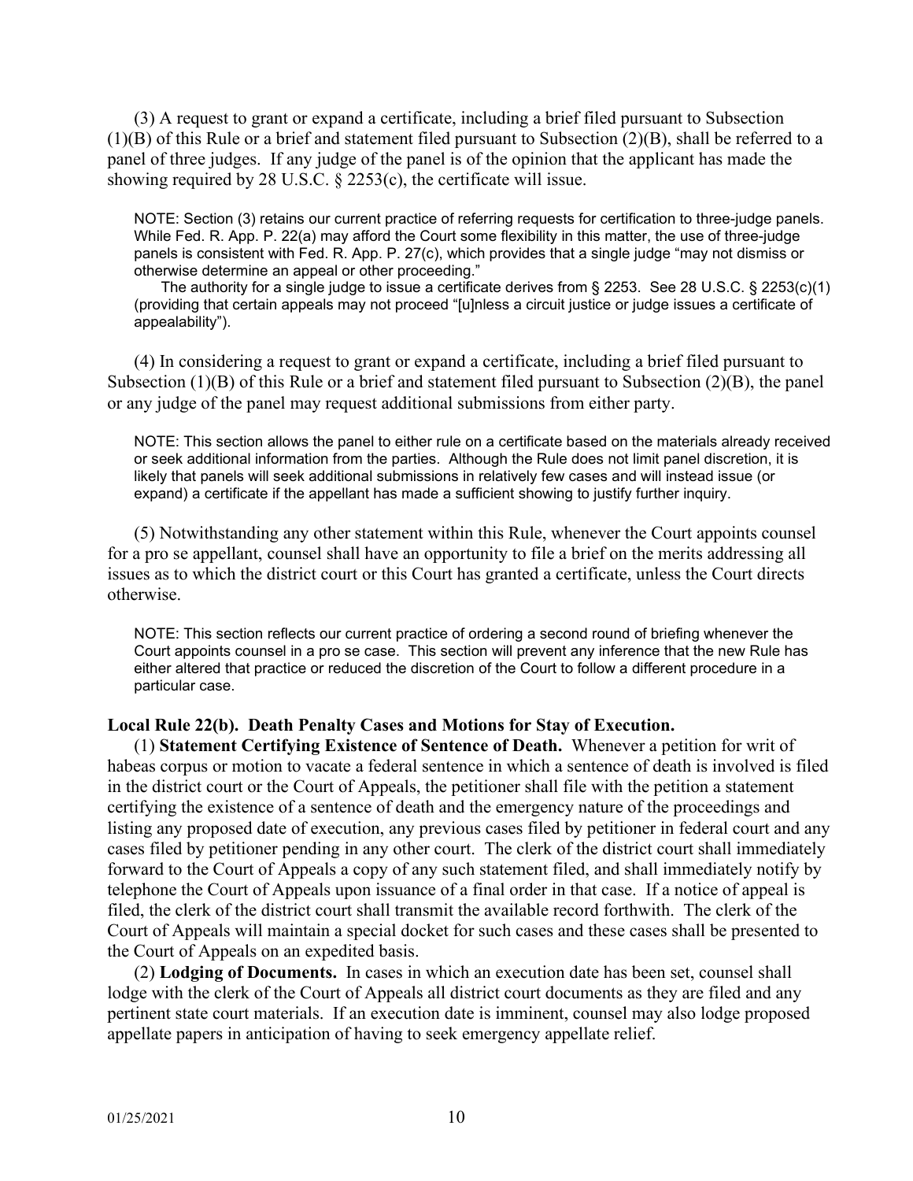(3) A request to grant or expand a certificate, including a brief filed pursuant to Subsection (1)(B) of this Rule or a brief and statement filed pursuant to Subsection (2)(B), shall be referred to a panel of three judges. If any judge of the panel is of the opinion that the applicant has made the showing required by 28 U.S.C. § 2253(c), the certificate will issue.

NOTE: Section (3) retains our current practice of referring requests for certification to three-judge panels. While Fed. R. App. P. 22(a) may afford the Court some flexibility in this matter, the use of three-judge panels is consistent with Fed. R. App. P. 27(c), which provides that a single judge "may not dismiss or otherwise determine an appeal or other proceeding."

The authority for a single judge to issue a certificate derives from § 2253. See 28 U.S.C. § 2253(c)(1) (providing that certain appeals may not proceed "[u]nless a circuit justice or judge issues a certificate of appealability").

(4) In considering a request to grant or expand a certificate, including a brief filed pursuant to Subsection (1)(B) of this Rule or a brief and statement filed pursuant to Subsection (2)(B), the panel or any judge of the panel may request additional submissions from either party.

NOTE: This section allows the panel to either rule on a certificate based on the materials already received or seek additional information from the parties. Although the Rule does not limit panel discretion, it is likely that panels will seek additional submissions in relatively few cases and will instead issue (or expand) a certificate if the appellant has made a sufficient showing to justify further inquiry.

(5) Notwithstanding any other statement within this Rule, whenever the Court appoints counsel for a pro se appellant, counsel shall have an opportunity to file a brief on the merits addressing all issues as to which the district court or this Court has granted a certificate, unless the Court directs otherwise.

NOTE: This section reflects our current practice of ordering a second round of briefing whenever the Court appoints counsel in a pro se case. This section will prevent any inference that the new Rule has either altered that practice or reduced the discretion of the Court to follow a different procedure in a particular case.

**Local Rule 22(b). Death Penalty Cases and Motions for Stay of Execution.**

(1) **Statement Certifying Existence of Sentence of Death.** Whenever a petition for writ of habeas corpus or motion to vacate a federal sentence in which a sentence of death is involved is filed in the district court or the Court of Appeals, the petitioner shall file with the petition a statement certifying the existence of a sentence of death and the emergency nature of the proceedings and listing any proposed date of execution, any previous cases filed by petitioner in federal court and any cases filed by petitioner pending in any other court. The clerk of the district court shall immediately forward to the Court of Appeals a copy of any such statement filed, and shall immediately notify by telephone the Court of Appeals upon issuance of a final order in that case. If a notice of appeal is filed, the clerk of the district court shall transmit the available record forthwith. The clerk of the Court of Appeals will maintain a special docket for such cases and these cases shall be presented to the Court of Appeals on an expedited basis.

(2) **Lodging of Documents.** In cases in which an execution date has been set, counsel shall lodge with the clerk of the Court of Appeals all district court documents as they are filed and any pertinent state court materials. If an execution date is imminent, counsel may also lodge proposed appellate papers in anticipation of having to seek emergency appellate relief.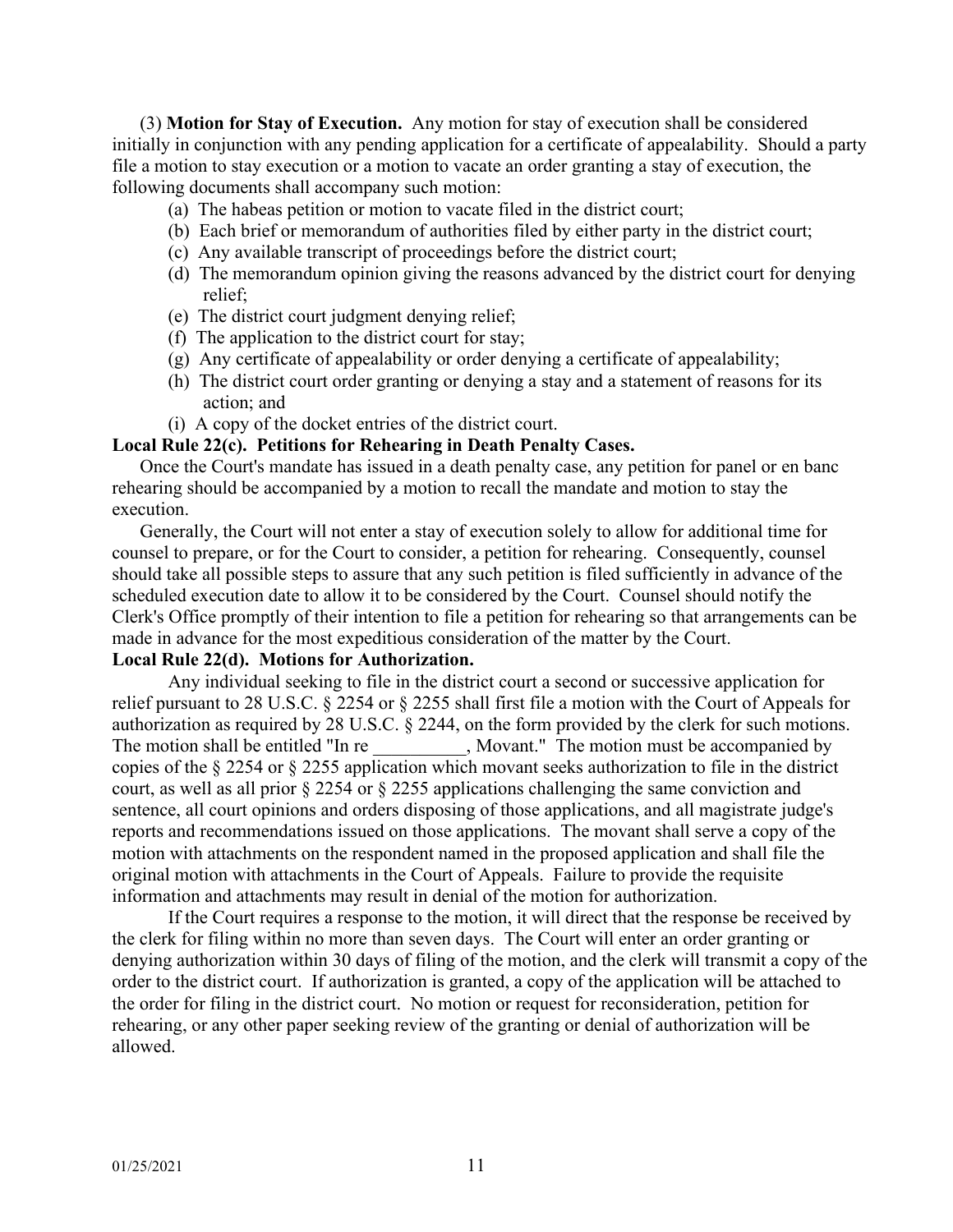(3) **Motion for Stay of Execution.** Any motion for stay of execution shall be considered initially in conjunction with any pending application for a certificate of appealability. Should a party file a motion to stay execution or a motion to vacate an order granting a stay of execution, the following documents shall accompany such motion:

(a) The habeas petition or motion to vacate filed in the district court;
(b) Each brief or memorandum of authorities filed by either party in the district court;
(c) Any available transcript of proceedings before the district court;
(d) The memorandum opinion giving the reasons advanced by the district court for denying relief;
(e) The district court judgment denying relief;
(f) The application to the district court for stay;
(g) Any certificate of appealability or order denying a certificate of appealability;
(h) The district court order granting or denying a stay and a statement of reasons for its action; and
(i) A copy of the docket entries of the district court.

**Local Rule 22(c). Petitions for Rehearing in Death Penalty Cases.**

Once the Court's mandate has issued in a death penalty case, any petition for panel or en banc rehearing should be accompanied by a motion to recall the mandate and motion to stay the execution.

Generally, the Court will not enter a stay of execution solely to allow for additional time for counsel to prepare, or for the Court to consider, a petition for rehearing. Consequently, counsel should take all possible steps to assure that any such petition is filed sufficiently in advance of the scheduled execution date to allow it to be considered by the Court. Counsel should notify the Clerk's Office promptly of their intention to file a petition for rehearing so that arrangements can be made in advance for the most expeditious consideration of the matter by the Court.

**Local Rule 22(d). Motions for Authorization.**

Any individual seeking to file in the district court a second or successive application for relief pursuant to 28 U.S.C. § 2254 or § 2255 shall first file a motion with the Court of Appeals for authorization as required by 28 U.S.C. § 2244, on the form provided by the clerk for such motions. The motion shall be entitled "In re __________, Movant." The motion must be accompanied by copies of the § 2254 or § 2255 application which movant seeks authorization to file in the district court, as well as all prior § 2254 or § 2255 applications challenging the same conviction and sentence, all court opinions and orders disposing of those applications, and all magistrate judge's reports and recommendations issued on those applications. The movant shall serve a copy of the motion with attachments on the respondent named in the proposed application and shall file the original motion with attachments in the Court of Appeals. Failure to provide the requisite information and attachments may result in denial of the motion for authorization.

If the Court requires a response to the motion, it will direct that the response be received by the clerk for filing within no more than seven days. The Court will enter an order granting or denying authorization within 30 days of filing of the motion, and the clerk will transmit a copy of the order to the district court. If authorization is granted, a copy of the application will be attached to the order for filing in the district court. No motion or request for reconsideration, petition for rehearing, or any other paper seeking review of the granting or denial of authorization will be allowed.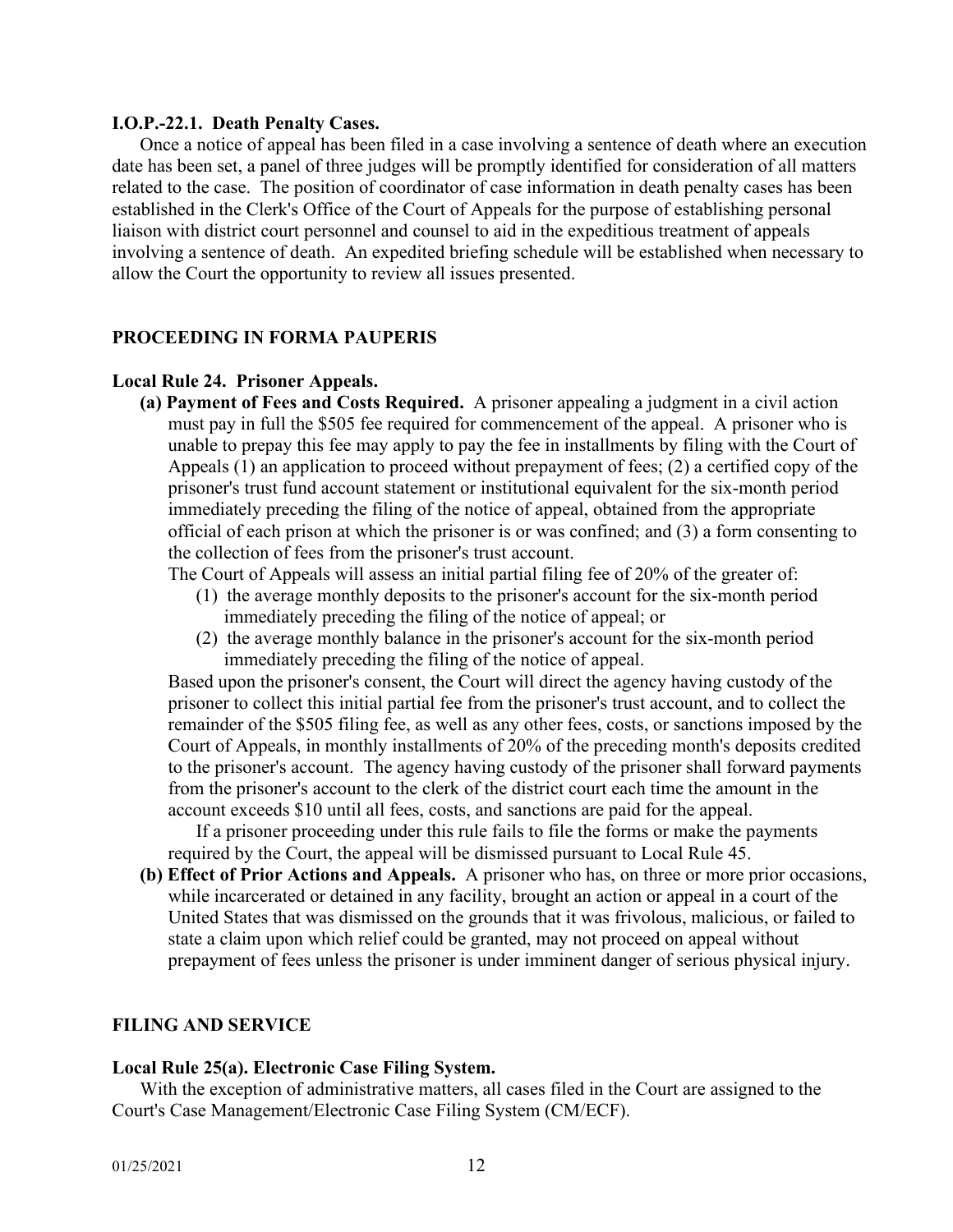**I.O.P.-22.1. Death Penalty Cases.**

Once a notice of appeal has been filed in a case involving a sentence of death where an execution date has been set, a panel of three judges will be promptly identified for consideration of all matters related to the case. The position of coordinator of case information in death penalty cases has been established in the Clerk's Office of the Court of Appeals for the purpose of establishing personal liaison with district court personnel and counsel to aid in the expeditious treatment of appeals involving a sentence of death. An expedited briefing schedule will be established when necessary to allow the Court the opportunity to review all issues presented.

## PROCEEDING IN FORMA PAUPERIS

**Local Rule 24. Prisoner Appeals.**

**(a) Payment of Fees and Costs Required.** A prisoner appealing a judgment in a civil action must pay in full the $505 fee required for commencement of the appeal. A prisoner who is unable to prepay this fee may apply to pay the fee in installments by filing with the Court of Appeals (1) an application to proceed without prepayment of fees; (2) a certified copy of the prisoner's trust fund account statement or institutional equivalent for the six-month period immediately preceding the filing of the notice of appeal, obtained from the appropriate official of each prison at which the prisoner is or was confined; and (3) a form consenting to the collection of fees from the prisoner's trust account.

The Court of Appeals will assess an initial partial filing fee of 20% of the greater of:

(1) the average monthly deposits to the prisoner's account for the six-month period immediately preceding the filing of the notice of appeal; or

(2) the average monthly balance in the prisoner's account for the six-month period immediately preceding the filing of the notice of appeal.

Based upon the prisoner's consent, the Court will direct the agency having custody of the prisoner to collect this initial partial fee from the prisoner's trust account, and to collect the remainder of the $505 filing fee, as well as any other fees, costs, or sanctions imposed by the Court of Appeals, in monthly installments of 20% of the preceding month's deposits credited to the prisoner's account. The agency having custody of the prisoner shall forward payments from the prisoner's account to the clerk of the district court each time the amount in the account exceeds $10 until all fees, costs, and sanctions are paid for the appeal.

If a prisoner proceeding under this rule fails to file the forms or make the payments required by the Court, the appeal will be dismissed pursuant to Local Rule 45.

**(b) Effect of Prior Actions and Appeals.** A prisoner who has, on three or more prior occasions, while incarcerated or detained in any facility, brought an action or appeal in a court of the United States that was dismissed on the grounds that it was frivolous, malicious, or failed to state a claim upon which relief could be granted, may not proceed on appeal without prepayment of fees unless the prisoner is under imminent danger of serious physical injury.

## FILING AND SERVICE

**Local Rule 25(a). Electronic Case Filing System.**

With the exception of administrative matters, all cases filed in the Court are assigned to the Court's Case Management/Electronic Case Filing System (CM/ECF).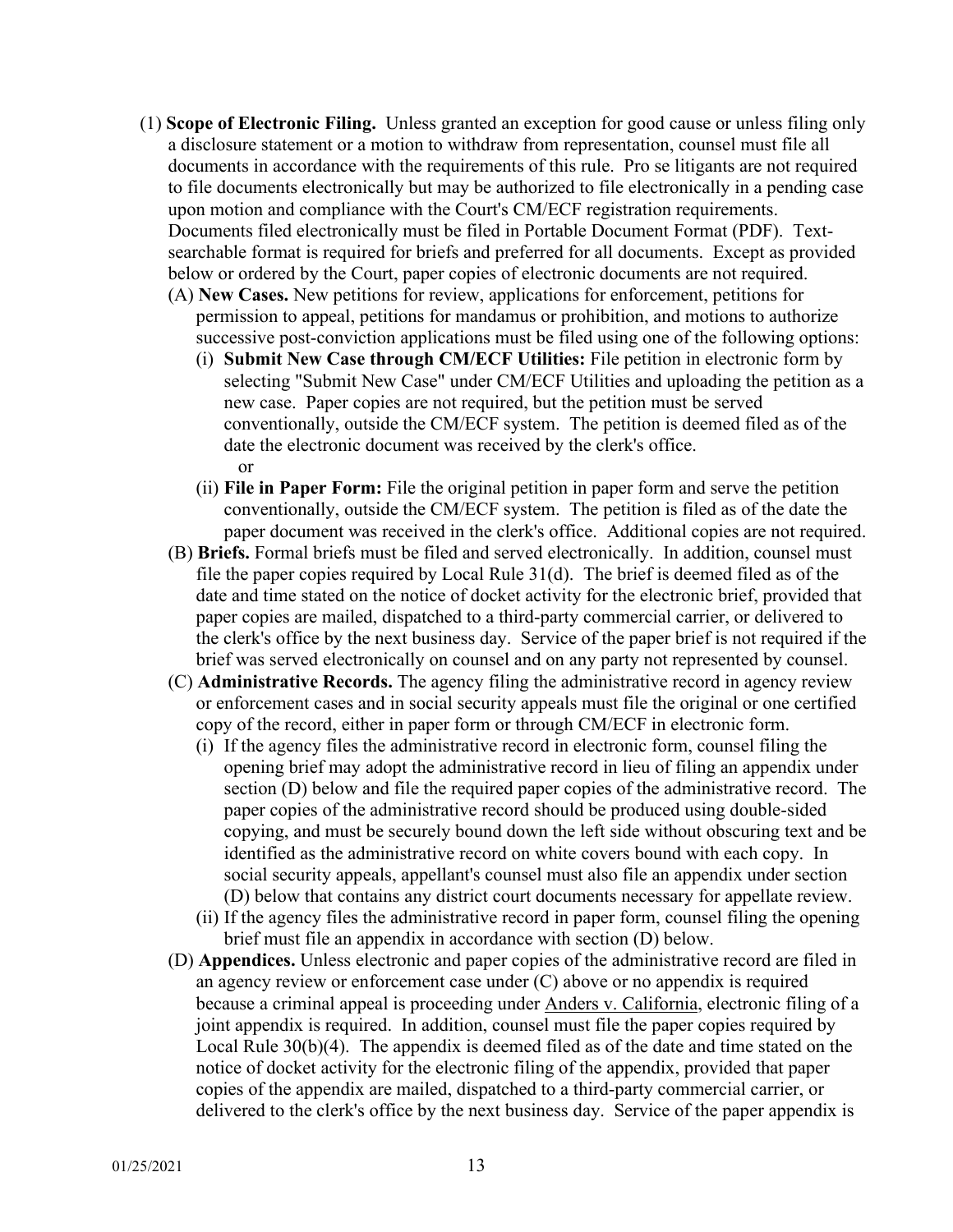(1) **Scope of Electronic Filing.** Unless granted an exception for good cause or unless filing only a disclosure statement or a motion to withdraw from representation, counsel must file all documents in accordance with the requirements of this rule. Pro se litigants are not required to file documents electronically but may be authorized to file electronically in a pending case upon motion and compliance with the Court's CM/ECF registration requirements. Documents filed electronically must be filed in Portable Document Format (PDF). Text-searchable format is required for briefs and preferred for all documents. Except as provided below or ordered by the Court, paper copies of electronic documents are not required.

(A) **New Cases.** New petitions for review, applications for enforcement, petitions for permission to appeal, petitions for mandamus or prohibition, and motions to authorize successive post-conviction applications must be filed using one of the following options:

(i) **Submit New Case through CM/ECF Utilities:** File petition in electronic form by selecting "Submit New Case" under CM/ECF Utilities and uploading the petition as a new case. Paper copies are not required, but the petition must be served conventionally, outside the CM/ECF system. The petition is deemed filed as of the date the electronic document was received by the clerk's office.

or

(ii) **File in Paper Form:** File the original petition in paper form and serve the petition conventionally, outside the CM/ECF system. The petition is filed as of the date the paper document was received in the clerk's office. Additional copies are not required.

(B) **Briefs.** Formal briefs must be filed and served electronically. In addition, counsel must file the paper copies required by Local Rule 31(d). The brief is deemed filed as of the date and time stated on the notice of docket activity for the electronic brief, provided that paper copies are mailed, dispatched to a third-party commercial carrier, or delivered to the clerk's office by the next business day. Service of the paper brief is not required if the brief was served electronically on counsel and on any party not represented by counsel.

(C) **Administrative Records.** The agency filing the administrative record in agency review or enforcement cases and in social security appeals must file the original or one certified copy of the record, either in paper form or through CM/ECF in electronic form.

(i) If the agency files the administrative record in electronic form, counsel filing the opening brief may adopt the administrative record in lieu of filing an appendix under section (D) below and file the required paper copies of the administrative record. The paper copies of the administrative record should be produced using double-sided copying, and must be securely bound down the left side without obscuring text and be identified as the administrative record on white covers bound with each copy. In social security appeals, appellant's counsel must also file an appendix under section (D) below that contains any district court documents necessary for appellate review.

(ii) If the agency files the administrative record in paper form, counsel filing the opening brief must file an appendix in accordance with section (D) below.

(D) **Appendices.** Unless electronic and paper copies of the administrative record are filed in an agency review or enforcement case under (C) above or no appendix is required because a criminal appeal is proceeding under Anders v. California, electronic filing of a joint appendix is required. In addition, counsel must file the paper copies required by Local Rule 30(b)(4). The appendix is deemed filed as of the date and time stated on the notice of docket activity for the electronic filing of the appendix, provided that paper copies of the appendix are mailed, dispatched to a third-party commercial carrier, or delivered to the clerk's office by the next business day. Service of the paper appendix is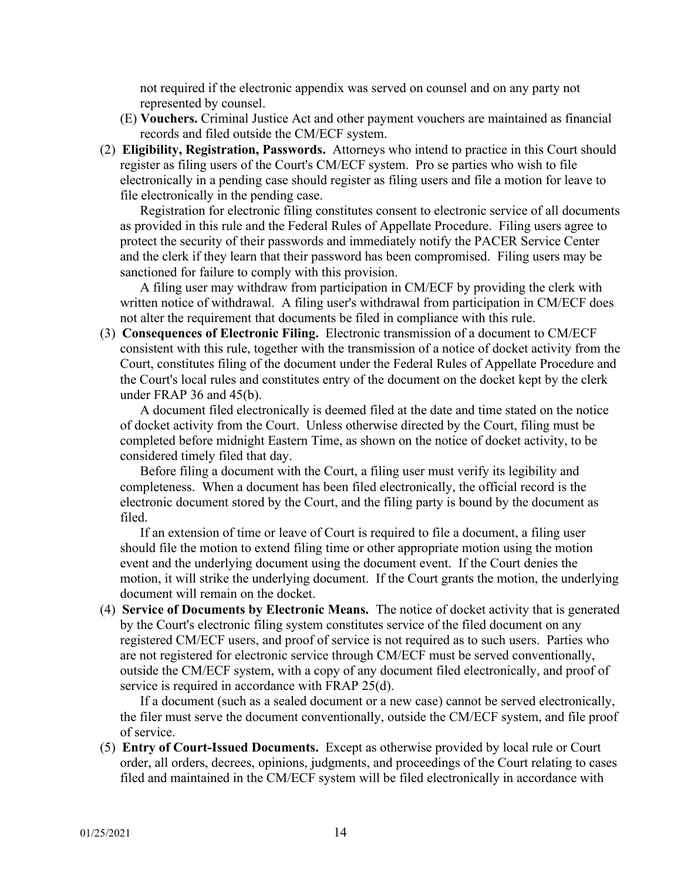not required if the electronic appendix was served on counsel and on any party not represented by counsel.

(E) **Vouchers.** Criminal Justice Act and other payment vouchers are maintained as financial records and filed outside the CM/ECF system.

(2) **Eligibility, Registration, Passwords.** Attorneys who intend to practice in this Court should register as filing users of the Court's CM/ECF system. Pro se parties who wish to file electronically in a pending case should register as filing users and file a motion for leave to file electronically in the pending case.

Registration for electronic filing constitutes consent to electronic service of all documents as provided in this rule and the Federal Rules of Appellate Procedure. Filing users agree to protect the security of their passwords and immediately notify the PACER Service Center and the clerk if they learn that their password has been compromised. Filing users may be sanctioned for failure to comply with this provision.

A filing user may withdraw from participation in CM/ECF by providing the clerk with written notice of withdrawal. A filing user's withdrawal from participation in CM/ECF does not alter the requirement that documents be filed in compliance with this rule.

(3) **Consequences of Electronic Filing.** Electronic transmission of a document to CM/ECF consistent with this rule, together with the transmission of a notice of docket activity from the Court, constitutes filing of the document under the Federal Rules of Appellate Procedure and the Court's local rules and constitutes entry of the document on the docket kept by the clerk under FRAP 36 and 45(b).

A document filed electronically is deemed filed at the date and time stated on the notice of docket activity from the Court. Unless otherwise directed by the Court, filing must be completed before midnight Eastern Time, as shown on the notice of docket activity, to be considered timely filed that day.

Before filing a document with the Court, a filing user must verify its legibility and completeness. When a document has been filed electronically, the official record is the electronic document stored by the Court, and the filing party is bound by the document as filed.

If an extension of time or leave of Court is required to file a document, a filing user should file the motion to extend filing time or other appropriate motion using the motion event and the underlying document using the document event. If the Court denies the motion, it will strike the underlying document. If the Court grants the motion, the underlying document will remain on the docket.

(4) **Service of Documents by Electronic Means.** The notice of docket activity that is generated by the Court's electronic filing system constitutes service of the filed document on any registered CM/ECF users, and proof of service is not required as to such users. Parties who are not registered for electronic service through CM/ECF must be served conventionally, outside the CM/ECF system, with a copy of any document filed electronically, and proof of service is required in accordance with FRAP 25(d).

If a document (such as a sealed document or a new case) cannot be served electronically, the filer must serve the document conventionally, outside the CM/ECF system, and file proof of service.

(5) **Entry of Court-Issued Documents.** Except as otherwise provided by local rule or Court order, all orders, decrees, opinions, judgments, and proceedings of the Court relating to cases filed and maintained in the CM/ECF system will be filed electronically in accordance with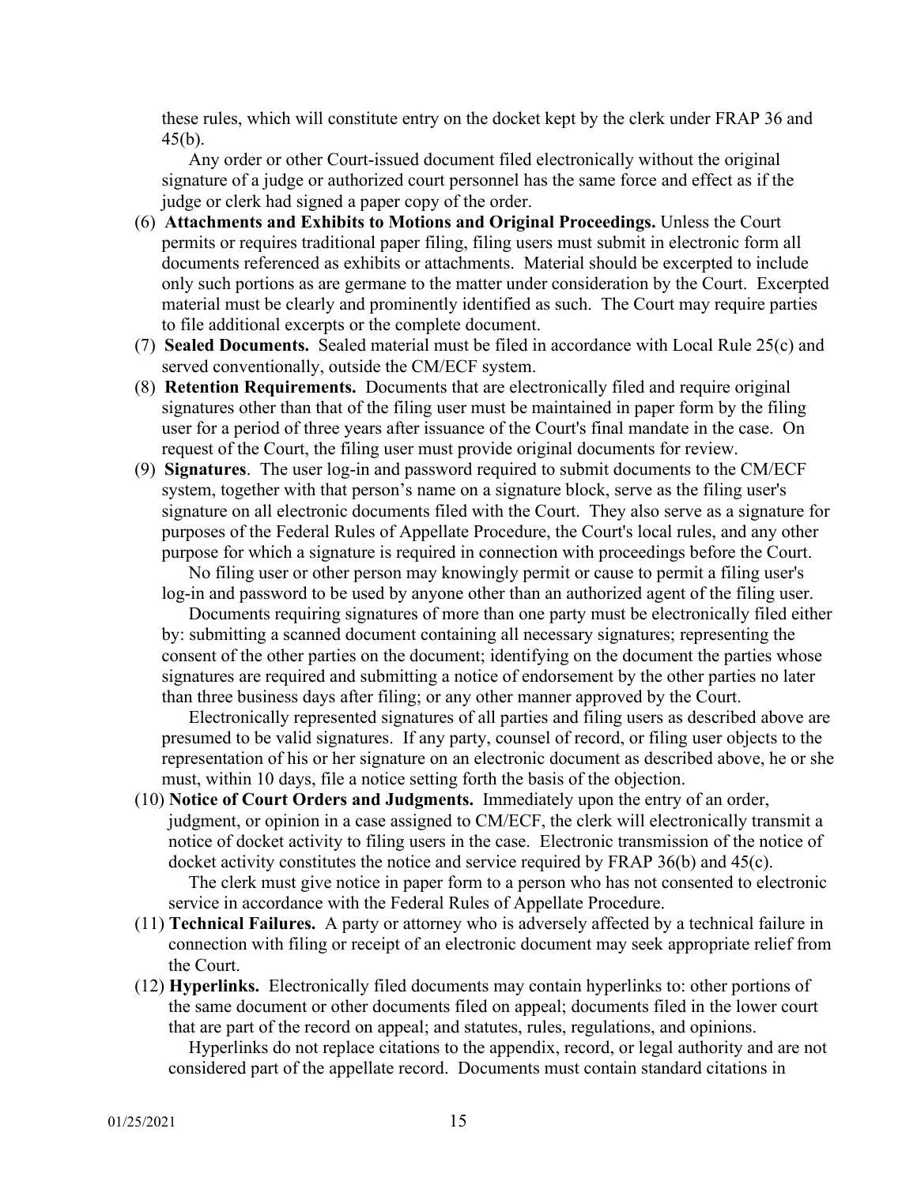these rules, which will constitute entry on the docket kept by the clerk under FRAP 36 and 45(b).

Any order or other Court-issued document filed electronically without the original signature of a judge or authorized court personnel has the same force and effect as if the judge or clerk had signed a paper copy of the order.

(6) **Attachments and Exhibits to Motions and Original Proceedings.** Unless the Court permits or requires traditional paper filing, filing users must submit in electronic form all documents referenced as exhibits or attachments. Material should be excerpted to include only such portions as are germane to the matter under consideration by the Court. Excerpted material must be clearly and prominently identified as such. The Court may require parties to file additional excerpts or the complete document.

(7) **Sealed Documents.** Sealed material must be filed in accordance with Local Rule 25(c) and served conventionally, outside the CM/ECF system.

(8) **Retention Requirements.** Documents that are electronically filed and require original signatures other than that of the filing user must be maintained in paper form by the filing user for a period of three years after issuance of the Court's final mandate in the case. On request of the Court, the filing user must provide original documents for review.

(9) **Signatures**. The user log-in and password required to submit documents to the CM/ECF system, together with that person's name on a signature block, serve as the filing user's signature on all electronic documents filed with the Court. They also serve as a signature for purposes of the Federal Rules of Appellate Procedure, the Court's local rules, and any other purpose for which a signature is required in connection with proceedings before the Court.

No filing user or other person may knowingly permit or cause to permit a filing user's log-in and password to be used by anyone other than an authorized agent of the filing user.

Documents requiring signatures of more than one party must be electronically filed either by: submitting a scanned document containing all necessary signatures; representing the consent of the other parties on the document; identifying on the document the parties whose signatures are required and submitting a notice of endorsement by the other parties no later than three business days after filing; or any other manner approved by the Court.

Electronically represented signatures of all parties and filing users as described above are presumed to be valid signatures. If any party, counsel of record, or filing user objects to the representation of his or her signature on an electronic document as described above, he or she must, within 10 days, file a notice setting forth the basis of the objection.

(10) **Notice of Court Orders and Judgments.** Immediately upon the entry of an order, judgment, or opinion in a case assigned to CM/ECF, the clerk will electronically transmit a notice of docket activity to filing users in the case. Electronic transmission of the notice of docket activity constitutes the notice and service required by FRAP 36(b) and 45(c).

The clerk must give notice in paper form to a person who has not consented to electronic service in accordance with the Federal Rules of Appellate Procedure.

(11) **Technical Failures.** A party or attorney who is adversely affected by a technical failure in connection with filing or receipt of an electronic document may seek appropriate relief from the Court.

(12) **Hyperlinks.** Electronically filed documents may contain hyperlinks to: other portions of the same document or other documents filed on appeal; documents filed in the lower court that are part of the record on appeal; and statutes, rules, regulations, and opinions.

Hyperlinks do not replace citations to the appendix, record, or legal authority and are not considered part of the appellate record. Documents must contain standard citations in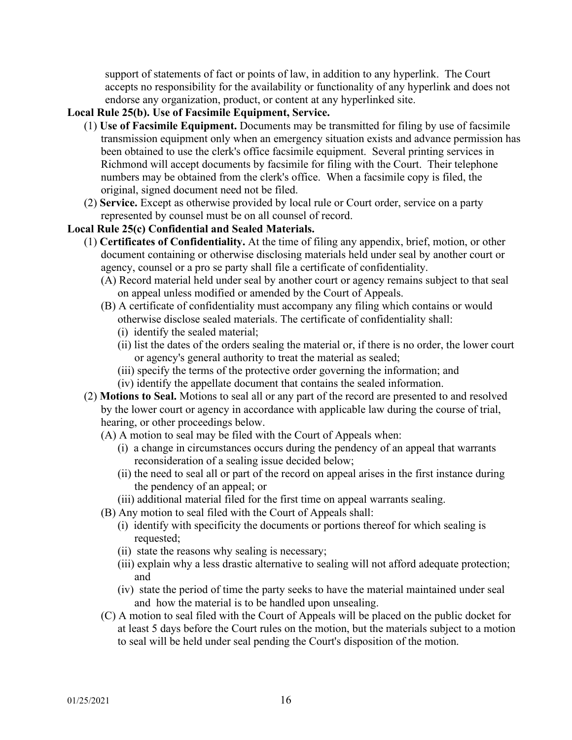support of statements of fact or points of law, in addition to any hyperlink. The Court accepts no responsibility for the availability or functionality of any hyperlink and does not endorse any organization, product, or content at any hyperlinked site.

**Local Rule 25(b). Use of Facsimile Equipment, Service.**

(1) **Use of Facsimile Equipment.** Documents may be transmitted for filing by use of facsimile transmission equipment only when an emergency situation exists and advance permission has been obtained to use the clerk's office facsimile equipment. Several printing services in Richmond will accept documents by facsimile for filing with the Court. Their telephone numbers may be obtained from the clerk's office. When a facsimile copy is filed, the original, signed document need not be filed.

(2) **Service.** Except as otherwise provided by local rule or Court order, service on a party represented by counsel must be on all counsel of record.

**Local Rule 25(c) Confidential and Sealed Materials.**

(1) **Certificates of Confidentiality.** At the time of filing any appendix, brief, motion, or other document containing or otherwise disclosing materials held under seal by another court or agency, counsel or a pro se party shall file a certificate of confidentiality.

- (A) Record material held under seal by another court or agency remains subject to that seal on appeal unless modified or amended by the Court of Appeals.
- (B) A certificate of confidentiality must accompany any filing which contains or would otherwise disclose sealed materials. The certificate of confidentiality shall:
  - (i) identify the sealed material;
  - (ii) list the dates of the orders sealing the material or, if there is no order, the lower court or agency's general authority to treat the material as sealed;
  - (iii) specify the terms of the protective order governing the information; and
  - (iv) identify the appellate document that contains the sealed information.

(2) **Motions to Seal.** Motions to seal all or any part of the record are presented to and resolved by the lower court or agency in accordance with applicable law during the course of trial, hearing, or other proceedings below.

- (A) A motion to seal may be filed with the Court of Appeals when:
  - (i) a change in circumstances occurs during the pendency of an appeal that warrants reconsideration of a sealing issue decided below;
  - (ii) the need to seal all or part of the record on appeal arises in the first instance during the pendency of an appeal; or
  - (iii) additional material filed for the first time on appeal warrants sealing.
- (B) Any motion to seal filed with the Court of Appeals shall:
  - (i) identify with specificity the documents or portions thereof for which sealing is requested;
  - (ii) state the reasons why sealing is necessary;
  - (iii) explain why a less drastic alternative to sealing will not afford adequate protection; and
  - (iv) state the period of time the party seeks to have the material maintained under seal and how the material is to be handled upon unsealing.
- (C) A motion to seal filed with the Court of Appeals will be placed on the public docket for at least 5 days before the Court rules on the motion, but the materials subject to a motion to seal will be held under seal pending the Court's disposition of the motion.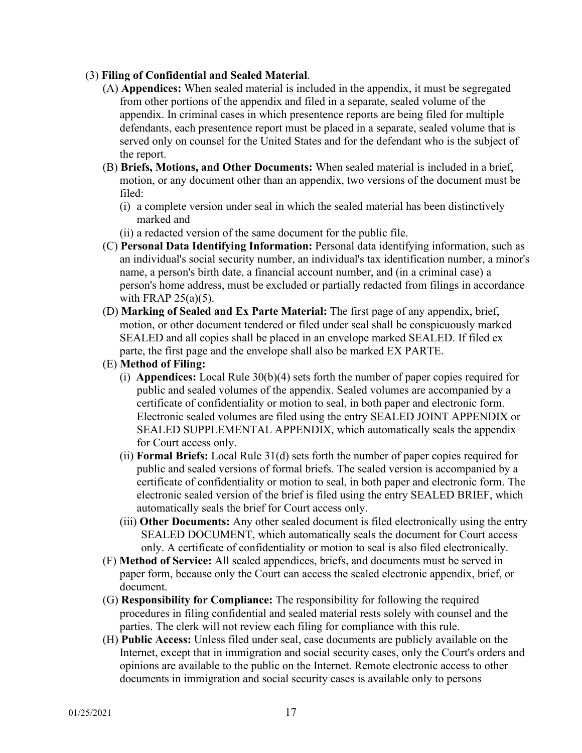(3) **Filing of Confidential and Sealed Material**.

(A) **Appendices:** When sealed material is included in the appendix, it must be segregated from other portions of the appendix and filed in a separate, sealed volume of the appendix. In criminal cases in which presentence reports are being filed for multiple defendants, each presentence report must be placed in a separate, sealed volume that is served only on counsel for the United States and for the defendant who is the subject of the report.

(B) **Briefs, Motions, and Other Documents:** When sealed material is included in a brief, motion, or any document other than an appendix, two versions of the document must be filed:

(i) a complete version under seal in which the sealed material has been distinctively marked and

(ii) a redacted version of the same document for the public file.

(C) **Personal Data Identifying Information:** Personal data identifying information, such as an individual's social security number, an individual's tax identification number, a minor's name, a person's birth date, a financial account number, and (in a criminal case) a person's home address, must be excluded or partially redacted from filings in accordance with FRAP 25(a)(5).

(D) **Marking of Sealed and Ex Parte Material:** The first page of any appendix, brief, motion, or other document tendered or filed under seal shall be conspicuously marked SEALED and all copies shall be placed in an envelope marked SEALED. If filed ex parte, the first page and the envelope shall also be marked EX PARTE.

(E) **Method of Filing:**

(i) **Appendices:** Local Rule 30(b)(4) sets forth the number of paper copies required for public and sealed volumes of the appendix. Sealed volumes are accompanied by a certificate of confidentiality or motion to seal, in both paper and electronic form. Electronic sealed volumes are filed using the entry SEALED JOINT APPENDIX or SEALED SUPPLEMENTAL APPENDIX, which automatically seals the appendix for Court access only.

(ii) **Formal Briefs:** Local Rule 31(d) sets forth the number of paper copies required for public and sealed versions of formal briefs. The sealed version is accompanied by a certificate of confidentiality or motion to seal, in both paper and electronic form. The electronic sealed version of the brief is filed using the entry SEALED BRIEF, which automatically seals the brief for Court access only.

(iii) **Other Documents:** Any other sealed document is filed electronically using the entry SEALED DOCUMENT, which automatically seals the document for Court access only. A certificate of confidentiality or motion to seal is also filed electronically.

(F) **Method of Service:** All sealed appendices, briefs, and documents must be served in paper form, because only the Court can access the sealed electronic appendix, brief, or document.

(G) **Responsibility for Compliance:** The responsibility for following the required procedures in filing confidential and sealed material rests solely with counsel and the parties. The clerk will not review each filing for compliance with this rule.

(H) **Public Access:** Unless filed under seal, case documents are publicly available on the Internet, except that in immigration and social security cases, only the Court's orders and opinions are available to the public on the Internet. Remote electronic access to other documents in immigration and social security cases is available only to persons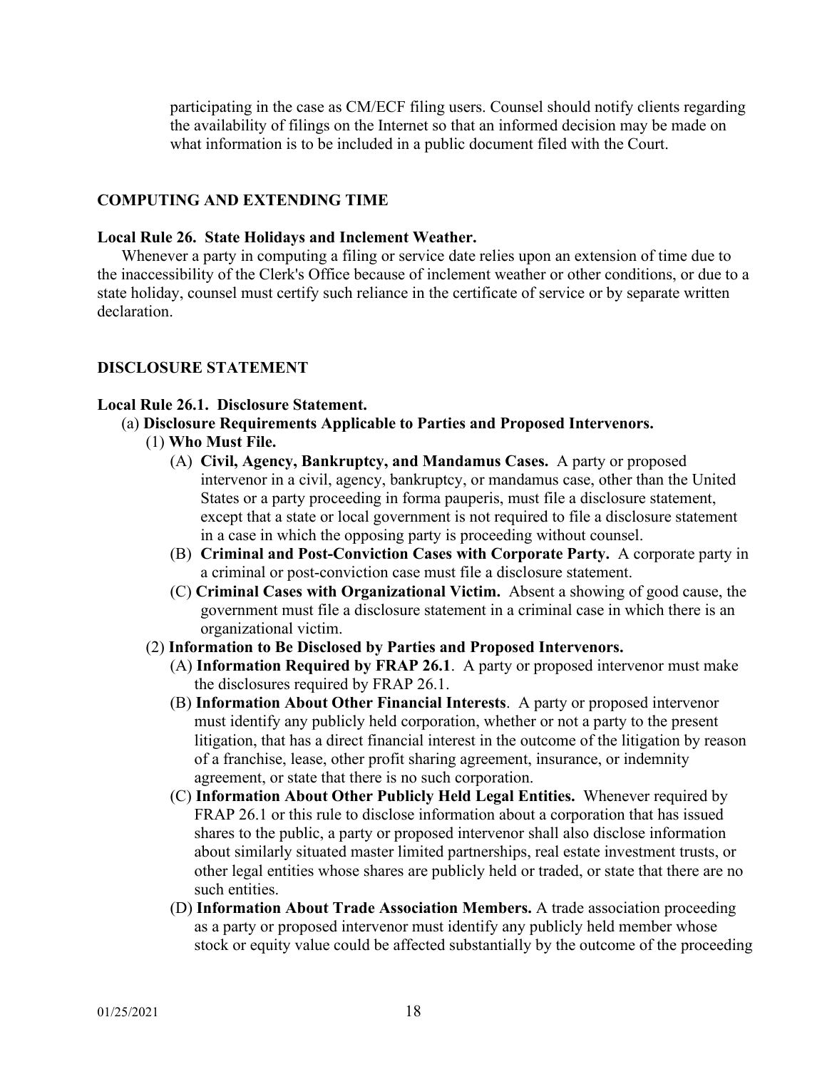participating in the case as CM/ECF filing users. Counsel should notify clients regarding the availability of filings on the Internet so that an informed decision may be made on what information is to be included in a public document filed with the Court.

## COMPUTING AND EXTENDING TIME

### Local Rule 26. State Holidays and Inclement Weather.

Whenever a party in computing a filing or service date relies upon an extension of time due to the inaccessibility of the Clerk's Office because of inclement weather or other conditions, or due to a state holiday, counsel must certify such reliance in the certificate of service or by separate written declaration.

## DISCLOSURE STATEMENT

### Local Rule 26.1. Disclosure Statement.

(a) **Disclosure Requirements Applicable to Parties and Proposed Intervenors.**

(1) **Who Must File.**

(A) **Civil, Agency, Bankruptcy, and Mandamus Cases.** A party or proposed intervenor in a civil, agency, bankruptcy, or mandamus case, other than the United States or a party proceeding in forma pauperis, must file a disclosure statement, except that a state or local government is not required to file a disclosure statement in a case in which the opposing party is proceeding without counsel.

(B) **Criminal and Post-Conviction Cases with Corporate Party.** A corporate party in a criminal or post-conviction case must file a disclosure statement.

(C) **Criminal Cases with Organizational Victim.** Absent a showing of good cause, the government must file a disclosure statement in a criminal case in which there is an organizational victim.

(2) **Information to Be Disclosed by Parties and Proposed Intervenors.**

(A) **Information Required by FRAP 26.1**. A party or proposed intervenor must make the disclosures required by FRAP 26.1.

(B) **Information About Other Financial Interests**. A party or proposed intervenor must identify any publicly held corporation, whether or not a party to the present litigation, that has a direct financial interest in the outcome of the litigation by reason of a franchise, lease, other profit sharing agreement, insurance, or indemnity agreement, or state that there is no such corporation.

(C) **Information About Other Publicly Held Legal Entities.** Whenever required by FRAP 26.1 or this rule to disclose information about a corporation that has issued shares to the public, a party or proposed intervenor shall also disclose information about similarly situated master limited partnerships, real estate investment trusts, or other legal entities whose shares are publicly held or traded, or state that there are no such entities.

(D) **Information About Trade Association Members.** A trade association proceeding as a party or proposed intervenor must identify any publicly held member whose stock or equity value could be affected substantially by the outcome of the proceeding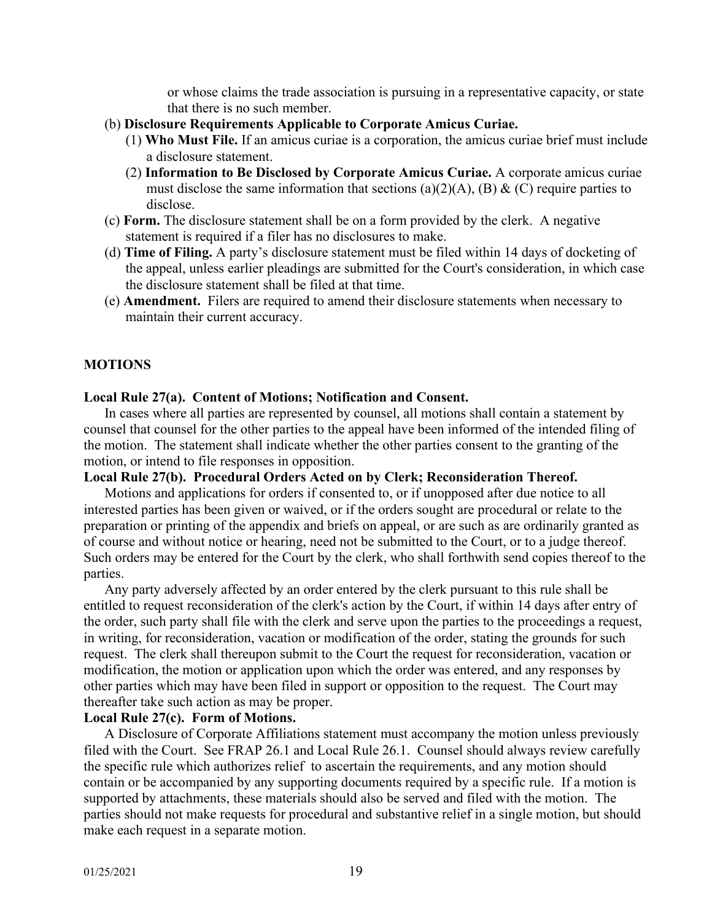or whose claims the trade association is pursuing in a representative capacity, or state that there is no such member.

(b) **Disclosure Requirements Applicable to Corporate Amicus Curiae.**

(1) **Who Must File.** If an amicus curiae is a corporation, the amicus curiae brief must include a disclosure statement.

(2) **Information to Be Disclosed by Corporate Amicus Curiae.** A corporate amicus curiae must disclose the same information that sections (a)(2)(A), (B) & (C) require parties to disclose.

(c) **Form.** The disclosure statement shall be on a form provided by the clerk. A negative statement is required if a filer has no disclosures to make.

(d) **Time of Filing.** A party's disclosure statement must be filed within 14 days of docketing of the appeal, unless earlier pleadings are submitted for the Court's consideration, in which case the disclosure statement shall be filed at that time.

(e) **Amendment.** Filers are required to amend their disclosure statements when necessary to maintain their current accuracy.

## MOTIONS

### Local Rule 27(a). Content of Motions; Notification and Consent.

In cases where all parties are represented by counsel, all motions shall contain a statement by counsel that counsel for the other parties to the appeal have been informed of the intended filing of the motion. The statement shall indicate whether the other parties consent to the granting of the motion, or intend to file responses in opposition.

### Local Rule 27(b). Procedural Orders Acted on by Clerk; Reconsideration Thereof.

Motions and applications for orders if consented to, or if unopposed after due notice to all interested parties has been given or waived, or if the orders sought are procedural or relate to the preparation or printing of the appendix and briefs on appeal, or are such as are ordinarily granted as of course and without notice or hearing, need not be submitted to the Court, or to a judge thereof. Such orders may be entered for the Court by the clerk, who shall forthwith send copies thereof to the parties.

Any party adversely affected by an order entered by the clerk pursuant to this rule shall be entitled to request reconsideration of the clerk's action by the Court, if within 14 days after entry of the order, such party shall file with the clerk and serve upon the parties to the proceedings a request, in writing, for reconsideration, vacation or modification of the order, stating the grounds for such request. The clerk shall thereupon submit to the Court the request for reconsideration, vacation or modification, the motion or application upon which the order was entered, and any responses by other parties which may have been filed in support or opposition to the request. The Court may thereafter take such action as may be proper.

### Local Rule 27(c). Form of Motions.

A Disclosure of Corporate Affiliations statement must accompany the motion unless previously filed with the Court. See FRAP 26.1 and Local Rule 26.1. Counsel should always review carefully the specific rule which authorizes relief to ascertain the requirements, and any motion should contain or be accompanied by any supporting documents required by a specific rule. If a motion is supported by attachments, these materials should also be served and filed with the motion. The parties should not make requests for procedural and substantive relief in a single motion, but should make each request in a separate motion.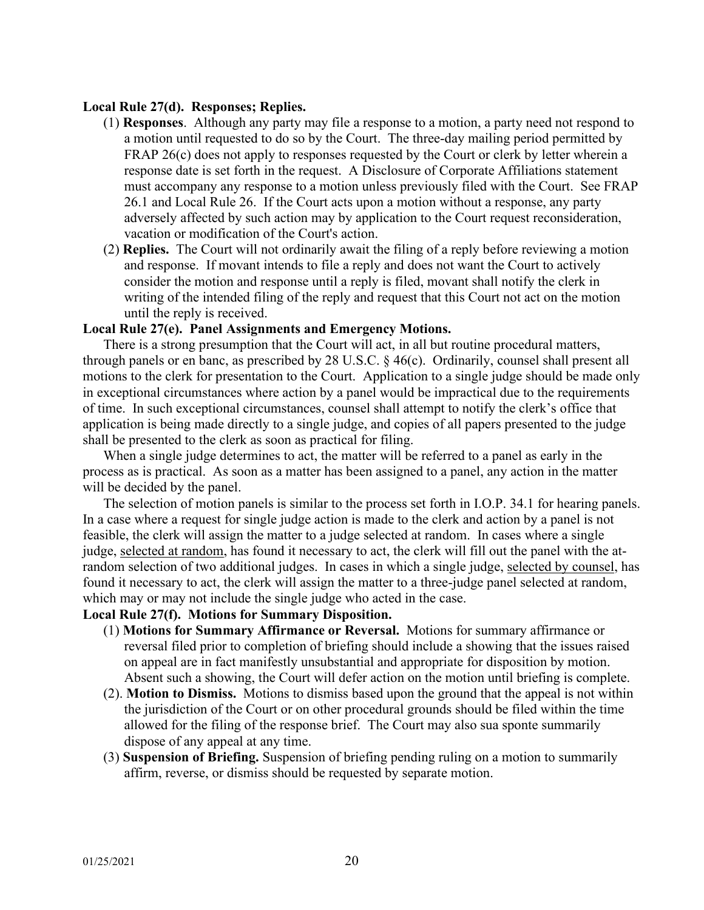**Local Rule 27(d). Responses; Replies.**

(1) **Responses**. Although any party may file a response to a motion, a party need not respond to a motion until requested to do so by the Court. The three-day mailing period permitted by FRAP 26(c) does not apply to responses requested by the Court or clerk by letter wherein a response date is set forth in the request. A Disclosure of Corporate Affiliations statement must accompany any response to a motion unless previously filed with the Court. See FRAP 26.1 and Local Rule 26. If the Court acts upon a motion without a response, any party adversely affected by such action may by application to the Court request reconsideration, vacation or modification of the Court's action.

(2) **Replies.** The Court will not ordinarily await the filing of a reply before reviewing a motion and response. If movant intends to file a reply and does not want the Court to actively consider the motion and response until a reply is filed, movant shall notify the clerk in writing of the intended filing of the reply and request that this Court not act on the motion until the reply is received.

**Local Rule 27(e). Panel Assignments and Emergency Motions.**

There is a strong presumption that the Court will act, in all but routine procedural matters, through panels or en banc, as prescribed by 28 U.S.C. § 46(c). Ordinarily, counsel shall present all motions to the clerk for presentation to the Court. Application to a single judge should be made only in exceptional circumstances where action by a panel would be impractical due to the requirements of time. In such exceptional circumstances, counsel shall attempt to notify the clerk's office that application is being made directly to a single judge, and copies of all papers presented to the judge shall be presented to the clerk as soon as practical for filing.

When a single judge determines to act, the matter will be referred to a panel as early in the process as is practical. As soon as a matter has been assigned to a panel, any action in the matter will be decided by the panel.

The selection of motion panels is similar to the process set forth in I.O.P. 34.1 for hearing panels. In a case where a request for single judge action is made to the clerk and action by a panel is not feasible, the clerk will assign the matter to a judge selected at random. In cases where a single judge, selected at random, has found it necessary to act, the clerk will fill out the panel with the at-random selection of two additional judges. In cases in which a single judge, selected by counsel, has found it necessary to act, the clerk will assign the matter to a three-judge panel selected at random, which may or may not include the single judge who acted in the case.

**Local Rule 27(f). Motions for Summary Disposition.**

(1) **Motions for Summary Affirmance or Reversal.** Motions for summary affirmance or reversal filed prior to completion of briefing should include a showing that the issues raised on appeal are in fact manifestly unsubstantial and appropriate for disposition by motion. Absent such a showing, the Court will defer action on the motion until briefing is complete.

(2). **Motion to Dismiss.** Motions to dismiss based upon the ground that the appeal is not within the jurisdiction of the Court or on other procedural grounds should be filed within the time allowed for the filing of the response brief. The Court may also sua sponte summarily dispose of any appeal at any time.

(3) **Suspension of Briefing.** Suspension of briefing pending ruling on a motion to summarily affirm, reverse, or dismiss should be requested by separate motion.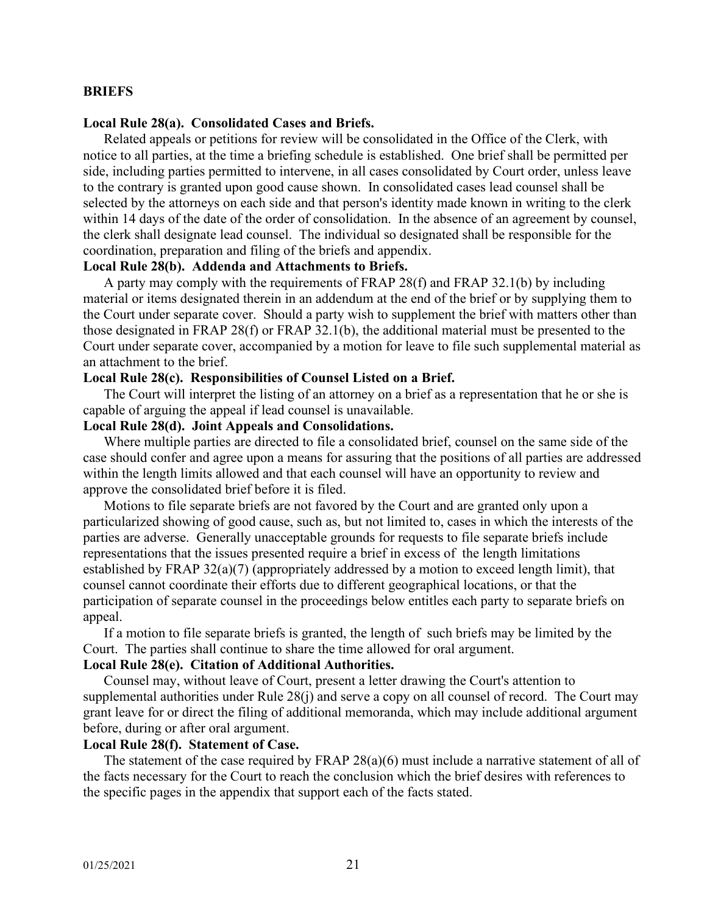## BRIEFS

### Local Rule 28(a). Consolidated Cases and Briefs.

Related appeals or petitions for review will be consolidated in the Office of the Clerk, with notice to all parties, at the time a briefing schedule is established. One brief shall be permitted per side, including parties permitted to intervene, in all cases consolidated by Court order, unless leave to the contrary is granted upon good cause shown. In consolidated cases lead counsel shall be selected by the attorneys on each side and that person's identity made known in writing to the clerk within 14 days of the date of the order of consolidation. In the absence of an agreement by counsel, the clerk shall designate lead counsel. The individual so designated shall be responsible for the coordination, preparation and filing of the briefs and appendix.

### Local Rule 28(b). Addenda and Attachments to Briefs.

A party may comply with the requirements of FRAP 28(f) and FRAP 32.1(b) by including material or items designated therein in an addendum at the end of the brief or by supplying them to the Court under separate cover. Should a party wish to supplement the brief with matters other than those designated in FRAP 28(f) or FRAP 32.1(b), the additional material must be presented to the Court under separate cover, accompanied by a motion for leave to file such supplemental material as an attachment to the brief.

### Local Rule 28(c). Responsibilities of Counsel Listed on a Brief.

The Court will interpret the listing of an attorney on a brief as a representation that he or she is capable of arguing the appeal if lead counsel is unavailable.

### Local Rule 28(d). Joint Appeals and Consolidations.

Where multiple parties are directed to file a consolidated brief, counsel on the same side of the case should confer and agree upon a means for assuring that the positions of all parties are addressed within the length limits allowed and that each counsel will have an opportunity to review and approve the consolidated brief before it is filed.

Motions to file separate briefs are not favored by the Court and are granted only upon a particularized showing of good cause, such as, but not limited to, cases in which the interests of the parties are adverse. Generally unacceptable grounds for requests to file separate briefs include representations that the issues presented require a brief in excess of the length limitations established by FRAP 32(a)(7) (appropriately addressed by a motion to exceed length limit), that counsel cannot coordinate their efforts due to different geographical locations, or that the participation of separate counsel in the proceedings below entitles each party to separate briefs on appeal.

If a motion to file separate briefs is granted, the length of such briefs may be limited by the Court. The parties shall continue to share the time allowed for oral argument.

### Local Rule 28(e). Citation of Additional Authorities.

Counsel may, without leave of Court, present a letter drawing the Court's attention to supplemental authorities under Rule 28(j) and serve a copy on all counsel of record. The Court may grant leave for or direct the filing of additional memoranda, which may include additional argument before, during or after oral argument.

### Local Rule 28(f). Statement of Case.

The statement of the case required by FRAP 28(a)(6) must include a narrative statement of all of the facts necessary for the Court to reach the conclusion which the brief desires with references to the specific pages in the appendix that support each of the facts stated.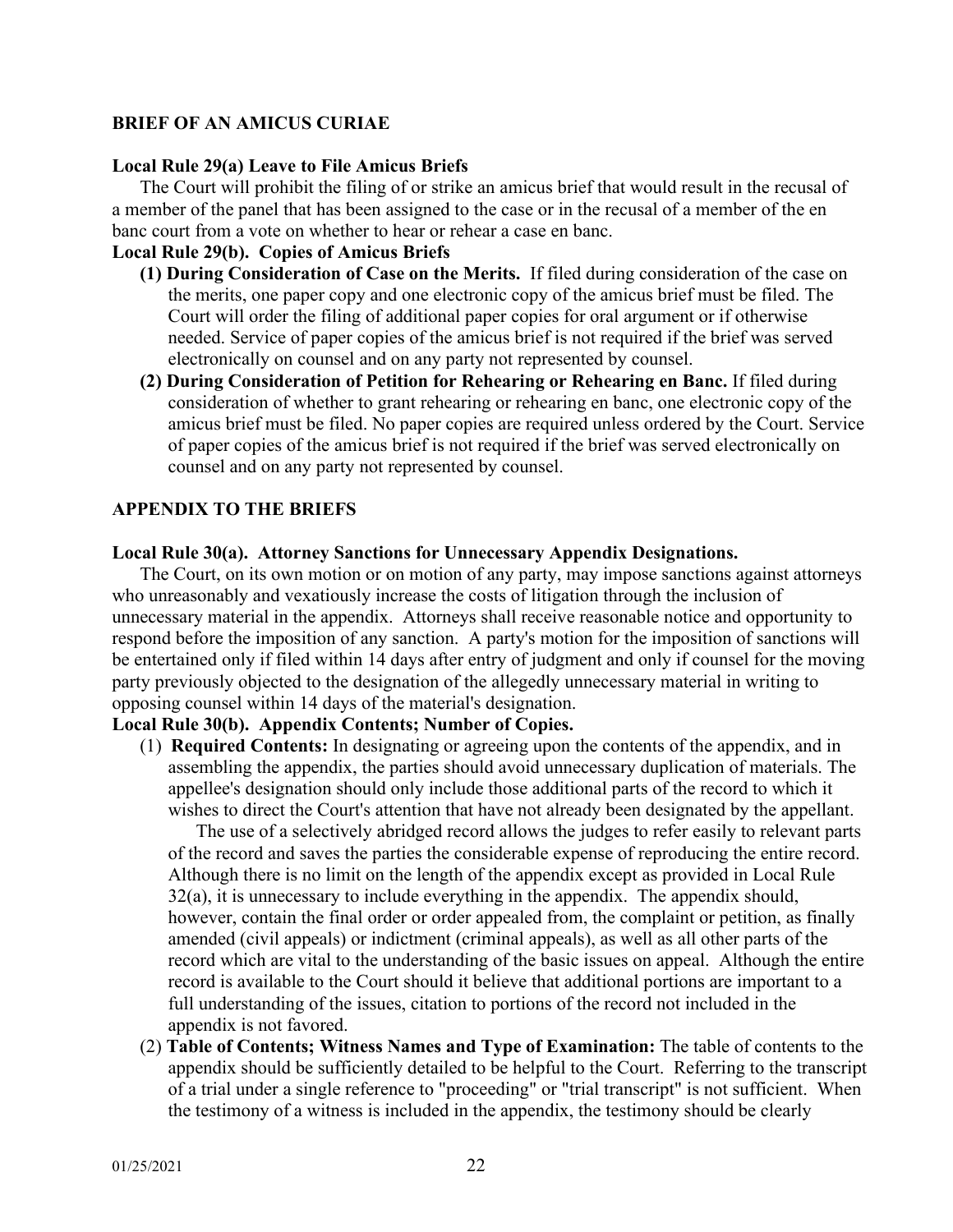## BRIEF OF AN AMICUS CURIAE

### Local Rule 29(a) Leave to File Amicus Briefs

The Court will prohibit the filing of or strike an amicus brief that would result in the recusal of a member of the panel that has been assigned to the case or in the recusal of a member of the en banc court from a vote on whether to hear or rehear a case en banc.

### Local Rule 29(b). Copies of Amicus Briefs

- **(1) During Consideration of Case on the Merits.** If filed during consideration of the case on the merits, one paper copy and one electronic copy of the amicus brief must be filed. The Court will order the filing of additional paper copies for oral argument or if otherwise needed. Service of paper copies of the amicus brief is not required if the brief was served electronically on counsel and on any party not represented by counsel.
- **(2) During Consideration of Petition for Rehearing or Rehearing en Banc.** If filed during consideration of whether to grant rehearing or rehearing en banc, one electronic copy of the amicus brief must be filed. No paper copies are required unless ordered by the Court. Service of paper copies of the amicus brief is not required if the brief was served electronically on counsel and on any party not represented by counsel.

## APPENDIX TO THE BRIEFS

### Local Rule 30(a). Attorney Sanctions for Unnecessary Appendix Designations.

The Court, on its own motion or on motion of any party, may impose sanctions against attorneys who unreasonably and vexatiously increase the costs of litigation through the inclusion of unnecessary material in the appendix. Attorneys shall receive reasonable notice and opportunity to respond before the imposition of any sanction. A party's motion for the imposition of sanctions will be entertained only if filed within 14 days after entry of judgment and only if counsel for the moving party previously objected to the designation of the allegedly unnecessary material in writing to opposing counsel within 14 days of the material's designation.

### Local Rule 30(b). Appendix Contents; Number of Copies.

(1) **Required Contents:** In designating or agreeing upon the contents of the appendix, and in assembling the appendix, the parties should avoid unnecessary duplication of materials. The appellee's designation should only include those additional parts of the record to which it wishes to direct the Court's attention that have not already been designated by the appellant.

The use of a selectively abridged record allows the judges to refer easily to relevant parts of the record and saves the parties the considerable expense of reproducing the entire record. Although there is no limit on the length of the appendix except as provided in Local Rule 32(a), it is unnecessary to include everything in the appendix. The appendix should, however, contain the final order or order appealed from, the complaint or petition, as finally amended (civil appeals) or indictment (criminal appeals), as well as all other parts of the record which are vital to the understanding of the basic issues on appeal. Although the entire record is available to the Court should it believe that additional portions are important to a full understanding of the issues, citation to portions of the record not included in the appendix is not favored.

(2) **Table of Contents; Witness Names and Type of Examination:** The table of contents to the appendix should be sufficiently detailed to be helpful to the Court. Referring to the transcript of a trial under a single reference to "proceeding" or "trial transcript" is not sufficient. When the testimony of a witness is included in the appendix, the testimony should be clearly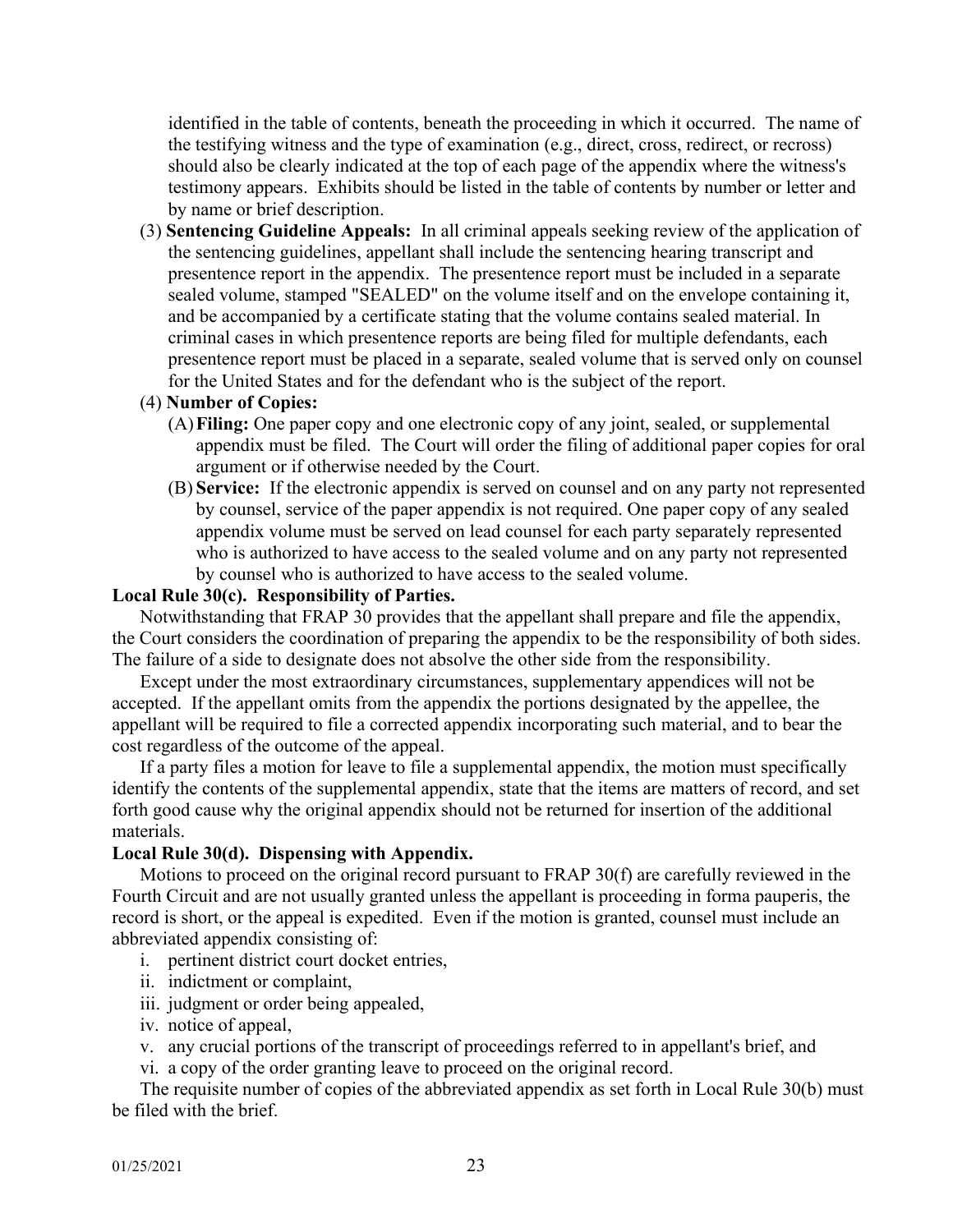identified in the table of contents, beneath the proceeding in which it occurred. The name of the testifying witness and the type of examination (e.g., direct, cross, redirect, or recross) should also be clearly indicated at the top of each page of the appendix where the witness's testimony appears. Exhibits should be listed in the table of contents by number or letter and by name or brief description.

(3) **Sentencing Guideline Appeals:** In all criminal appeals seeking review of the application of the sentencing guidelines, appellant shall include the sentencing hearing transcript and presentence report in the appendix. The presentence report must be included in a separate sealed volume, stamped "SEALED" on the volume itself and on the envelope containing it, and be accompanied by a certificate stating that the volume contains sealed material. In criminal cases in which presentence reports are being filed for multiple defendants, each presentence report must be placed in a separate, sealed volume that is served only on counsel for the United States and for the defendant who is the subject of the report.

(4) **Number of Copies:**

(A) **Filing:** One paper copy and one electronic copy of any joint, sealed, or supplemental appendix must be filed. The Court will order the filing of additional paper copies for oral argument or if otherwise needed by the Court.

(B) **Service:** If the electronic appendix is served on counsel and on any party not represented by counsel, service of the paper appendix is not required. One paper copy of any sealed appendix volume must be served on lead counsel for each party separately represented who is authorized to have access to the sealed volume and on any party not represented by counsel who is authorized to have access to the sealed volume.

**Local Rule 30(c). Responsibility of Parties.**

Notwithstanding that FRAP 30 provides that the appellant shall prepare and file the appendix, the Court considers the coordination of preparing the appendix to be the responsibility of both sides. The failure of a side to designate does not absolve the other side from the responsibility.

Except under the most extraordinary circumstances, supplementary appendices will not be accepted. If the appellant omits from the appendix the portions designated by the appellee, the appellant will be required to file a corrected appendix incorporating such material, and to bear the cost regardless of the outcome of the appeal.

If a party files a motion for leave to file a supplemental appendix, the motion must specifically identify the contents of the supplemental appendix, state that the items are matters of record, and set forth good cause why the original appendix should not be returned for insertion of the additional materials.

**Local Rule 30(d). Dispensing with Appendix.**

Motions to proceed on the original record pursuant to FRAP 30(f) are carefully reviewed in the Fourth Circuit and are not usually granted unless the appellant is proceeding in forma pauperis, the record is short, or the appeal is expedited. Even if the motion is granted, counsel must include an abbreviated appendix consisting of:

i. pertinent district court docket entries,
ii. indictment or complaint,
iii. judgment or order being appealed,
iv. notice of appeal,
v. any crucial portions of the transcript of proceedings referred to in appellant's brief, and
vi. a copy of the order granting leave to proceed on the original record.

The requisite number of copies of the abbreviated appendix as set forth in Local Rule 30(b) must be filed with the brief.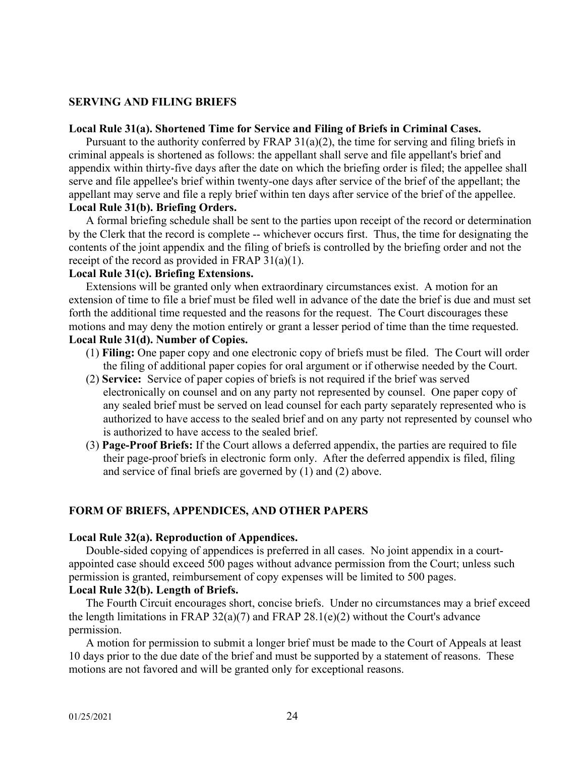## SERVING AND FILING BRIEFS

### Local Rule 31(a). Shortened Time for Service and Filing of Briefs in Criminal Cases.

Pursuant to the authority conferred by FRAP 31(a)(2), the time for serving and filing briefs in criminal appeals is shortened as follows: the appellant shall serve and file appellant's brief and appendix within thirty-five days after the date on which the briefing order is filed; the appellee shall serve and file appellee's brief within twenty-one days after service of the brief of the appellant; the appellant may serve and file a reply brief within ten days after service of the brief of the appellee.

### Local Rule 31(b). Briefing Orders.

A formal briefing schedule shall be sent to the parties upon receipt of the record or determination by the Clerk that the record is complete -- whichever occurs first. Thus, the time for designating the contents of the joint appendix and the filing of briefs is controlled by the briefing order and not the receipt of the record as provided in FRAP 31(a)(1).

### Local Rule 31(c). Briefing Extensions.

Extensions will be granted only when extraordinary circumstances exist. A motion for an extension of time to file a brief must be filed well in advance of the date the brief is due and must set forth the additional time requested and the reasons for the request. The Court discourages these motions and may deny the motion entirely or grant a lesser period of time than the time requested.

### Local Rule 31(d). Number of Copies.

(1) **Filing:** One paper copy and one electronic copy of briefs must be filed. The Court will order the filing of additional paper copies for oral argument or if otherwise needed by the Court.

(2) **Service:** Service of paper copies of briefs is not required if the brief was served electronically on counsel and on any party not represented by counsel. One paper copy of any sealed brief must be served on lead counsel for each party separately represented who is authorized to have access to the sealed brief and on any party not represented by counsel who is authorized to have access to the sealed brief.

(3) **Page-Proof Briefs:** If the Court allows a deferred appendix, the parties are required to file their page-proof briefs in electronic form only. After the deferred appendix is filed, filing and service of final briefs are governed by (1) and (2) above.

## FORM OF BRIEFS, APPENDICES, AND OTHER PAPERS

### Local Rule 32(a). Reproduction of Appendices.

Double-sided copying of appendices is preferred in all cases. No joint appendix in a court-appointed case should exceed 500 pages without advance permission from the Court; unless such permission is granted, reimbursement of copy expenses will be limited to 500 pages.

### Local Rule 32(b). Length of Briefs.

The Fourth Circuit encourages short, concise briefs. Under no circumstances may a brief exceed the length limitations in FRAP 32(a)(7) and FRAP 28.1(e)(2) without the Court's advance permission.

A motion for permission to submit a longer brief must be made to the Court of Appeals at least 10 days prior to the due date of the brief and must be supported by a statement of reasons. These motions are not favored and will be granted only for exceptional reasons.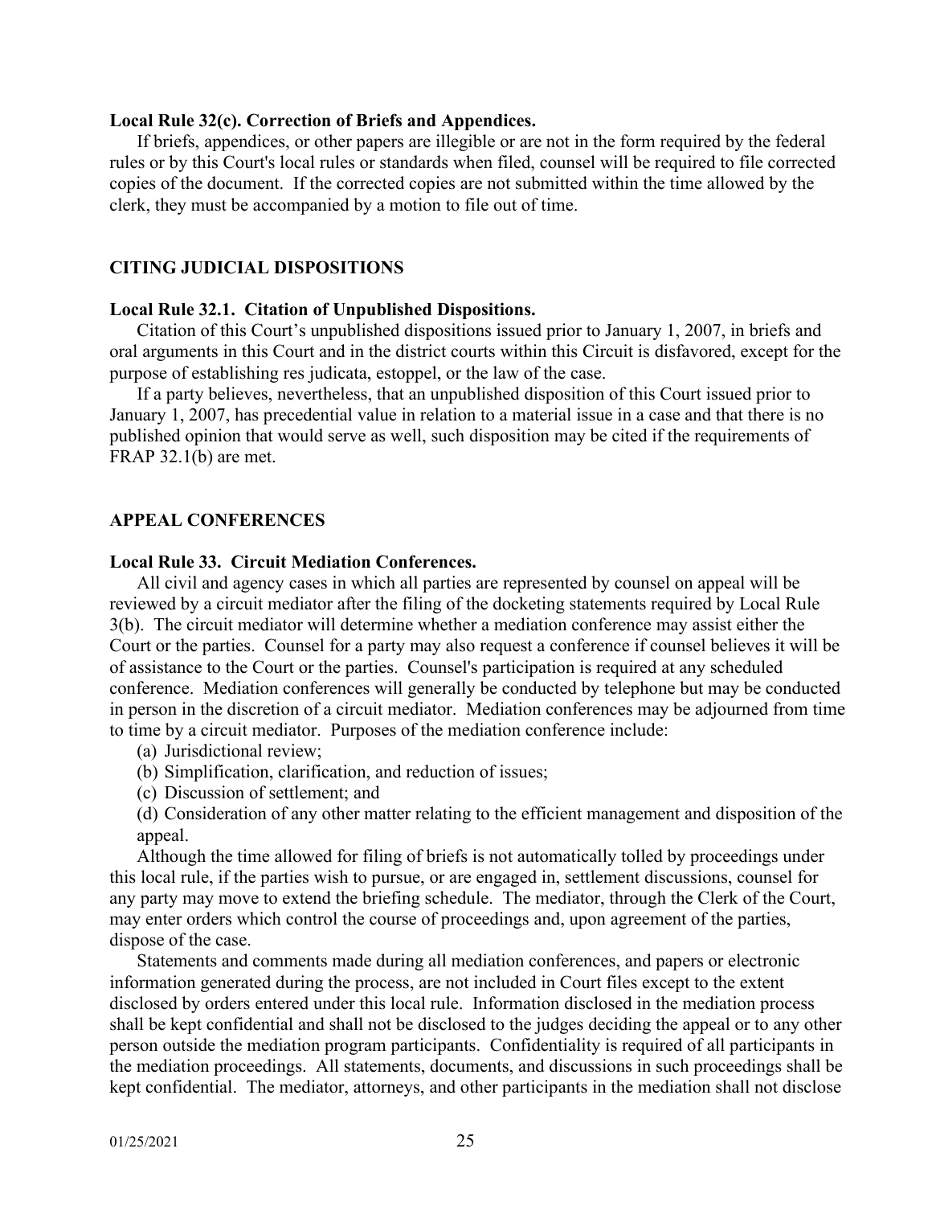**Local Rule 32(c). Correction of Briefs and Appendices.**

If briefs, appendices, or other papers are illegible or are not in the form required by the federal rules or by this Court's local rules or standards when filed, counsel will be required to file corrected copies of the document. If the corrected copies are not submitted within the time allowed by the clerk, they must be accompanied by a motion to file out of time.

## CITING JUDICIAL DISPOSITIONS

**Local Rule 32.1. Citation of Unpublished Dispositions.**

Citation of this Court's unpublished dispositions issued prior to January 1, 2007, in briefs and oral arguments in this Court and in the district courts within this Circuit is disfavored, except for the purpose of establishing res judicata, estoppel, or the law of the case.

If a party believes, nevertheless, that an unpublished disposition of this Court issued prior to January 1, 2007, has precedential value in relation to a material issue in a case and that there is no published opinion that would serve as well, such disposition may be cited if the requirements of FRAP 32.1(b) are met.

## APPEAL CONFERENCES

**Local Rule 33. Circuit Mediation Conferences.**

All civil and agency cases in which all parties are represented by counsel on appeal will be reviewed by a circuit mediator after the filing of the docketing statements required by Local Rule 3(b). The circuit mediator will determine whether a mediation conference may assist either the Court or the parties. Counsel for a party may also request a conference if counsel believes it will be of assistance to the Court or the parties. Counsel's participation is required at any scheduled conference. Mediation conferences will generally be conducted by telephone but may be conducted in person in the discretion of a circuit mediator. Mediation conferences may be adjourned from time to time by a circuit mediator. Purposes of the mediation conference include:

(a) Jurisdictional review;

(b) Simplification, clarification, and reduction of issues;

(c) Discussion of settlement; and

(d) Consideration of any other matter relating to the efficient management and disposition of the appeal.

Although the time allowed for filing of briefs is not automatically tolled by proceedings under this local rule, if the parties wish to pursue, or are engaged in, settlement discussions, counsel for any party may move to extend the briefing schedule. The mediator, through the Clerk of the Court, may enter orders which control the course of proceedings and, upon agreement of the parties, dispose of the case.

Statements and comments made during all mediation conferences, and papers or electronic information generated during the process, are not included in Court files except to the extent disclosed by orders entered under this local rule. Information disclosed in the mediation process shall be kept confidential and shall not be disclosed to the judges deciding the appeal or to any other person outside the mediation program participants. Confidentiality is required of all participants in the mediation proceedings. All statements, documents, and discussions in such proceedings shall be kept confidential. The mediator, attorneys, and other participants in the mediation shall not disclose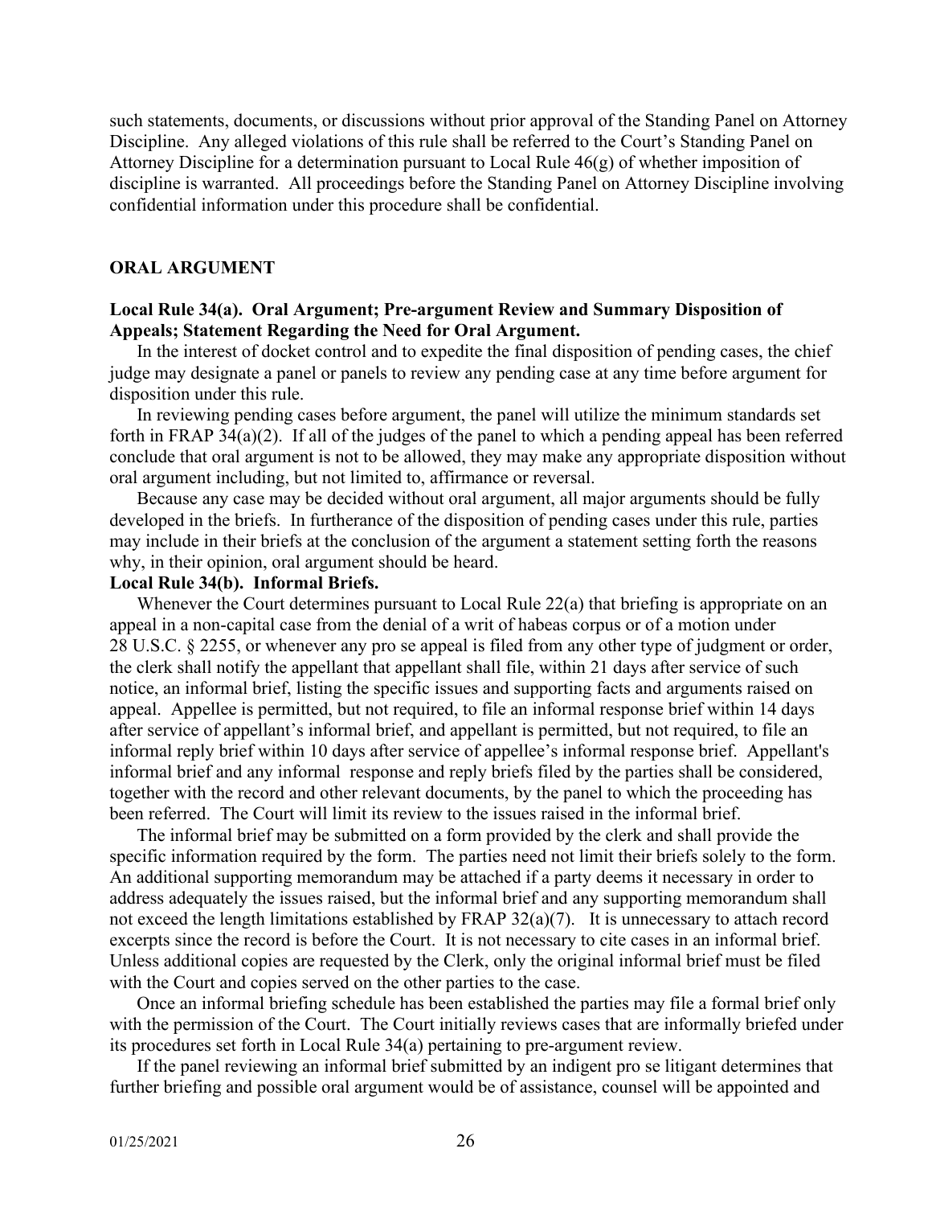such statements, documents, or discussions without prior approval of the Standing Panel on Attorney Discipline. Any alleged violations of this rule shall be referred to the Court's Standing Panel on Attorney Discipline for a determination pursuant to Local Rule 46(g) of whether imposition of discipline is warranted. All proceedings before the Standing Panel on Attorney Discipline involving confidential information under this procedure shall be confidential.

## ORAL ARGUMENT

### Local Rule 34(a). Oral Argument; Pre-argument Review and Summary Disposition of Appeals; Statement Regarding the Need for Oral Argument.

In the interest of docket control and to expedite the final disposition of pending cases, the chief judge may designate a panel or panels to review any pending case at any time before argument for disposition under this rule.

In reviewing pending cases before argument, the panel will utilize the minimum standards set forth in FRAP 34(a)(2). If all of the judges of the panel to which a pending appeal has been referred conclude that oral argument is not to be allowed, they may make any appropriate disposition without oral argument including, but not limited to, affirmance or reversal.

Because any case may be decided without oral argument, all major arguments should be fully developed in the briefs. In furtherance of the disposition of pending cases under this rule, parties may include in their briefs at the conclusion of the argument a statement setting forth the reasons why, in their opinion, oral argument should be heard.

### Local Rule 34(b). Informal Briefs.

Whenever the Court determines pursuant to Local Rule 22(a) that briefing is appropriate on an appeal in a non-capital case from the denial of a writ of habeas corpus or of a motion under 28 U.S.C. § 2255, or whenever any pro se appeal is filed from any other type of judgment or order, the clerk shall notify the appellant that appellant shall file, within 21 days after service of such notice, an informal brief, listing the specific issues and supporting facts and arguments raised on appeal. Appellee is permitted, but not required, to file an informal response brief within 14 days after service of appellant's informal brief, and appellant is permitted, but not required, to file an informal reply brief within 10 days after service of appellee's informal response brief. Appellant's informal brief and any informal response and reply briefs filed by the parties shall be considered, together with the record and other relevant documents, by the panel to which the proceeding has been referred. The Court will limit its review to the issues raised in the informal brief.

The informal brief may be submitted on a form provided by the clerk and shall provide the specific information required by the form. The parties need not limit their briefs solely to the form. An additional supporting memorandum may be attached if a party deems it necessary in order to address adequately the issues raised, but the informal brief and any supporting memorandum shall not exceed the length limitations established by FRAP 32(a)(7). It is unnecessary to attach record excerpts since the record is before the Court. It is not necessary to cite cases in an informal brief. Unless additional copies are requested by the Clerk, only the original informal brief must be filed with the Court and copies served on the other parties to the case.

Once an informal briefing schedule has been established the parties may file a formal brief only with the permission of the Court. The Court initially reviews cases that are informally briefed under its procedures set forth in Local Rule 34(a) pertaining to pre-argument review.

If the panel reviewing an informal brief submitted by an indigent pro se litigant determines that further briefing and possible oral argument would be of assistance, counsel will be appointed and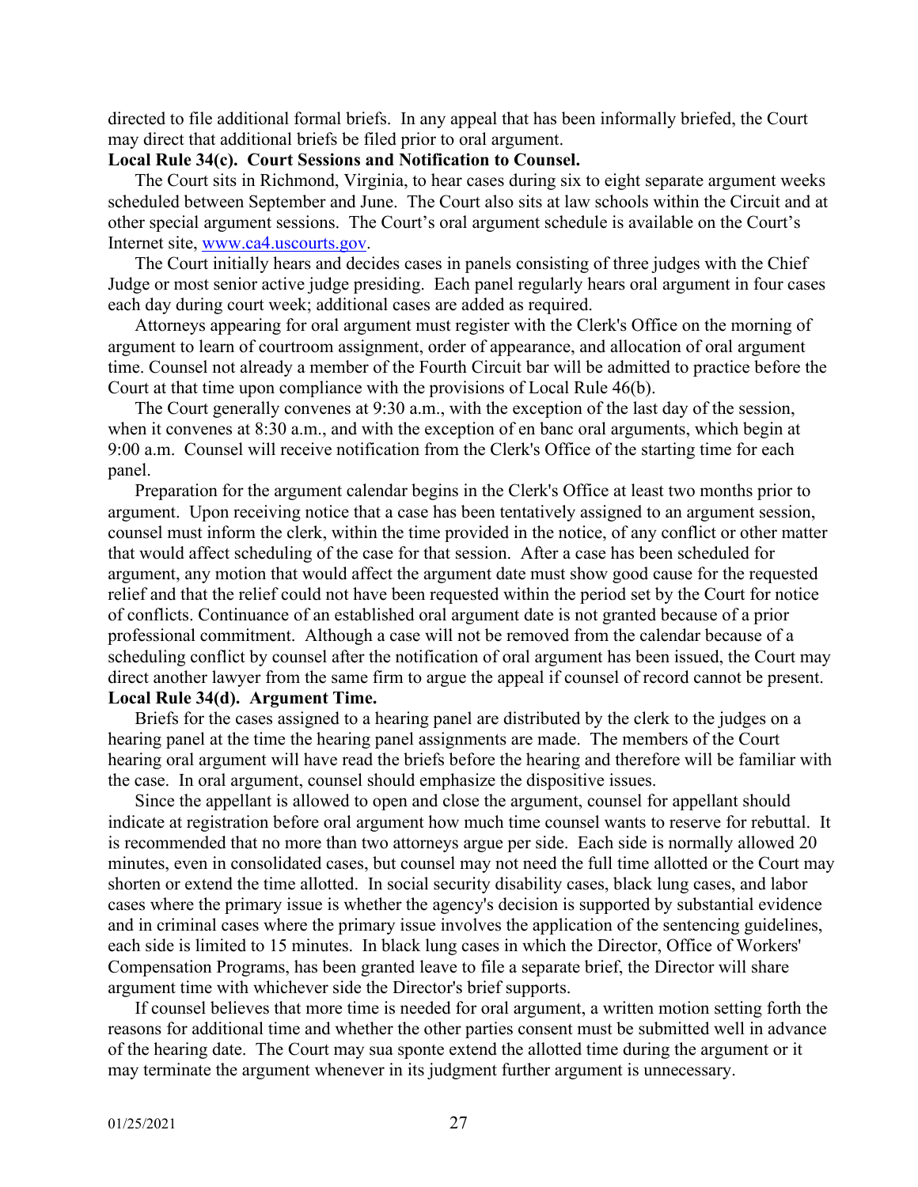directed to file additional formal briefs. In any appeal that has been informally briefed, the Court may direct that additional briefs be filed prior to oral argument.

**Local Rule 34(c). Court Sessions and Notification to Counsel.**

The Court sits in Richmond, Virginia, to hear cases during six to eight separate argument weeks scheduled between September and June. The Court also sits at law schools within the Circuit and at other special argument sessions. The Court's oral argument schedule is available on the Court's Internet site, [www.ca4.uscourts.gov](www.ca4.uscourts.gov).

The Court initially hears and decides cases in panels consisting of three judges with the Chief Judge or most senior active judge presiding. Each panel regularly hears oral argument in four cases each day during court week; additional cases are added as required.

Attorneys appearing for oral argument must register with the Clerk's Office on the morning of argument to learn of courtroom assignment, order of appearance, and allocation of oral argument time. Counsel not already a member of the Fourth Circuit bar will be admitted to practice before the Court at that time upon compliance with the provisions of Local Rule 46(b).

The Court generally convenes at 9:30 a.m., with the exception of the last day of the session, when it convenes at 8:30 a.m., and with the exception of en banc oral arguments, which begin at 9:00 a.m. Counsel will receive notification from the Clerk's Office of the starting time for each panel.

Preparation for the argument calendar begins in the Clerk's Office at least two months prior to argument. Upon receiving notice that a case has been tentatively assigned to an argument session, counsel must inform the clerk, within the time provided in the notice, of any conflict or other matter that would affect scheduling of the case for that session. After a case has been scheduled for argument, any motion that would affect the argument date must show good cause for the requested relief and that the relief could not have been requested within the period set by the Court for notice of conflicts. Continuance of an established oral argument date is not granted because of a prior professional commitment. Although a case will not be removed from the calendar because of a scheduling conflict by counsel after the notification of oral argument has been issued, the Court may direct another lawyer from the same firm to argue the appeal if counsel of record cannot be present.

**Local Rule 34(d). Argument Time.**

Briefs for the cases assigned to a hearing panel are distributed by the clerk to the judges on a hearing panel at the time the hearing panel assignments are made. The members of the Court hearing oral argument will have read the briefs before the hearing and therefore will be familiar with the case. In oral argument, counsel should emphasize the dispositive issues.

Since the appellant is allowed to open and close the argument, counsel for appellant should indicate at registration before oral argument how much time counsel wants to reserve for rebuttal. It is recommended that no more than two attorneys argue per side. Each side is normally allowed 20 minutes, even in consolidated cases, but counsel may not need the full time allotted or the Court may shorten or extend the time allotted. In social security disability cases, black lung cases, and labor cases where the primary issue is whether the agency's decision is supported by substantial evidence and in criminal cases where the primary issue involves the application of the sentencing guidelines, each side is limited to 15 minutes. In black lung cases in which the Director, Office of Workers' Compensation Programs, has been granted leave to file a separate brief, the Director will share argument time with whichever side the Director's brief supports.

If counsel believes that more time is needed for oral argument, a written motion setting forth the reasons for additional time and whether the other parties consent must be submitted well in advance of the hearing date. The Court may sua sponte extend the allotted time during the argument or it may terminate the argument whenever in its judgment further argument is unnecessary.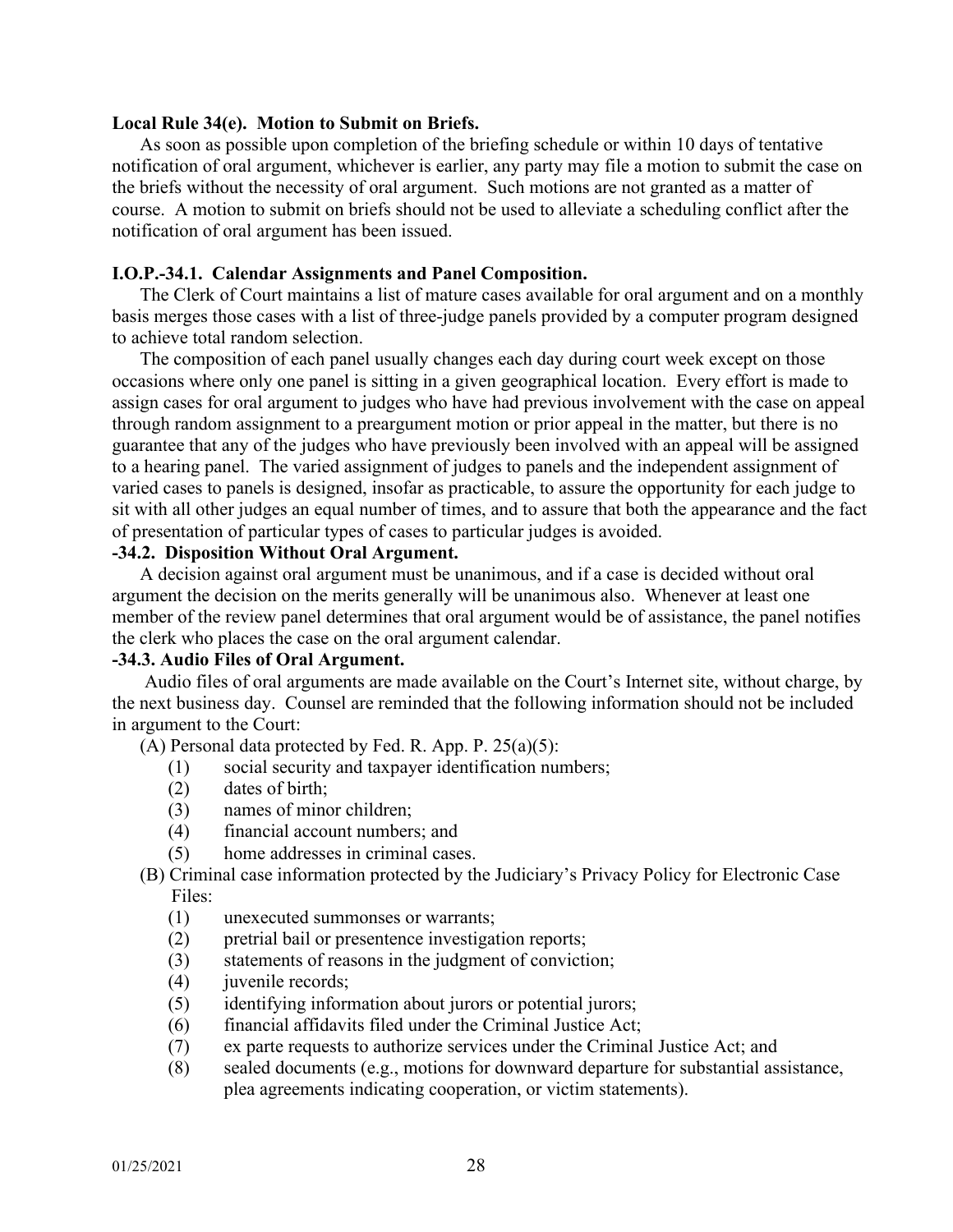**Local Rule 34(e). Motion to Submit on Briefs.**

As soon as possible upon completion of the briefing schedule or within 10 days of tentative notification of oral argument, whichever is earlier, any party may file a motion to submit the case on the briefs without the necessity of oral argument. Such motions are not granted as a matter of course. A motion to submit on briefs should not be used to alleviate a scheduling conflict after the notification of oral argument has been issued.

**I.O.P.-34.1. Calendar Assignments and Panel Composition.**

The Clerk of Court maintains a list of mature cases available for oral argument and on a monthly basis merges those cases with a list of three-judge panels provided by a computer program designed to achieve total random selection.

The composition of each panel usually changes each day during court week except on those occasions where only one panel is sitting in a given geographical location. Every effort is made to assign cases for oral argument to judges who have had previous involvement with the case on appeal through random assignment to a preargument motion or prior appeal in the matter, but there is no guarantee that any of the judges who have previously been involved with an appeal will be assigned to a hearing panel. The varied assignment of judges to panels and the independent assignment of varied cases to panels is designed, insofar as practicable, to assure the opportunity for each judge to sit with all other judges an equal number of times, and to assure that both the appearance and the fact of presentation of particular types of cases to particular judges is avoided.

**-34.2. Disposition Without Oral Argument.**

A decision against oral argument must be unanimous, and if a case is decided without oral argument the decision on the merits generally will be unanimous also. Whenever at least one member of the review panel determines that oral argument would be of assistance, the panel notifies the clerk who places the case on the oral argument calendar.

**-34.3. Audio Files of Oral Argument.**

Audio files of oral arguments are made available on the Court's Internet site, without charge, by the next business day. Counsel are reminded that the following information should not be included in argument to the Court:

(A) Personal data protected by Fed. R. App. P. 25(a)(5):

- (1) social security and taxpayer identification numbers;
- (2) dates of birth;
- (3) names of minor children;
- (4) financial account numbers; and
- (5) home addresses in criminal cases.

(B) Criminal case information protected by the Judiciary's Privacy Policy for Electronic Case Files:

- (1) unexecuted summonses or warrants;
- (2) pretrial bail or presentence investigation reports;
- (3) statements of reasons in the judgment of conviction;
- (4) juvenile records;
- (5) identifying information about jurors or potential jurors;
- (6) financial affidavits filed under the Criminal Justice Act;
- (7) ex parte requests to authorize services under the Criminal Justice Act; and
- (8) sealed documents (e.g., motions for downward departure for substantial assistance, plea agreements indicating cooperation, or victim statements).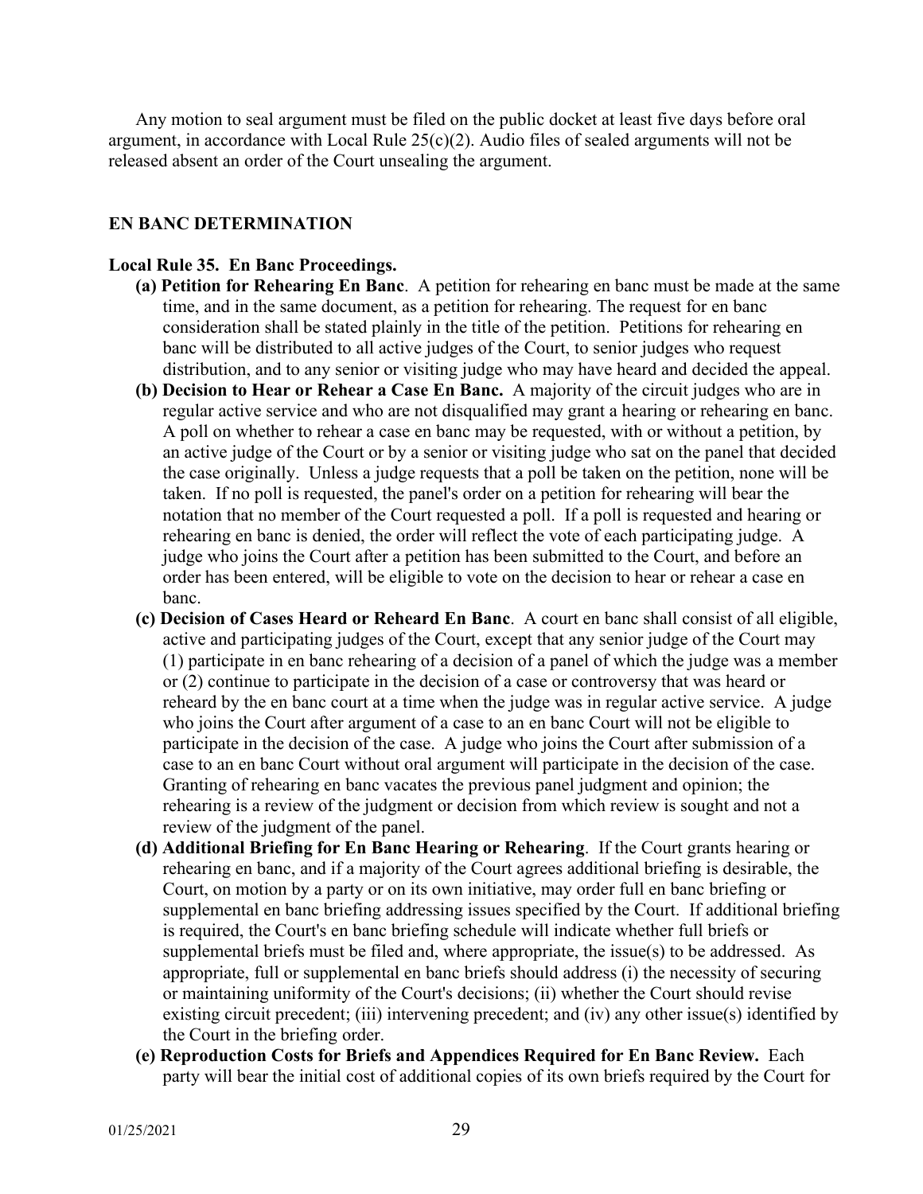Any motion to seal argument must be filed on the public docket at least five days before oral argument, in accordance with Local Rule 25(c)(2). Audio files of sealed arguments will not be released absent an order of the Court unsealing the argument.

## EN BANC DETERMINATION

### Local Rule 35. En Banc Proceedings.

- **(a) Petition for Rehearing En Banc**. A petition for rehearing en banc must be made at the same time, and in the same document, as a petition for rehearing. The request for en banc consideration shall be stated plainly in the title of the petition. Petitions for rehearing en banc will be distributed to all active judges of the Court, to senior judges who request distribution, and to any senior or visiting judge who may have heard and decided the appeal.
- **(b) Decision to Hear or Rehear a Case En Banc.** A majority of the circuit judges who are in regular active service and who are not disqualified may grant a hearing or rehearing en banc. A poll on whether to rehear a case en banc may be requested, with or without a petition, by an active judge of the Court or by a senior or visiting judge who sat on the panel that decided the case originally. Unless a judge requests that a poll be taken on the petition, none will be taken. If no poll is requested, the panel's order on a petition for rehearing will bear the notation that no member of the Court requested a poll. If a poll is requested and hearing or rehearing en banc is denied, the order will reflect the vote of each participating judge. A judge who joins the Court after a petition has been submitted to the Court, and before an order has been entered, will be eligible to vote on the decision to hear or rehear a case en banc.
- **(c) Decision of Cases Heard or Reheard En Banc**. A court en banc shall consist of all eligible, active and participating judges of the Court, except that any senior judge of the Court may (1) participate in en banc rehearing of a decision of a panel of which the judge was a member or (2) continue to participate in the decision of a case or controversy that was heard or reheard by the en banc court at a time when the judge was in regular active service. A judge who joins the Court after argument of a case to an en banc Court will not be eligible to participate in the decision of the case. A judge who joins the Court after submission of a case to an en banc Court without oral argument will participate in the decision of the case. Granting of rehearing en banc vacates the previous panel judgment and opinion; the rehearing is a review of the judgment or decision from which review is sought and not a review of the judgment of the panel.
- **(d) Additional Briefing for En Banc Hearing or Rehearing**. If the Court grants hearing or rehearing en banc, and if a majority of the Court agrees additional briefing is desirable, the Court, on motion by a party or on its own initiative, may order full en banc briefing or supplemental en banc briefing addressing issues specified by the Court. If additional briefing is required, the Court's en banc briefing schedule will indicate whether full briefs or supplemental briefs must be filed and, where appropriate, the issue(s) to be addressed. As appropriate, full or supplemental en banc briefs should address (i) the necessity of securing or maintaining uniformity of the Court's decisions; (ii) whether the Court should revise existing circuit precedent; (iii) intervening precedent; and (iv) any other issue(s) identified by the Court in the briefing order.
- **(e) Reproduction Costs for Briefs and Appendices Required for En Banc Review.** Each party will bear the initial cost of additional copies of its own briefs required by the Court for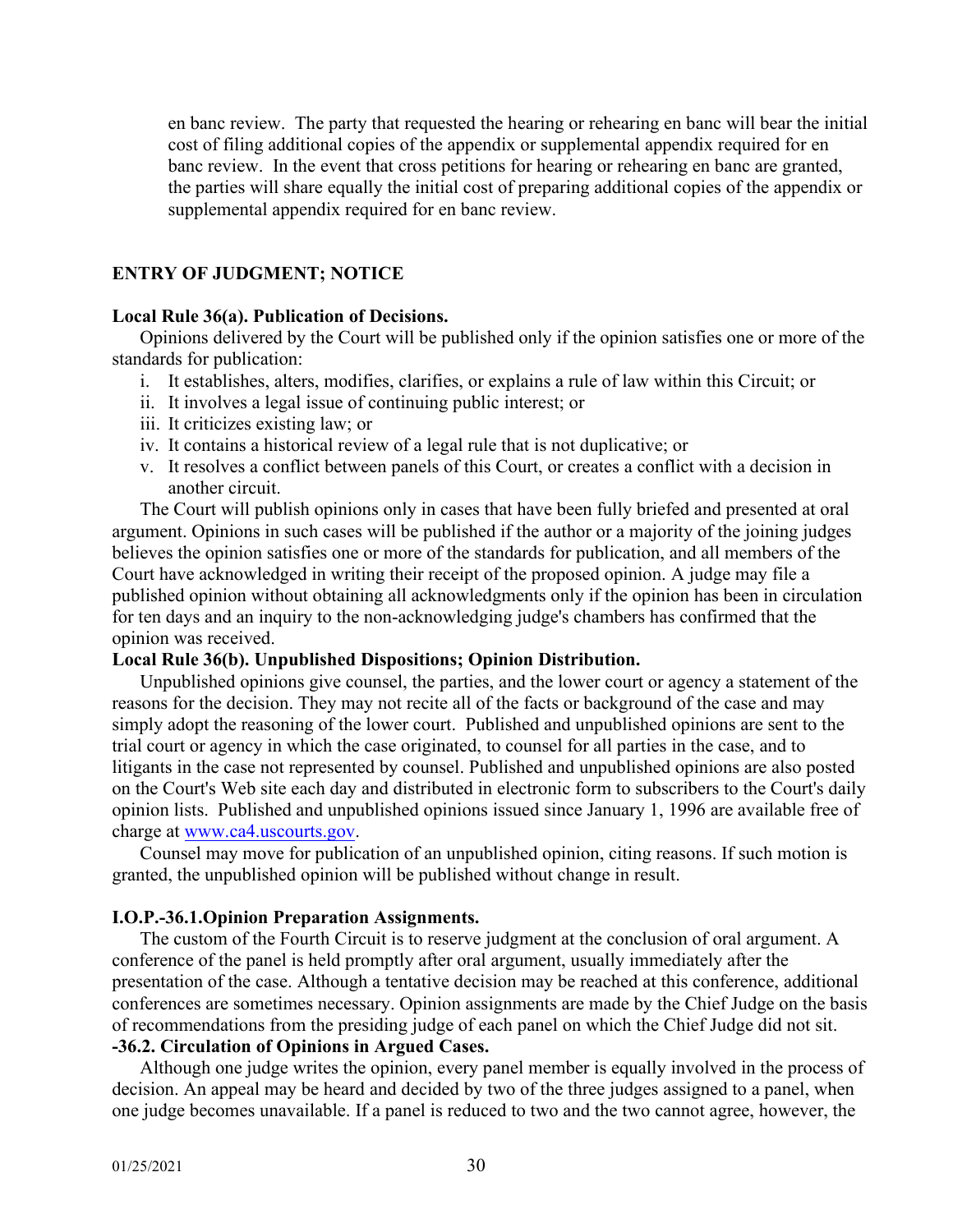en banc review. The party that requested the hearing or rehearing en banc will bear the initial cost of filing additional copies of the appendix or supplemental appendix required for en banc review. In the event that cross petitions for hearing or rehearing en banc are granted, the parties will share equally the initial cost of preparing additional copies of the appendix or supplemental appendix required for en banc review.

## ENTRY OF JUDGMENT; NOTICE

**Local Rule 36(a). Publication of Decisions.**

Opinions delivered by the Court will be published only if the opinion satisfies one or more of the standards for publication:

i. It establishes, alters, modifies, clarifies, or explains a rule of law within this Circuit; or
ii. It involves a legal issue of continuing public interest; or
iii. It criticizes existing law; or
iv. It contains a historical review of a legal rule that is not duplicative; or
v. It resolves a conflict between panels of this Court, or creates a conflict with a decision in another circuit.

The Court will publish opinions only in cases that have been fully briefed and presented at oral argument. Opinions in such cases will be published if the author or a majority of the joining judges believes the opinion satisfies one or more of the standards for publication, and all members of the Court have acknowledged in writing their receipt of the proposed opinion. A judge may file a published opinion without obtaining all acknowledgments only if the opinion has been in circulation for ten days and an inquiry to the non-acknowledging judge's chambers has confirmed that the opinion was received.

**Local Rule 36(b). Unpublished Dispositions; Opinion Distribution.**

Unpublished opinions give counsel, the parties, and the lower court or agency a statement of the reasons for the decision. They may not recite all of the facts or background of the case and may simply adopt the reasoning of the lower court. Published and unpublished opinions are sent to the trial court or agency in which the case originated, to counsel for all parties in the case, and to litigants in the case not represented by counsel. Published and unpublished opinions are also posted on the Court's Web site each day and distributed in electronic form to subscribers to the Court's daily opinion lists. Published and unpublished opinions issued since January 1, 1996 are available free of charge at www.ca4.uscourts.gov.

Counsel may move for publication of an unpublished opinion, citing reasons. If such motion is granted, the unpublished opinion will be published without change in result.

**I.O.P.-36.1.Opinion Preparation Assignments.**

The custom of the Fourth Circuit is to reserve judgment at the conclusion of oral argument. A conference of the panel is held promptly after oral argument, usually immediately after the presentation of the case. Although a tentative decision may be reached at this conference, additional conferences are sometimes necessary. Opinion assignments are made by the Chief Judge on the basis of recommendations from the presiding judge of each panel on which the Chief Judge did not sit.

**-36.2. Circulation of Opinions in Argued Cases.**

Although one judge writes the opinion, every panel member is equally involved in the process of decision. An appeal may be heard and decided by two of the three judges assigned to a panel, when one judge becomes unavailable. If a panel is reduced to two and the two cannot agree, however, the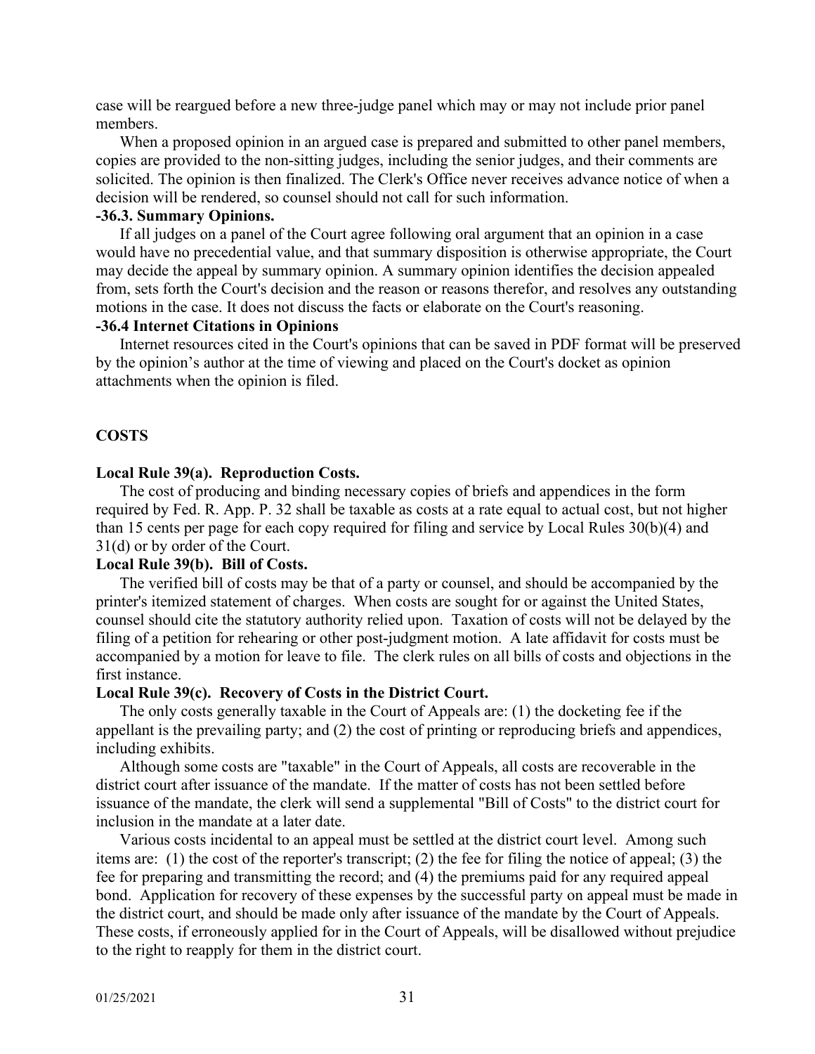case will be reargued before a new three-judge panel which may or may not include prior panel members.

When a proposed opinion in an argued case is prepared and submitted to other panel members, copies are provided to the non-sitting judges, including the senior judges, and their comments are solicited. The opinion is then finalized. The Clerk's Office never receives advance notice of when a decision will be rendered, so counsel should not call for such information.

**-36.3. Summary Opinions.**

If all judges on a panel of the Court agree following oral argument that an opinion in a case would have no precedential value, and that summary disposition is otherwise appropriate, the Court may decide the appeal by summary opinion. A summary opinion identifies the decision appealed from, sets forth the Court's decision and the reason or reasons therefor, and resolves any outstanding motions in the case. It does not discuss the facts or elaborate on the Court's reasoning.

**-36.4 Internet Citations in Opinions**

Internet resources cited in the Court's opinions that can be saved in PDF format will be preserved by the opinion's author at the time of viewing and placed on the Court's docket as opinion attachments when the opinion is filed.

## COSTS

**Local Rule 39(a). Reproduction Costs.**

The cost of producing and binding necessary copies of briefs and appendices in the form required by Fed. R. App. P. 32 shall be taxable as costs at a rate equal to actual cost, but not higher than 15 cents per page for each copy required for filing and service by Local Rules 30(b)(4) and 31(d) or by order of the Court.

**Local Rule 39(b). Bill of Costs.**

The verified bill of costs may be that of a party or counsel, and should be accompanied by the printer's itemized statement of charges. When costs are sought for or against the United States, counsel should cite the statutory authority relied upon. Taxation of costs will not be delayed by the filing of a petition for rehearing or other post-judgment motion. A late affidavit for costs must be accompanied by a motion for leave to file. The clerk rules on all bills of costs and objections in the first instance.

**Local Rule 39(c). Recovery of Costs in the District Court.**

The only costs generally taxable in the Court of Appeals are: (1) the docketing fee if the appellant is the prevailing party; and (2) the cost of printing or reproducing briefs and appendices, including exhibits.

Although some costs are "taxable" in the Court of Appeals, all costs are recoverable in the district court after issuance of the mandate. If the matter of costs has not been settled before issuance of the mandate, the clerk will send a supplemental "Bill of Costs" to the district court for inclusion in the mandate at a later date.

Various costs incidental to an appeal must be settled at the district court level. Among such items are: (1) the cost of the reporter's transcript; (2) the fee for filing the notice of appeal; (3) the fee for preparing and transmitting the record; and (4) the premiums paid for any required appeal bond. Application for recovery of these expenses by the successful party on appeal must be made in the district court, and should be made only after issuance of the mandate by the Court of Appeals. These costs, if erroneously applied for in the Court of Appeals, will be disallowed without prejudice to the right to reapply for them in the district court.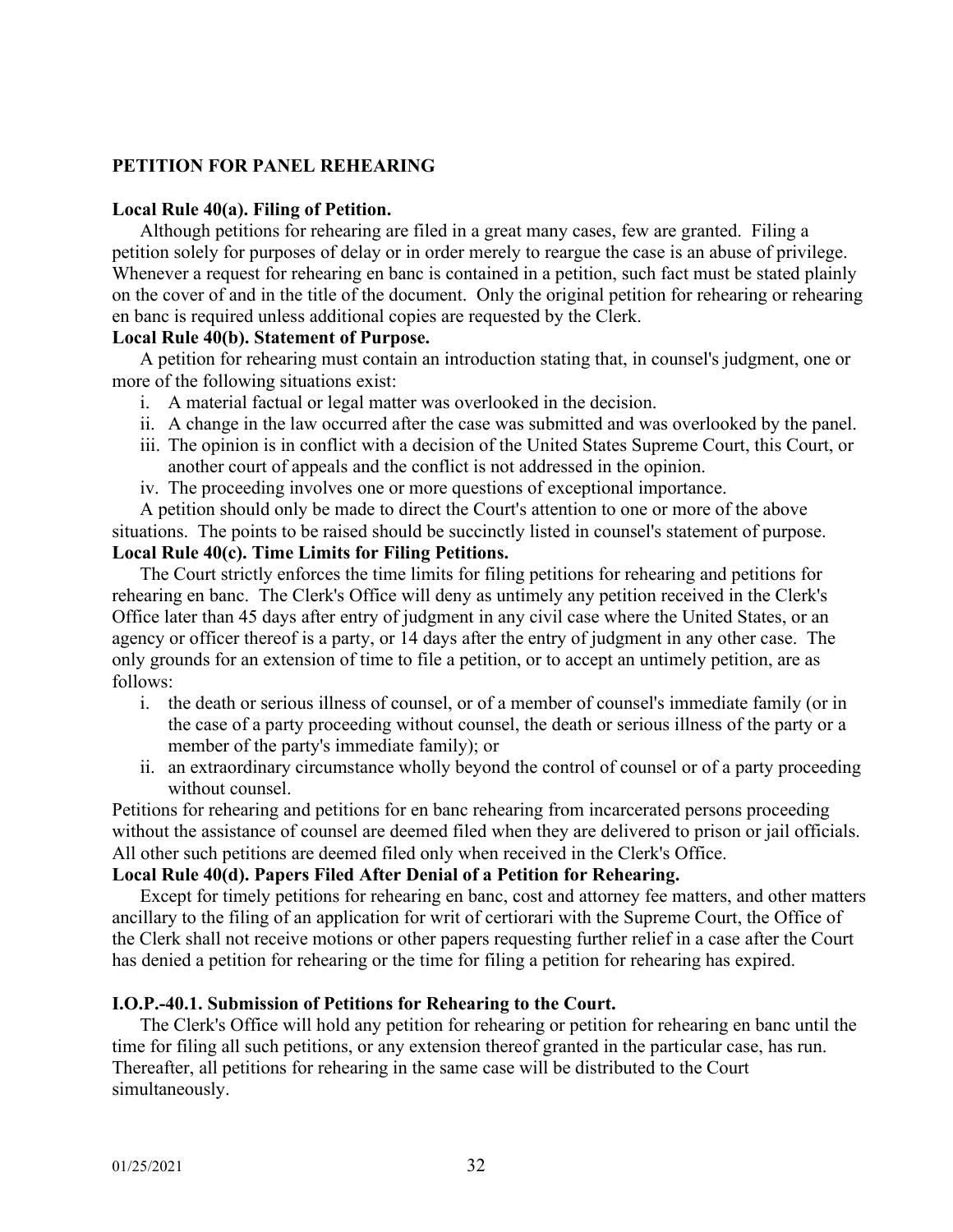## PETITION FOR PANEL REHEARING

**Local Rule 40(a). Filing of Petition.**

Although petitions for rehearing are filed in a great many cases, few are granted. Filing a petition solely for purposes of delay or in order merely to reargue the case is an abuse of privilege. Whenever a request for rehearing en banc is contained in a petition, such fact must be stated plainly on the cover of and in the title of the document. Only the original petition for rehearing or rehearing en banc is required unless additional copies are requested by the Clerk.

**Local Rule 40(b). Statement of Purpose.**

A petition for rehearing must contain an introduction stating that, in counsel's judgment, one or more of the following situations exist:

i. A material factual or legal matter was overlooked in the decision.
ii. A change in the law occurred after the case was submitted and was overlooked by the panel.
iii. The opinion is in conflict with a decision of the United States Supreme Court, this Court, or another court of appeals and the conflict is not addressed in the opinion.
iv. The proceeding involves one or more questions of exceptional importance.

A petition should only be made to direct the Court's attention to one or more of the above situations. The points to be raised should be succinctly listed in counsel's statement of purpose.

**Local Rule 40(c). Time Limits for Filing Petitions.**

The Court strictly enforces the time limits for filing petitions for rehearing and petitions for rehearing en banc. The Clerk's Office will deny as untimely any petition received in the Clerk's Office later than 45 days after entry of judgment in any civil case where the United States, or an agency or officer thereof is a party, or 14 days after the entry of judgment in any other case. The only grounds for an extension of time to file a petition, or to accept an untimely petition, are as follows:

i. the death or serious illness of counsel, or of a member of counsel's immediate family (or in the case of a party proceeding without counsel, the death or serious illness of the party or a member of the party's immediate family); or
ii. an extraordinary circumstance wholly beyond the control of counsel or of a party proceeding without counsel.

Petitions for rehearing and petitions for en banc rehearing from incarcerated persons proceeding without the assistance of counsel are deemed filed when they are delivered to prison or jail officials. All other such petitions are deemed filed only when received in the Clerk's Office.

**Local Rule 40(d). Papers Filed After Denial of a Petition for Rehearing.**

Except for timely petitions for rehearing en banc, cost and attorney fee matters, and other matters ancillary to the filing of an application for writ of certiorari with the Supreme Court, the Office of the Clerk shall not receive motions or other papers requesting further relief in a case after the Court has denied a petition for rehearing or the time for filing a petition for rehearing has expired.

**I.O.P.-40.1. Submission of Petitions for Rehearing to the Court.**

The Clerk's Office will hold any petition for rehearing or petition for rehearing en banc until the time for filing all such petitions, or any extension thereof granted in the particular case, has run. Thereafter, all petitions for rehearing in the same case will be distributed to the Court simultaneously.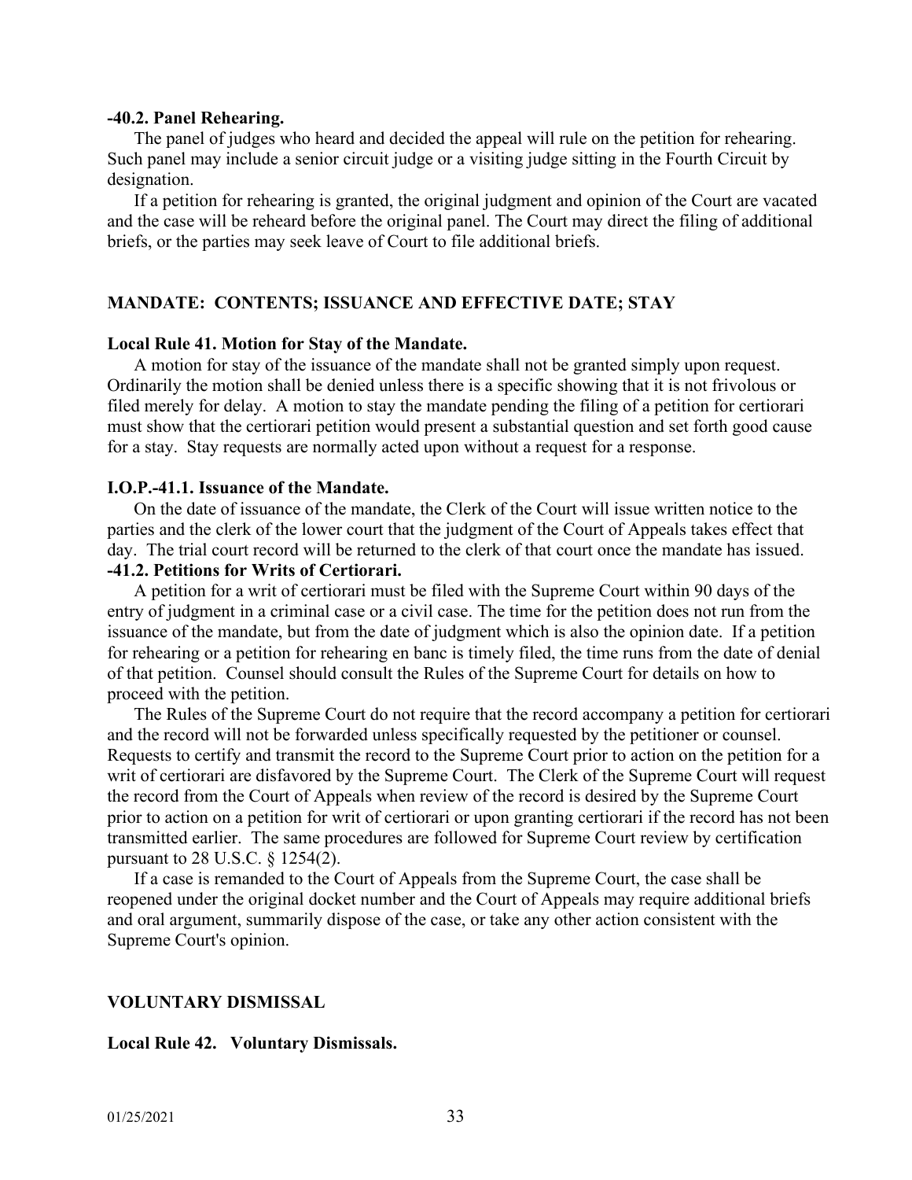**-40.2. Panel Rehearing.**

The panel of judges who heard and decided the appeal will rule on the petition for rehearing. Such panel may include a senior circuit judge or a visiting judge sitting in the Fourth Circuit by designation.

If a petition for rehearing is granted, the original judgment and opinion of the Court are vacated and the case will be reheard before the original panel. The Court may direct the filing of additional briefs, or the parties may seek leave of Court to file additional briefs.

## MANDATE: CONTENTS; ISSUANCE AND EFFECTIVE DATE; STAY

**Local Rule 41. Motion for Stay of the Mandate.**

A motion for stay of the issuance of the mandate shall not be granted simply upon request. Ordinarily the motion shall be denied unless there is a specific showing that it is not frivolous or filed merely for delay. A motion to stay the mandate pending the filing of a petition for certiorari must show that the certiorari petition would present a substantial question and set forth good cause for a stay. Stay requests are normally acted upon without a request for a response.

**I.O.P.-41.1. Issuance of the Mandate.**

On the date of issuance of the mandate, the Clerk of the Court will issue written notice to the parties and the clerk of the lower court that the judgment of the Court of Appeals takes effect that day. The trial court record will be returned to the clerk of that court once the mandate has issued.

**-41.2. Petitions for Writs of Certiorari.**

A petition for a writ of certiorari must be filed with the Supreme Court within 90 days of the entry of judgment in a criminal case or a civil case. The time for the petition does not run from the issuance of the mandate, but from the date of judgment which is also the opinion date. If a petition for rehearing or a petition for rehearing en banc is timely filed, the time runs from the date of denial of that petition. Counsel should consult the Rules of the Supreme Court for details on how to proceed with the petition.

The Rules of the Supreme Court do not require that the record accompany a petition for certiorari and the record will not be forwarded unless specifically requested by the petitioner or counsel. Requests to certify and transmit the record to the Supreme Court prior to action on the petition for a writ of certiorari are disfavored by the Supreme Court. The Clerk of the Supreme Court will request the record from the Court of Appeals when review of the record is desired by the Supreme Court prior to action on a petition for writ of certiorari or upon granting certiorari if the record has not been transmitted earlier. The same procedures are followed for Supreme Court review by certification pursuant to 28 U.S.C. § 1254(2).

If a case is remanded to the Court of Appeals from the Supreme Court, the case shall be reopened under the original docket number and the Court of Appeals may require additional briefs and oral argument, summarily dispose of the case, or take any other action consistent with the Supreme Court's opinion.

## VOLUNTARY DISMISSAL

**Local Rule 42. Voluntary Dismissals.**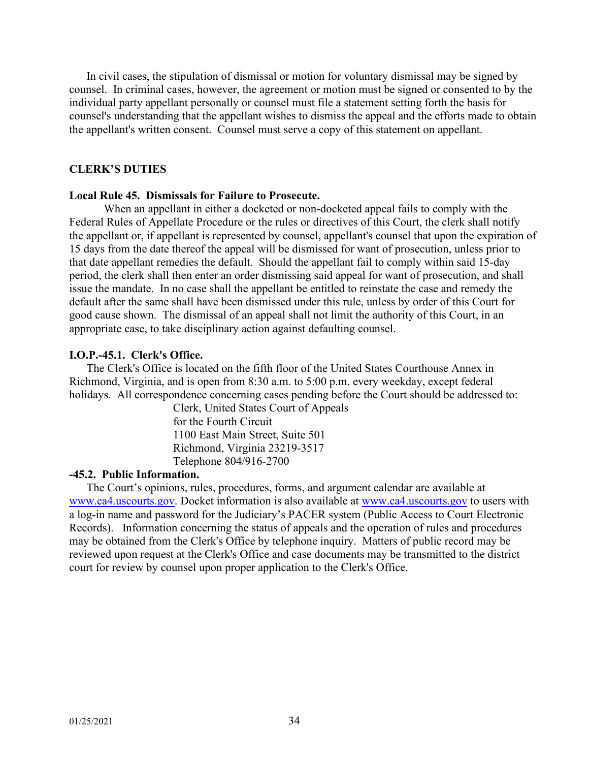In civil cases, the stipulation of dismissal or motion for voluntary dismissal may be signed by counsel. In criminal cases, however, the agreement or motion must be signed or consented to by the individual party appellant personally or counsel must file a statement setting forth the basis for counsel's understanding that the appellant wishes to dismiss the appeal and the efforts made to obtain the appellant's written consent. Counsel must serve a copy of this statement on appellant.

## CLERK'S DUTIES

### Local Rule 45. Dismissals for Failure to Prosecute.

When an appellant in either a docketed or non-docketed appeal fails to comply with the Federal Rules of Appellate Procedure or the rules or directives of this Court, the clerk shall notify the appellant or, if appellant is represented by counsel, appellant's counsel that upon the expiration of 15 days from the date thereof the appeal will be dismissed for want of prosecution, unless prior to that date appellant remedies the default. Should the appellant fail to comply within said 15-day period, the clerk shall then enter an order dismissing said appeal for want of prosecution, and shall issue the mandate. In no case shall the appellant be entitled to reinstate the case and remedy the default after the same shall have been dismissed under this rule, unless by order of this Court for good cause shown. The dismissal of an appeal shall not limit the authority of this Court, in an appropriate case, to take disciplinary action against defaulting counsel.

### I.O.P.-45.1. Clerk's Office.

The Clerk's Office is located on the fifth floor of the United States Courthouse Annex in Richmond, Virginia, and is open from 8:30 a.m. to 5:00 p.m. every weekday, except federal holidays. All correspondence concerning cases pending before the Court should be addressed to:

Clerk, United States Court of Appeals
for the Fourth Circuit
1100 East Main Street, Suite 501
Richmond, Virginia 23219-3517
Telephone 804/916-2700

### -45.2. Public Information.

The Court's opinions, rules, procedures, forms, and argument calendar are available at www.ca4.uscourts.gov. Docket information is also available at www.ca4.uscourts.gov to users with a log-in name and password for the Judiciary's PACER system (Public Access to Court Electronic Records). Information concerning the status of appeals and the operation of rules and procedures may be obtained from the Clerk's Office by telephone inquiry. Matters of public record may be reviewed upon request at the Clerk's Office and case documents may be transmitted to the district court for review by counsel upon proper application to the Clerk's Office.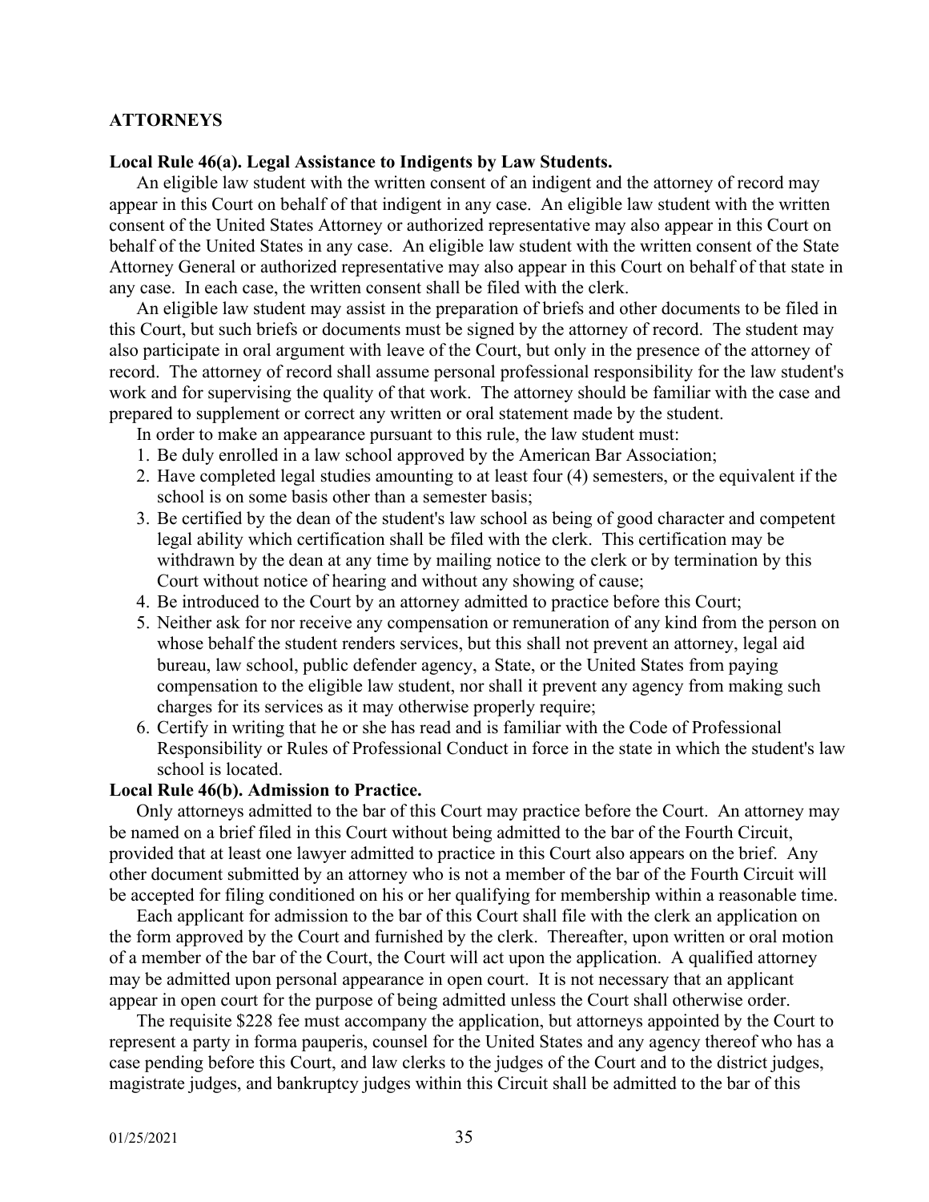## ATTORNEYS

### Local Rule 46(a). Legal Assistance to Indigents by Law Students.

An eligible law student with the written consent of an indigent and the attorney of record may appear in this Court on behalf of that indigent in any case. An eligible law student with the written consent of the United States Attorney or authorized representative may also appear in this Court on behalf of the United States in any case. An eligible law student with the written consent of the State Attorney General or authorized representative may also appear in this Court on behalf of that state in any case. In each case, the written consent shall be filed with the clerk.

An eligible law student may assist in the preparation of briefs and other documents to be filed in this Court, but such briefs or documents must be signed by the attorney of record. The student may also participate in oral argument with leave of the Court, but only in the presence of the attorney of record. The attorney of record shall assume personal professional responsibility for the law student's work and for supervising the quality of that work. The attorney should be familiar with the case and prepared to supplement or correct any written or oral statement made by the student.

In order to make an appearance pursuant to this rule, the law student must:

1. Be duly enrolled in a law school approved by the American Bar Association;
2. Have completed legal studies amounting to at least four (4) semesters, or the equivalent if the school is on some basis other than a semester basis;
3. Be certified by the dean of the student's law school as being of good character and competent legal ability which certification shall be filed with the clerk. This certification may be withdrawn by the dean at any time by mailing notice to the clerk or by termination by this Court without notice of hearing and without any showing of cause;
4. Be introduced to the Court by an attorney admitted to practice before this Court;
5. Neither ask for nor receive any compensation or remuneration of any kind from the person on whose behalf the student renders services, but this shall not prevent an attorney, legal aid bureau, law school, public defender agency, a State, or the United States from paying compensation to the eligible law student, nor shall it prevent any agency from making such charges for its services as it may otherwise properly require;
6. Certify in writing that he or she has read and is familiar with the Code of Professional Responsibility or Rules of Professional Conduct in force in the state in which the student's law school is located.

### Local Rule 46(b). Admission to Practice.

Only attorneys admitted to the bar of this Court may practice before the Court. An attorney may be named on a brief filed in this Court without being admitted to the bar of the Fourth Circuit, provided that at least one lawyer admitted to practice in this Court also appears on the brief. Any other document submitted by an attorney who is not a member of the bar of the Fourth Circuit will be accepted for filing conditioned on his or her qualifying for membership within a reasonable time.

Each applicant for admission to the bar of this Court shall file with the clerk an application on the form approved by the Court and furnished by the clerk. Thereafter, upon written or oral motion of a member of the bar of the Court, the Court will act upon the application. A qualified attorney may be admitted upon personal appearance in open court. It is not necessary that an applicant appear in open court for the purpose of being admitted unless the Court shall otherwise order.

The requisite $228 fee must accompany the application, but attorneys appointed by the Court to represent a party in forma pauperis, counsel for the United States and any agency thereof who has a case pending before this Court, and law clerks to the judges of the Court and to the district judges, magistrate judges, and bankruptcy judges within this Circuit shall be admitted to the bar of this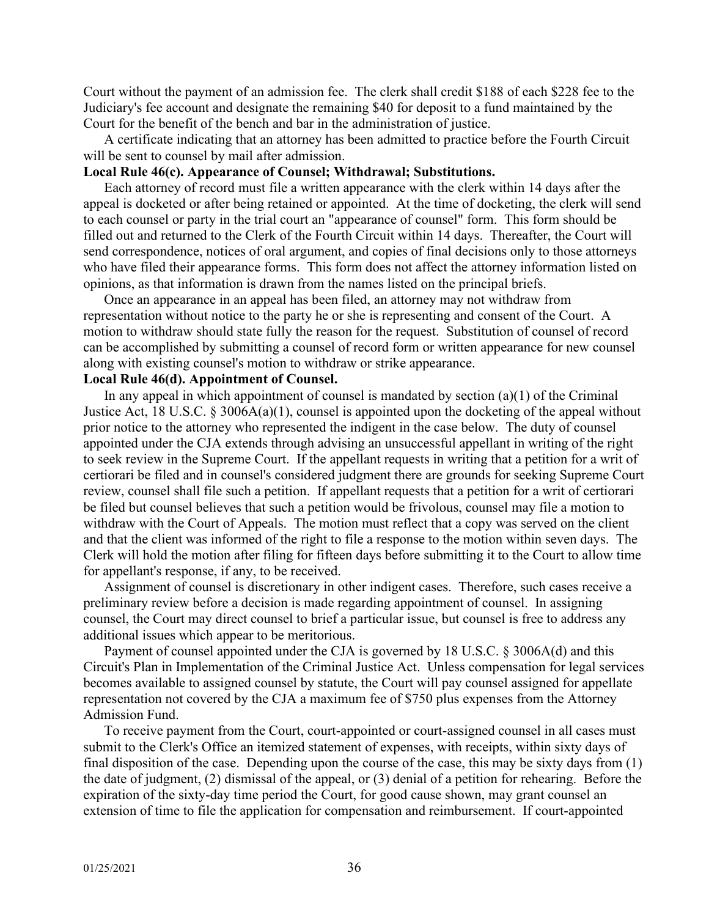Court without the payment of an admission fee. The clerk shall credit $188 of each $228 fee to the Judiciary's fee account and designate the remaining $40 for deposit to a fund maintained by the Court for the benefit of the bench and bar in the administration of justice.

A certificate indicating that an attorney has been admitted to practice before the Fourth Circuit will be sent to counsel by mail after admission.

**Local Rule 46(c). Appearance of Counsel; Withdrawal; Substitutions.**

Each attorney of record must file a written appearance with the clerk within 14 days after the appeal is docketed or after being retained or appointed. At the time of docketing, the clerk will send to each counsel or party in the trial court an "appearance of counsel" form. This form should be filled out and returned to the Clerk of the Fourth Circuit within 14 days. Thereafter, the Court will send correspondence, notices of oral argument, and copies of final decisions only to those attorneys who have filed their appearance forms. This form does not affect the attorney information listed on opinions, as that information is drawn from the names listed on the principal briefs.

Once an appearance in an appeal has been filed, an attorney may not withdraw from representation without notice to the party he or she is representing and consent of the Court. A motion to withdraw should state fully the reason for the request. Substitution of counsel of record can be accomplished by submitting a counsel of record form or written appearance for new counsel along with existing counsel's motion to withdraw or strike appearance.

**Local Rule 46(d). Appointment of Counsel.**

In any appeal in which appointment of counsel is mandated by section (a)(1) of the Criminal Justice Act, 18 U.S.C. § 3006A(a)(1), counsel is appointed upon the docketing of the appeal without prior notice to the attorney who represented the indigent in the case below. The duty of counsel appointed under the CJA extends through advising an unsuccessful appellant in writing of the right to seek review in the Supreme Court. If the appellant requests in writing that a petition for a writ of certiorari be filed and in counsel's considered judgment there are grounds for seeking Supreme Court review, counsel shall file such a petition. If appellant requests that a petition for a writ of certiorari be filed but counsel believes that such a petition would be frivolous, counsel may file a motion to withdraw with the Court of Appeals. The motion must reflect that a copy was served on the client and that the client was informed of the right to file a response to the motion within seven days. The Clerk will hold the motion after filing for fifteen days before submitting it to the Court to allow time for appellant's response, if any, to be received.

Assignment of counsel is discretionary in other indigent cases. Therefore, such cases receive a preliminary review before a decision is made regarding appointment of counsel. In assigning counsel, the Court may direct counsel to brief a particular issue, but counsel is free to address any additional issues which appear to be meritorious.

Payment of counsel appointed under the CJA is governed by 18 U.S.C. § 3006A(d) and this Circuit's Plan in Implementation of the Criminal Justice Act. Unless compensation for legal services becomes available to assigned counsel by statute, the Court will pay counsel assigned for appellate representation not covered by the CJA a maximum fee of $750 plus expenses from the Attorney Admission Fund.

To receive payment from the Court, court-appointed or court-assigned counsel in all cases must submit to the Clerk's Office an itemized statement of expenses, with receipts, within sixty days of final disposition of the case. Depending upon the course of the case, this may be sixty days from (1) the date of judgment, (2) dismissal of the appeal, or (3) denial of a petition for rehearing. Before the expiration of the sixty-day time period the Court, for good cause shown, may grant counsel an extension of time to file the application for compensation and reimbursement. If court-appointed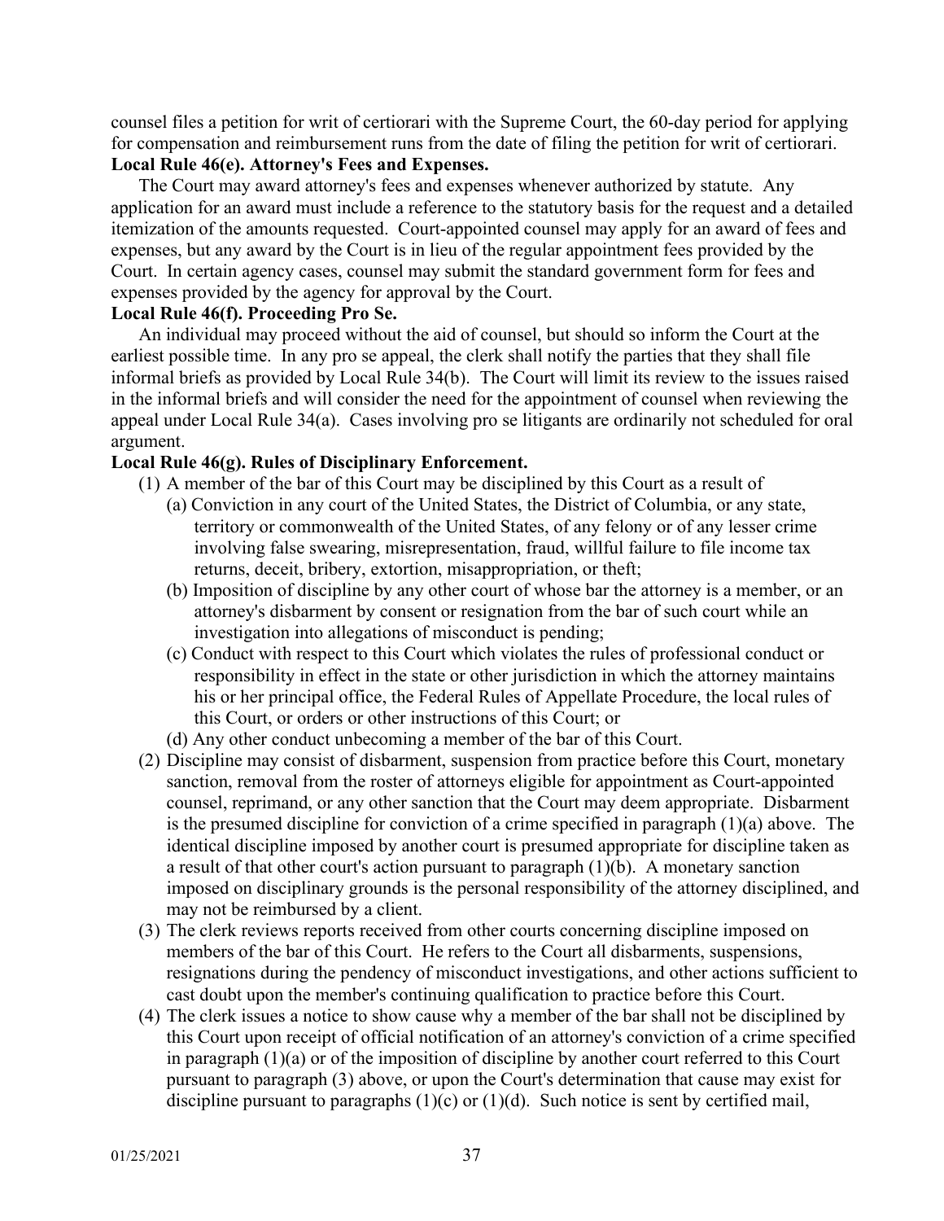counsel files a petition for writ of certiorari with the Supreme Court, the 60-day period for applying for compensation and reimbursement runs from the date of filing the petition for writ of certiorari.

**Local Rule 46(e). Attorney's Fees and Expenses.**

The Court may award attorney's fees and expenses whenever authorized by statute. Any application for an award must include a reference to the statutory basis for the request and a detailed itemization of the amounts requested. Court-appointed counsel may apply for an award of fees and expenses, but any award by the Court is in lieu of the regular appointment fees provided by the Court. In certain agency cases, counsel may submit the standard government form for fees and expenses provided by the agency for approval by the Court.

**Local Rule 46(f). Proceeding Pro Se.**

An individual may proceed without the aid of counsel, but should so inform the Court at the earliest possible time. In any pro se appeal, the clerk shall notify the parties that they shall file informal briefs as provided by Local Rule 34(b). The Court will limit its review to the issues raised in the informal briefs and will consider the need for the appointment of counsel when reviewing the appeal under Local Rule 34(a). Cases involving pro se litigants are ordinarily not scheduled for oral argument.

**Local Rule 46(g). Rules of Disciplinary Enforcement.**

(1) A member of the bar of this Court may be disciplined by this Court as a result of
   (a) Conviction in any court of the United States, the District of Columbia, or any state, territory or commonwealth of the United States, of any felony or of any lesser crime involving false swearing, misrepresentation, fraud, willful failure to file income tax returns, deceit, bribery, extortion, misappropriation, or theft;
   (b) Imposition of discipline by any other court of whose bar the attorney is a member, or an attorney's disbarment by consent or resignation from the bar of such court while an investigation into allegations of misconduct is pending;
   (c) Conduct with respect to this Court which violates the rules of professional conduct or responsibility in effect in the state or other jurisdiction in which the attorney maintains his or her principal office, the Federal Rules of Appellate Procedure, the local rules of this Court, or orders or other instructions of this Court; or
   (d) Any other conduct unbecoming a member of the bar of this Court.

(2) Discipline may consist of disbarment, suspension from practice before this Court, monetary sanction, removal from the roster of attorneys eligible for appointment as Court-appointed counsel, reprimand, or any other sanction that the Court may deem appropriate. Disbarment is the presumed discipline for conviction of a crime specified in paragraph (1)(a) above. The identical discipline imposed by another court is presumed appropriate for discipline taken as a result of that other court's action pursuant to paragraph (1)(b). A monetary sanction imposed on disciplinary grounds is the personal responsibility of the attorney disciplined, and may not be reimbursed by a client.

(3) The clerk reviews reports received from other courts concerning discipline imposed on members of the bar of this Court. He refers to the Court all disbarments, suspensions, resignations during the pendency of misconduct investigations, and other actions sufficient to cast doubt upon the member's continuing qualification to practice before this Court.

(4) The clerk issues a notice to show cause why a member of the bar shall not be disciplined by this Court upon receipt of official notification of an attorney's conviction of a crime specified in paragraph (1)(a) or of the imposition of discipline by another court referred to this Court pursuant to paragraph (3) above, or upon the Court's determination that cause may exist for discipline pursuant to paragraphs (1)(c) or (1)(d). Such notice is sent by certified mail,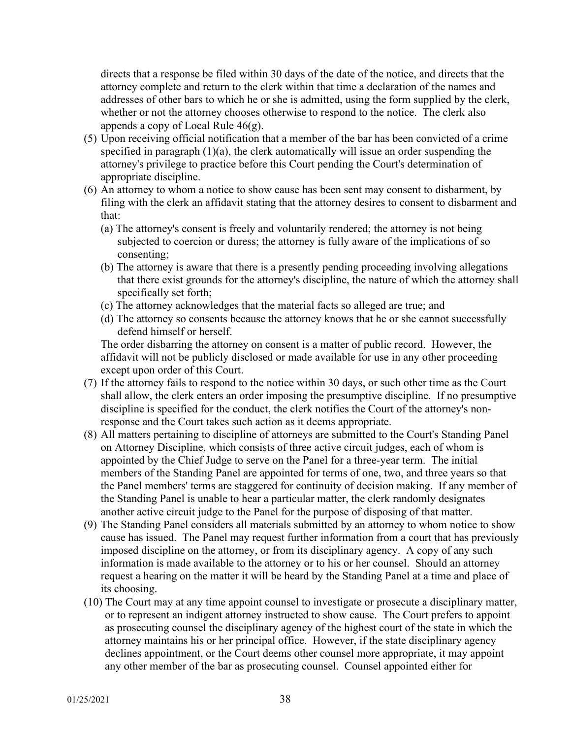directs that a response be filed within 30 days of the date of the notice, and directs that the attorney complete and return to the clerk within that time a declaration of the names and addresses of other bars to which he or she is admitted, using the form supplied by the clerk, whether or not the attorney chooses otherwise to respond to the notice. The clerk also appends a copy of Local Rule 46(g).

(5) Upon receiving official notification that a member of the bar has been convicted of a crime specified in paragraph (1)(a), the clerk automatically will issue an order suspending the attorney's privilege to practice before this Court pending the Court's determination of appropriate discipline.

(6) An attorney to whom a notice to show cause has been sent may consent to disbarment, by filing with the clerk an affidavit stating that the attorney desires to consent to disbarment and that:

   (a) The attorney's consent is freely and voluntarily rendered; the attorney is not being subjected to coercion or duress; the attorney is fully aware of the implications of so consenting;

   (b) The attorney is aware that there is a presently pending proceeding involving allegations that there exist grounds for the attorney's discipline, the nature of which the attorney shall specifically set forth;

   (c) The attorney acknowledges that the material facts so alleged are true; and

   (d) The attorney so consents because the attorney knows that he or she cannot successfully defend himself or herself.

   The order disbarring the attorney on consent is a matter of public record. However, the affidavit will not be publicly disclosed or made available for use in any other proceeding except upon order of this Court.

(7) If the attorney fails to respond to the notice within 30 days, or such other time as the Court shall allow, the clerk enters an order imposing the presumptive discipline. If no presumptive discipline is specified for the conduct, the clerk notifies the Court of the attorney's non-response and the Court takes such action as it deems appropriate.

(8) All matters pertaining to discipline of attorneys are submitted to the Court's Standing Panel on Attorney Discipline, which consists of three active circuit judges, each of whom is appointed by the Chief Judge to serve on the Panel for a three-year term. The initial members of the Standing Panel are appointed for terms of one, two, and three years so that the Panel members' terms are staggered for continuity of decision making. If any member of the Standing Panel is unable to hear a particular matter, the clerk randomly designates another active circuit judge to the Panel for the purpose of disposing of that matter.

(9) The Standing Panel considers all materials submitted by an attorney to whom notice to show cause has issued. The Panel may request further information from a court that has previously imposed discipline on the attorney, or from its disciplinary agency. A copy of any such information is made available to the attorney or to his or her counsel. Should an attorney request a hearing on the matter it will be heard by the Standing Panel at a time and place of its choosing.

(10) The Court may at any time appoint counsel to investigate or prosecute a disciplinary matter, or to represent an indigent attorney instructed to show cause. The Court prefers to appoint as prosecuting counsel the disciplinary agency of the highest court of the state in which the attorney maintains his or her principal office. However, if the state disciplinary agency declines appointment, or the Court deems other counsel more appropriate, it may appoint any other member of the bar as prosecuting counsel. Counsel appointed either for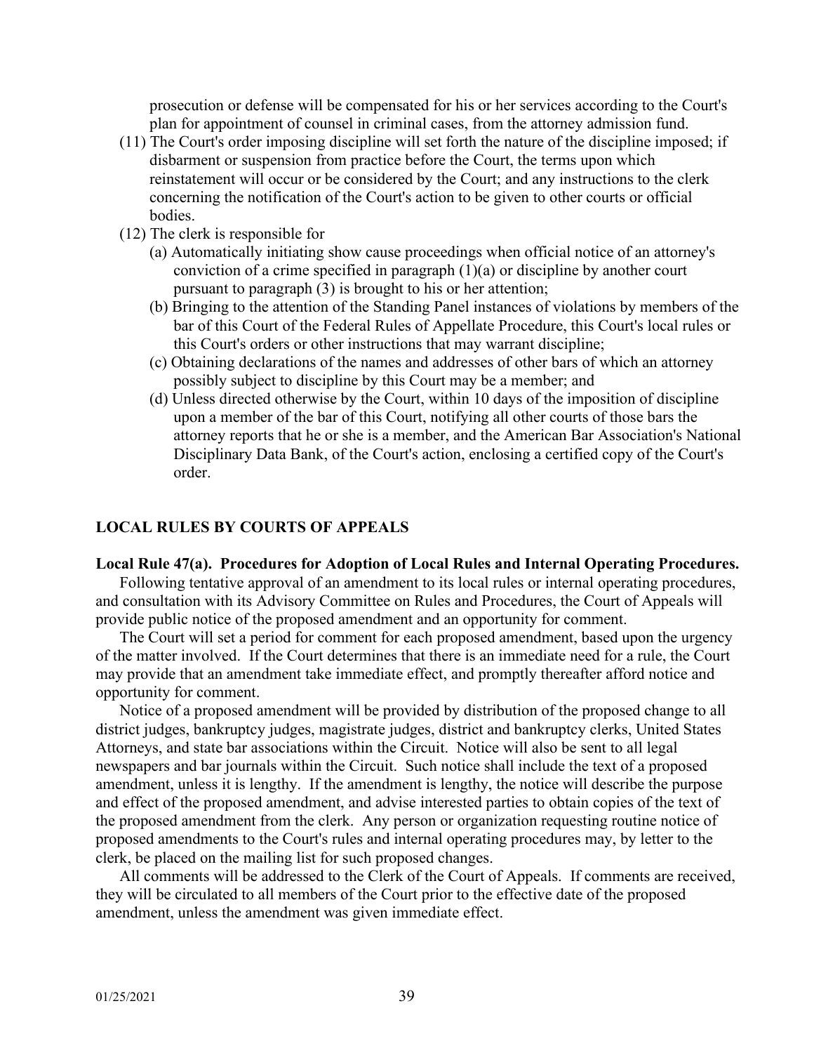prosecution or defense will be compensated for his or her services according to the Court's plan for appointment of counsel in criminal cases, from the attorney admission fund.

(11) The Court's order imposing discipline will set forth the nature of the discipline imposed; if disbarment or suspension from practice before the Court, the terms upon which reinstatement will occur or be considered by the Court; and any instructions to the clerk concerning the notification of the Court's action to be given to other courts or official bodies.

(12) The clerk is responsible for

(a) Automatically initiating show cause proceedings when official notice of an attorney's conviction of a crime specified in paragraph (1)(a) or discipline by another court pursuant to paragraph (3) is brought to his or her attention;

(b) Bringing to the attention of the Standing Panel instances of violations by members of the bar of this Court of the Federal Rules of Appellate Procedure, this Court's local rules or this Court's orders or other instructions that may warrant discipline;

(c) Obtaining declarations of the names and addresses of other bars of which an attorney possibly subject to discipline by this Court may be a member; and

(d) Unless directed otherwise by the Court, within 10 days of the imposition of discipline upon a member of the bar of this Court, notifying all other courts of those bars the attorney reports that he or she is a member, and the American Bar Association's National Disciplinary Data Bank, of the Court's action, enclosing a certified copy of the Court's order.

## LOCAL RULES BY COURTS OF APPEALS

**Local Rule 47(a). Procedures for Adoption of Local Rules and Internal Operating Procedures.**

Following tentative approval of an amendment to its local rules or internal operating procedures, and consultation with its Advisory Committee on Rules and Procedures, the Court of Appeals will provide public notice of the proposed amendment and an opportunity for comment.

The Court will set a period for comment for each proposed amendment, based upon the urgency of the matter involved. If the Court determines that there is an immediate need for a rule, the Court may provide that an amendment take immediate effect, and promptly thereafter afford notice and opportunity for comment.

Notice of a proposed amendment will be provided by distribution of the proposed change to all district judges, bankruptcy judges, magistrate judges, district and bankruptcy clerks, United States Attorneys, and state bar associations within the Circuit. Notice will also be sent to all legal newspapers and bar journals within the Circuit. Such notice shall include the text of a proposed amendment, unless it is lengthy. If the amendment is lengthy, the notice will describe the purpose and effect of the proposed amendment, and advise interested parties to obtain copies of the text of the proposed amendment from the clerk. Any person or organization requesting routine notice of proposed amendments to the Court's rules and internal operating procedures may, by letter to the clerk, be placed on the mailing list for such proposed changes.

All comments will be addressed to the Clerk of the Court of Appeals. If comments are received, they will be circulated to all members of the Court prior to the effective date of the proposed amendment, unless the amendment was given immediate effect.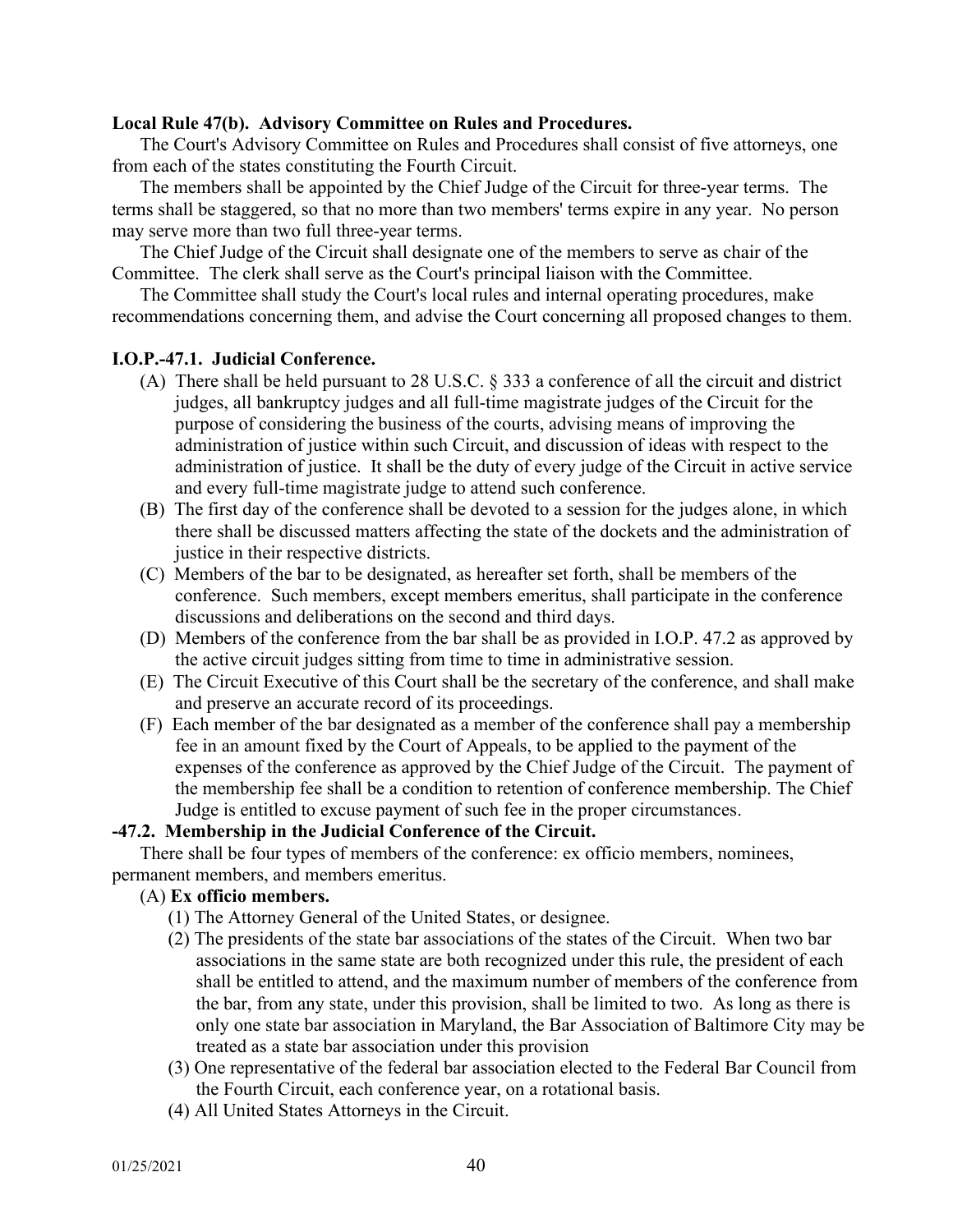**Local Rule 47(b). Advisory Committee on Rules and Procedures.**

The Court's Advisory Committee on Rules and Procedures shall consist of five attorneys, one from each of the states constituting the Fourth Circuit.

The members shall be appointed by the Chief Judge of the Circuit for three-year terms. The terms shall be staggered, so that no more than two members' terms expire in any year. No person may serve more than two full three-year terms.

The Chief Judge of the Circuit shall designate one of the members to serve as chair of the Committee. The clerk shall serve as the Court's principal liaison with the Committee.

The Committee shall study the Court's local rules and internal operating procedures, make recommendations concerning them, and advise the Court concerning all proposed changes to them.

**I.O.P.-47.1. Judicial Conference.**

(A) There shall be held pursuant to 28 U.S.C. § 333 a conference of all the circuit and district judges, all bankruptcy judges and all full-time magistrate judges of the Circuit for the purpose of considering the business of the courts, advising means of improving the administration of justice within such Circuit, and discussion of ideas with respect to the administration of justice. It shall be the duty of every judge of the Circuit in active service and every full-time magistrate judge to attend such conference.

(B) The first day of the conference shall be devoted to a session for the judges alone, in which there shall be discussed matters affecting the state of the dockets and the administration of justice in their respective districts.

(C) Members of the bar to be designated, as hereafter set forth, shall be members of the conference. Such members, except members emeritus, shall participate in the conference discussions and deliberations on the second and third days.

(D) Members of the conference from the bar shall be as provided in I.O.P. 47.2 as approved by the active circuit judges sitting from time to time in administrative session.

(E) The Circuit Executive of this Court shall be the secretary of the conference, and shall make and preserve an accurate record of its proceedings.

(F) Each member of the bar designated as a member of the conference shall pay a membership fee in an amount fixed by the Court of Appeals, to be applied to the payment of the expenses of the conference as approved by the Chief Judge of the Circuit. The payment of the membership fee shall be a condition to retention of conference membership. The Chief Judge is entitled to excuse payment of such fee in the proper circumstances.

**-47.2. Membership in the Judicial Conference of the Circuit.**

There shall be four types of members of the conference: ex officio members, nominees, permanent members, and members emeritus.

(A) **Ex officio members.**

(1) The Attorney General of the United States, or designee.

(2) The presidents of the state bar associations of the states of the Circuit. When two bar associations in the same state are both recognized under this rule, the president of each shall be entitled to attend, and the maximum number of members of the conference from the bar, from any state, under this provision, shall be limited to two. As long as there is only one state bar association in Maryland, the Bar Association of Baltimore City may be treated as a state bar association under this provision

(3) One representative of the federal bar association elected to the Federal Bar Council from the Fourth Circuit, each conference year, on a rotational basis.

(4) All United States Attorneys in the Circuit.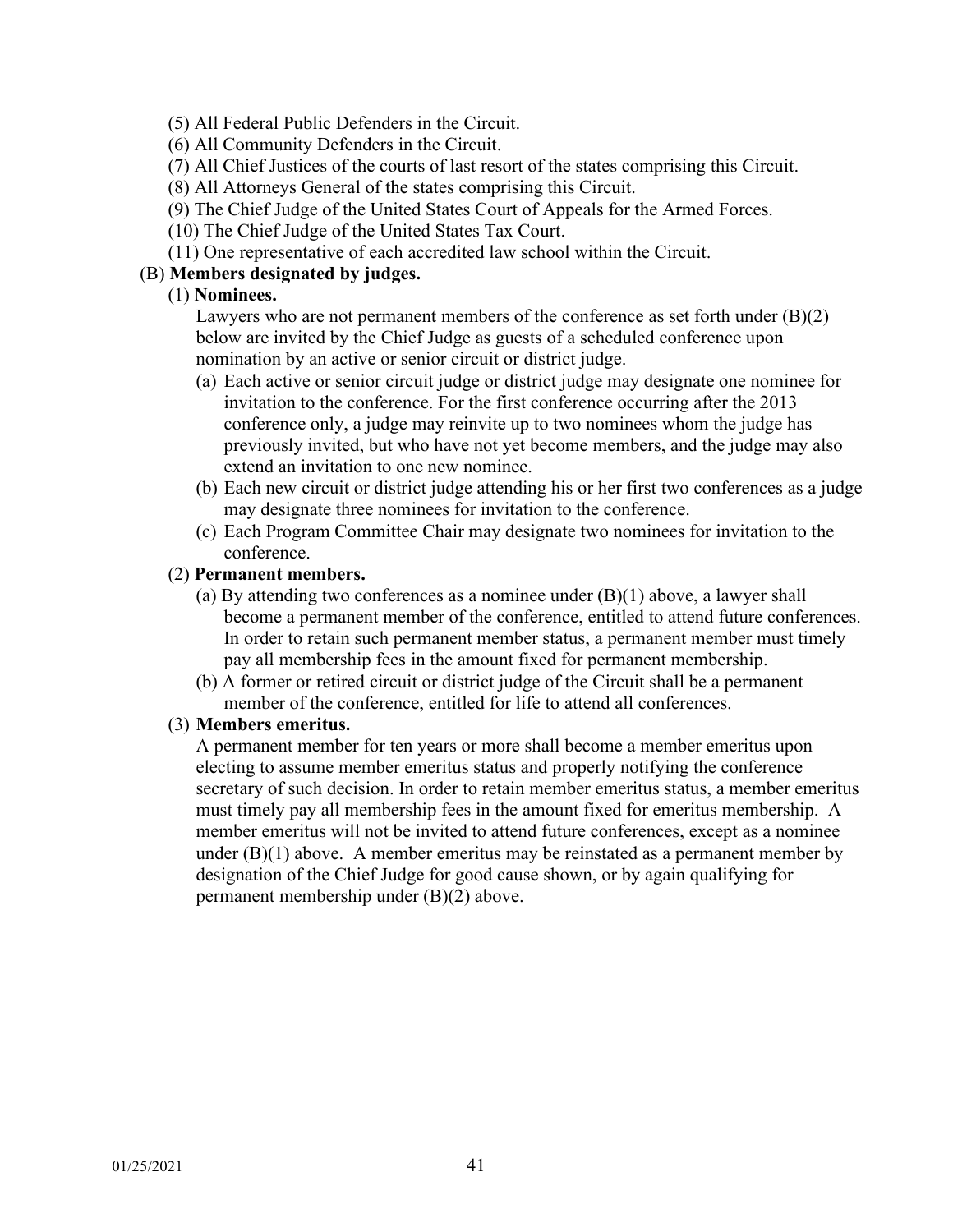(5) All Federal Public Defenders in the Circuit.
(6) All Community Defenders in the Circuit.
(7) All Chief Justices of the courts of last resort of the states comprising this Circuit.
(8) All Attorneys General of the states comprising this Circuit.
(9) The Chief Judge of the United States Court of Appeals for the Armed Forces.
(10) The Chief Judge of the United States Tax Court.
(11) One representative of each accredited law school within the Circuit.

(B) **Members designated by judges.**

(1) **Nominees.**

Lawyers who are not permanent members of the conference as set forth under (B)(2) below are invited by the Chief Judge as guests of a scheduled conference upon nomination by an active or senior circuit or district judge.

(a) Each active or senior circuit judge or district judge may designate one nominee for invitation to the conference. For the first conference occurring after the 2013 conference only, a judge may reinvite up to two nominees whom the judge has previously invited, but who have not yet become members, and the judge may also extend an invitation to one new nominee.

(b) Each new circuit or district judge attending his or her first two conferences as a judge may designate three nominees for invitation to the conference.

(c) Each Program Committee Chair may designate two nominees for invitation to the conference.

(2) **Permanent members.**

(a) By attending two conferences as a nominee under (B)(1) above, a lawyer shall become a permanent member of the conference, entitled to attend future conferences. In order to retain such permanent member status, a permanent member must timely pay all membership fees in the amount fixed for permanent membership.

(b) A former or retired circuit or district judge of the Circuit shall be a permanent member of the conference, entitled for life to attend all conferences.

(3) **Members emeritus.**

A permanent member for ten years or more shall become a member emeritus upon electing to assume member emeritus status and properly notifying the conference secretary of such decision. In order to retain member emeritus status, a member emeritus must timely pay all membership fees in the amount fixed for emeritus membership. A member emeritus will not be invited to attend future conferences, except as a nominee under (B)(1) above. A member emeritus may be reinstated as a permanent member by designation of the Chief Judge for good cause shown, or by again qualifying for permanent membership under (B)(2) above.